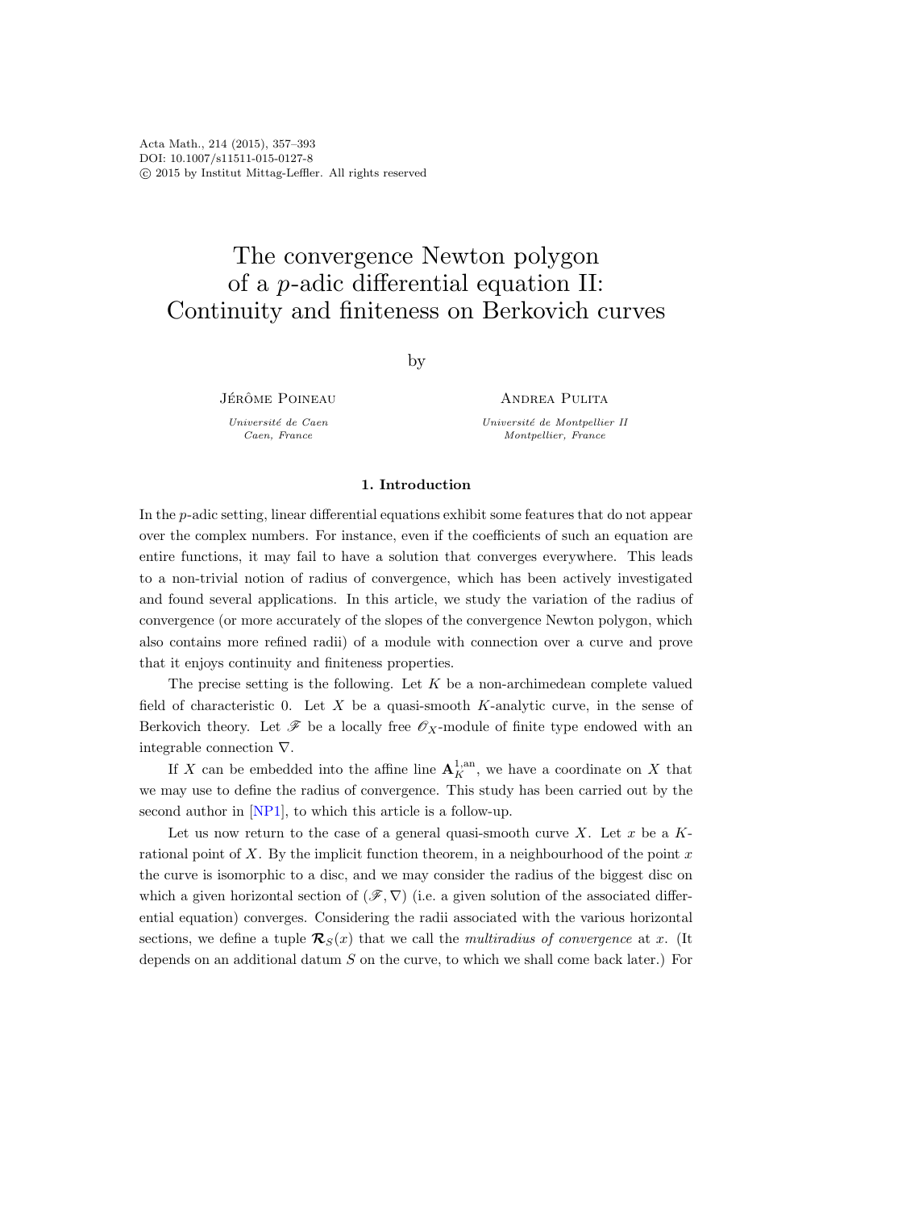# The convergence Newton polygon of a $p$-adic differential equation II: Continuity and finiteness on Berkovich curves

by

Jérôme Poineau

*Université de Caen*
*Caen, France*

Andrea Pulita

*Université de Montpellier II*
*Montpellier, France*

## 1. Introduction

In the $p$-adic setting, linear differential equations exhibit some features that do not appear over the complex numbers. For instance, even if the coefficients of such an equation are entire functions, it may fail to have a solution that converges everywhere. This leads to a non-trivial notion of radius of convergence, which has been actively investigated and found several applications. In this article, we study the variation of the radius of convergence (or more accurately of the slopes of the convergence Newton polygon, which also contains more refined radii) of a module with connection over a curve and prove that it enjoys continuity and finiteness properties.

The precise setting is the following. Let $K$ be a non-archimedean complete valued field of characteristic 0. Let $X$ be a quasi-smooth $K$-analytic curve, in the sense of Berkovich theory. Let $\mathscr{F}$ be a locally free $\mathscr{O}_X$-module of finite type endowed with an integrable connection $\nabla$.

If $X$ can be embedded into the affine line $\mathbf{A}_K^{1,\mathrm{an}}$, we have a coordinate on $X$ that we may use to define the radius of convergence. This study has been carried out by the second author in [NP1], to which this article is a follow-up.

Let us now return to the case of a general quasi-smooth curve $X$. Let $x$ be a $K$-rational point of $X$. By the implicit function theorem, in a neighbourhood of the point $x$ the curve is isomorphic to a disc, and we may consider the radius of the biggest disc on which a given horizontal section of $(\mathscr{F},\nabla)$ (i.e. a given solution of the associated differential equation) converges. Considering the radii associated with the various horizontal sections, we define a tuple $\boldsymbol{\mathcal{R}}_S(x)$ that we call the *multiradius of convergence* at $x$. (It depends on an additional datum $S$ on the curve, to which we shall come back later.) For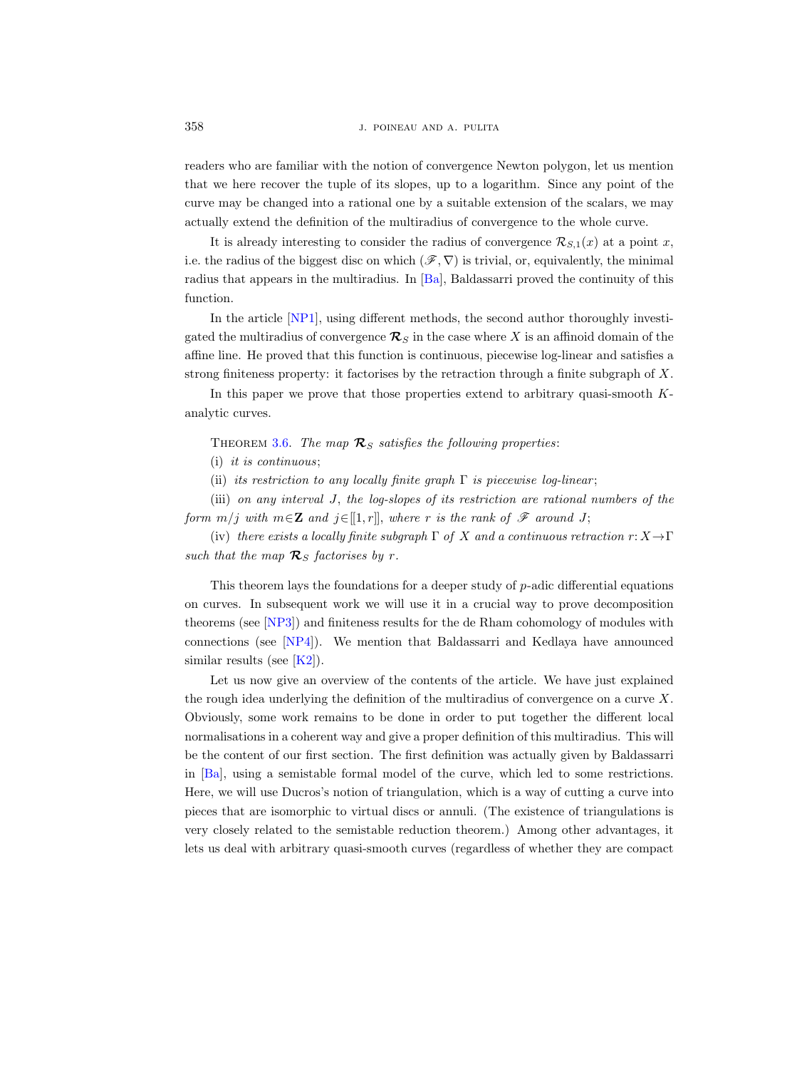readers who are familiar with the notion of convergence Newton polygon, let us mention that we here recover the tuple of its slopes, up to a logarithm. Since any point of the curve may be changed into a rational one by a suitable extension of the scalars, we may actually extend the definition of the multiradius of convergence to the whole curve.

It is already interesting to consider the radius of convergence $\mathcal{R}_{S,1}(x)$ at a point $x$, i.e. the radius of the biggest disc on which $(\mathscr{F}, \nabla)$ is trivial, or, equivalently, the minimal radius that appears in the multiradius. In [Ba], Baldassarri proved the continuity of this function.

In the article [NP1], using different methods, the second author thoroughly investigated the multiradius of convergence $\boldsymbol{\mathcal{R}}_S$ in the case where $X$ is an affinoid domain of the affine line. He proved that this function is continuous, piecewise log-linear and satisfies a strong finiteness property: it factorises by the retraction through a finite subgraph of $X$.

In this paper we prove that those properties extend to arbitrary quasi-smooth $K$-analytic curves.

Theorem 3.6. *The map $\boldsymbol{\mathcal{R}}_S$ satisfies the following properties*:

(i) *it is continuous*;

(ii) *its restriction to any locally finite graph $\Gamma$ is piecewise log-linear*;

(iii) *on any interval $J$, the log-slopes of its restriction are rational numbers of the form $m/j$ with $m\in\mathbf{Z}$ and $j\in[\![1,r]\!]$, where $r$ is the rank of $\mathscr{F}$ around $J$*;

(iv) *there exists a locally finite subgraph $\Gamma$ of $X$ and a continuous retraction $r: X\to\Gamma$ such that the map $\boldsymbol{\mathcal{R}}_S$ factorises by $r$.*

This theorem lays the foundations for a deeper study of $p$-adic differential equations on curves. In subsequent work we will use it in a crucial way to prove decomposition theorems (see [NP3]) and finiteness results for the de Rham cohomology of modules with connections (see [NP4]). We mention that Baldassarri and Kedlaya have announced similar results (see [K2]).

Let us now give an overview of the contents of the article. We have just explained the rough idea underlying the definition of the multiradius of convergence on a curve $X$. Obviously, some work remains to be done in order to put together the different local normalisations in a coherent way and give a proper definition of this multiradius. This will be the content of our first section. The first definition was actually given by Baldassarri in [Ba], using a semistable formal model of the curve, which led to some restrictions. Here, we will use Ducros's notion of triangulation, which is a way of cutting a curve into pieces that are isomorphic to virtual discs or annuli. (The existence of triangulations is very closely related to the semistable reduction theorem.) Among other advantages, it lets us deal with arbitrary quasi-smooth curves (regardless of whether they are compact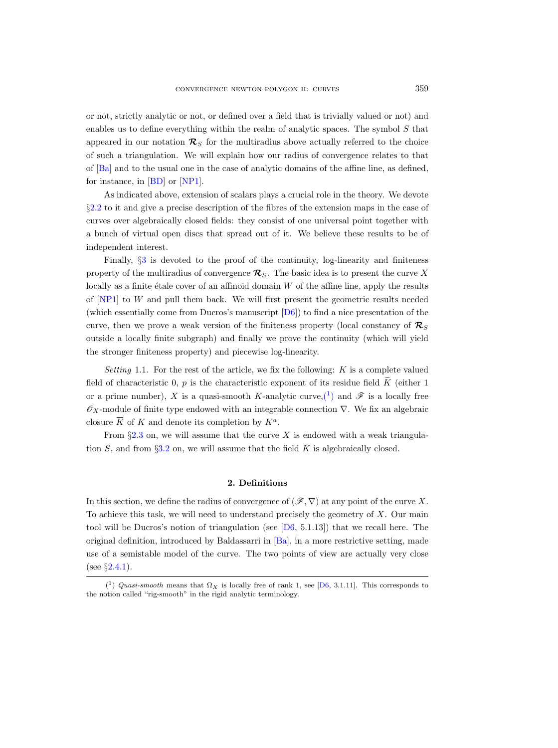or not, strictly analytic or not, or defined over a field that is trivially valued or not) and enables us to define everything within the realm of analytic spaces. The symbol $S$ that appeared in our notation $\boldsymbol{\mathcal{R}}_S$ for the multiradius above actually referred to the choice of such a triangulation. We will explain how our radius of convergence relates to that of [Ba] and to the usual one in the case of analytic domains of the affine line, as defined, for instance, in [BD] or [NP1].

As indicated above, extension of scalars plays a crucial role in the theory. We devote §2.2 to it and give a precise description of the fibres of the extension maps in the case of curves over algebraically closed fields: they consist of one universal point together with a bunch of virtual open discs that spread out of it. We believe these results to be of independent interest.

Finally, §3 is devoted to the proof of the continuity, log-linearity and finiteness property of the multiradius of convergence $\boldsymbol{\mathcal{R}}_S$. The basic idea is to present the curve $X$ locally as a finite étale cover of an affinoid domain $W$ of the affine line, apply the results of [NP1] to $W$ and pull them back. We will first present the geometric results needed (which essentially come from Ducros's manuscript [D6]) to find a nice presentation of the curve, then we prove a weak version of the finiteness property (local constancy of $\boldsymbol{\mathcal{R}}_S$ outside a locally finite subgraph) and finally we prove the continuity (which will yield the stronger finiteness property) and piecewise log-linearity.

*Setting* 1.1. For the rest of the article, we fix the following: $K$ is a complete valued field of characteristic 0, $p$ is the characteristic exponent of its residue field $\widetilde{K}$ (either 1 or a prime number), $X$ is a quasi-smooth $K$-analytic curve,[1] and $\mathscr{F}$ is a locally free $\mathscr{O}_X$-module of finite type endowed with an integrable connection $\nabla$. We fix an algebraic closure $\overline{K}$ of $K$ and denote its completion by $K^a$.

From §2.3 on, we will assume that the curve $X$ is endowed with a weak triangulation $S$, and from §3.2 on, we will assume that the field $K$ is algebraically closed.

## 2. Definitions

In this section, we define the radius of convergence of $(\mathscr{F}, \nabla)$ at any point of the curve $X$. To achieve this task, we will need to understand precisely the geometry of $X$. Our main tool will be Ducros's notion of triangulation (see [D6, 5.1.13]) that we recall here. The original definition, introduced by Baldassarri in [Ba], in a more restrictive setting, made use of a semistable model of the curve. The two points of view are actually very close (see §2.4.1).

---

[1] *Quasi-smooth* means that $\Omega_X$ is locally free of rank 1, see [D6, 3.1.11]. This corresponds to the notion called "rig-smooth" in the rigid analytic terminology.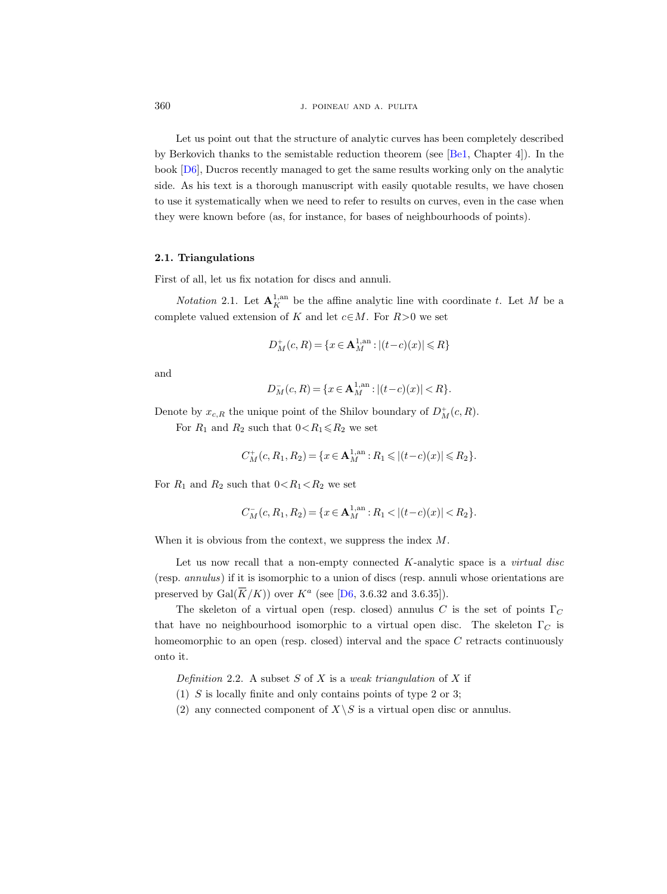Let us point out that the structure of analytic curves has been completely described by Berkovich thanks to the semistable reduction theorem (see [Be1, Chapter 4]). In the book [D6], Ducros recently managed to get the same results working only on the analytic side. As his text is a thorough manuscript with easily quotable results, we have chosen to use it systematically when we need to refer to results on curves, even in the case when they were known before (as, for instance, for bases of neighbourhoods of points).

### 2.1. Triangulations

First of all, let us fix notation for discs and annuli.

*Notation* 2.1. Let $\mathbf{A}^{1,\mathrm{an}}_K$ be the affine analytic line with coordinate $t$. Let $M$ be a complete valued extension of $K$ and let $c \in M$. For $R>0$ we set

$$D^+_M(c,R) = \{x \in \mathbf{A}^{1,\mathrm{an}}_M : |(t-c)(x)| \leqslant R\}$$

and

$$D^-_M(c,R) = \{x \in \mathbf{A}^{1,\mathrm{an}}_M : |(t-c)(x)| < R\}.$$

Denote by $x_{c,R}$ the unique point of the Shilov boundary of $D^+_M(c,R)$.

For $R_1$ and $R_2$ such that $0<R_1\leqslant R_2$ we set

$$C^+_M(c,R_1,R_2) = \{x \in \mathbf{A}^{1,\mathrm{an}}_M : R_1 \leqslant |(t-c)(x)| \leqslant R_2\}.$$

For $R_1$ and $R_2$ such that $0<R_1<R_2$ we set

$$C^-_M(c,R_1,R_2) = \{x \in \mathbf{A}^{1,\mathrm{an}}_M : R_1 < |(t-c)(x)| < R_2\}.$$

When it is obvious from the context, we suppress the index $M$.

Let us now recall that a non-empty connected $K$-analytic space is a *virtual disc* (resp. *annulus*) if it is isomorphic to a union of discs (resp. annuli whose orientations are preserved by $\mathrm{Gal}(\overline{K}/K)$) over $K^a$ (see [D6, 3.6.32 and 3.6.35]).

The skeleton of a virtual open (resp. closed) annulus $C$ is the set of points $\Gamma_C$ that have no neighbourhood isomorphic to a virtual open disc. The skeleton $\Gamma_C$ is homeomorphic to an open (resp. closed) interval and the space $C$ retracts continuously onto it.

*Definition* 2.2. A subset $S$ of $X$ is a *weak triangulation* of $X$ if

(1) $S$ is locally finite and only contains points of type 2 or 3;

(2) any connected component of $X \setminus S$ is a virtual open disc or annulus.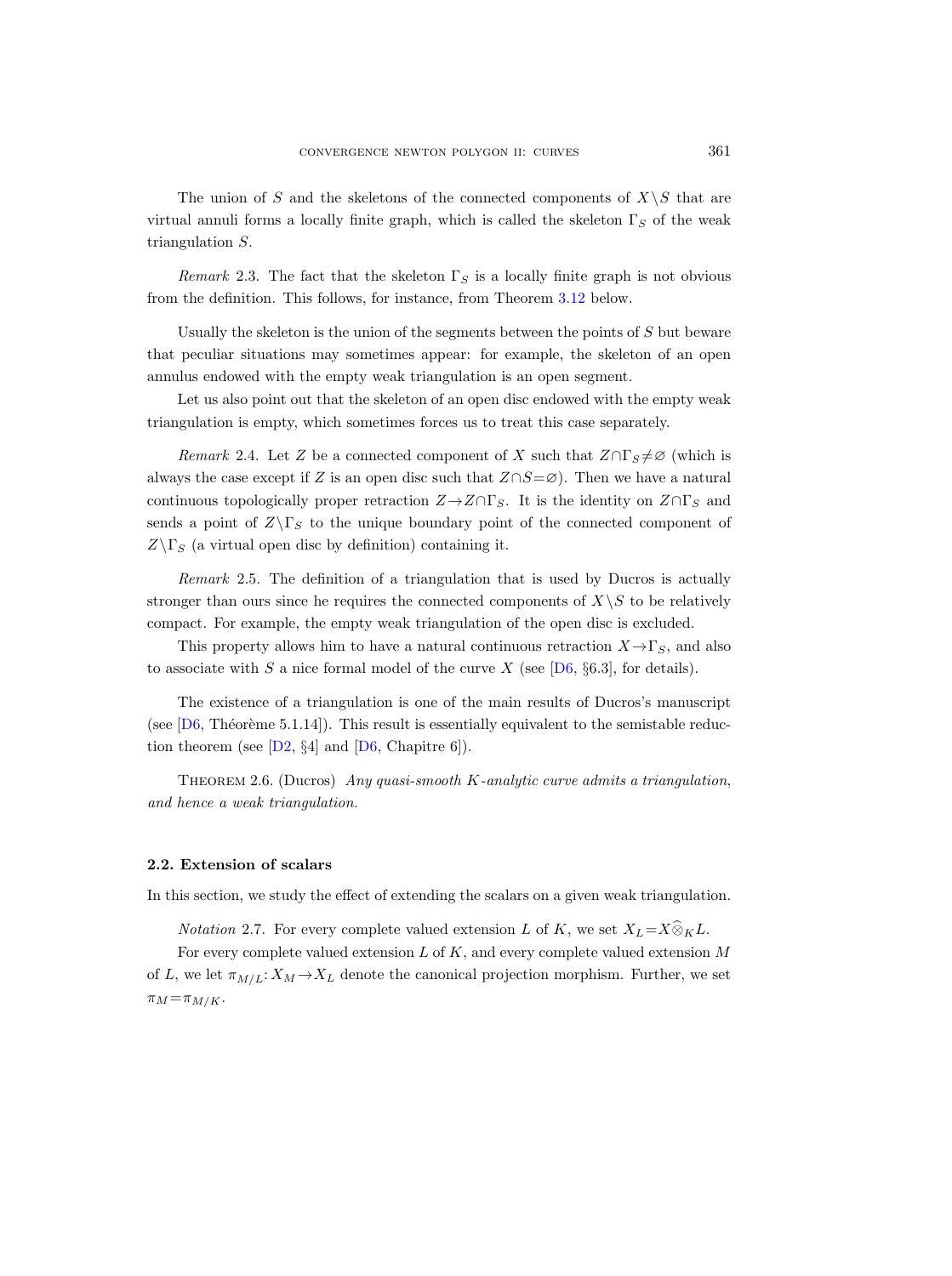The union of $S$ and the skeletons of the connected components of $X \setminus S$ that are virtual annuli forms a locally finite graph, which is called the skeleton $\Gamma_S$ of the weak triangulation $S$.

*Remark* 2.3. The fact that the skeleton $\Gamma_S$ is a locally finite graph is not obvious from the definition. This follows, for instance, from Theorem 3.12 below.

Usually the skeleton is the union of the segments between the points of $S$ but beware that peculiar situations may sometimes appear: for example, the skeleton of an open annulus endowed with the empty weak triangulation is an open segment.

Let us also point out that the skeleton of an open disc endowed with the empty weak triangulation is empty, which sometimes forces us to treat this case separately.

*Remark* 2.4. Let $Z$ be a connected component of $X$ such that $Z \cap \Gamma_S \neq \varnothing$ (which is always the case except if $Z$ is an open disc such that $Z \cap S = \varnothing$). Then we have a natural continuous topologically proper retraction $Z \to Z \cap \Gamma_S$. It is the identity on $Z \cap \Gamma_S$ and sends a point of $Z \setminus \Gamma_S$ to the unique boundary point of the connected component of $Z \setminus \Gamma_S$ (a virtual open disc by definition) containing it.

*Remark* 2.5. The definition of a triangulation that is used by Ducros is actually stronger than ours since he requires the connected components of $X \setminus S$ to be relatively compact. For example, the empty weak triangulation of the open disc is excluded.

This property allows him to have a natural continuous retraction $X \to \Gamma_S$, and also to associate with $S$ a nice formal model of the curve $X$ (see [D6, §6.3], for details).

The existence of a triangulation is one of the main results of Ducros's manuscript (see [D6, Théorème 5.1.14]). This result is essentially equivalent to the semistable reduction theorem (see [D2, §4] and [D6, Chapitre 6]).

THEOREM 2.6. (Ducros) *Any quasi-smooth $K$-analytic curve admits a triangulation, and hence a weak triangulation.*

### 2.2. Extension of scalars

In this section, we study the effect of extending the scalars on a given weak triangulation.

*Notation* 2.7. For every complete valued extension $L$ of $K$, we set $X_L = X \widehat{\otimes}_K L$.

For every complete valued extension $L$ of $K$, and every complete valued extension $M$ of $L$, we let $\pi_{M/L}: X_M \to X_L$ denote the canonical projection morphism. Further, we set $\pi_M = \pi_{M/K}$.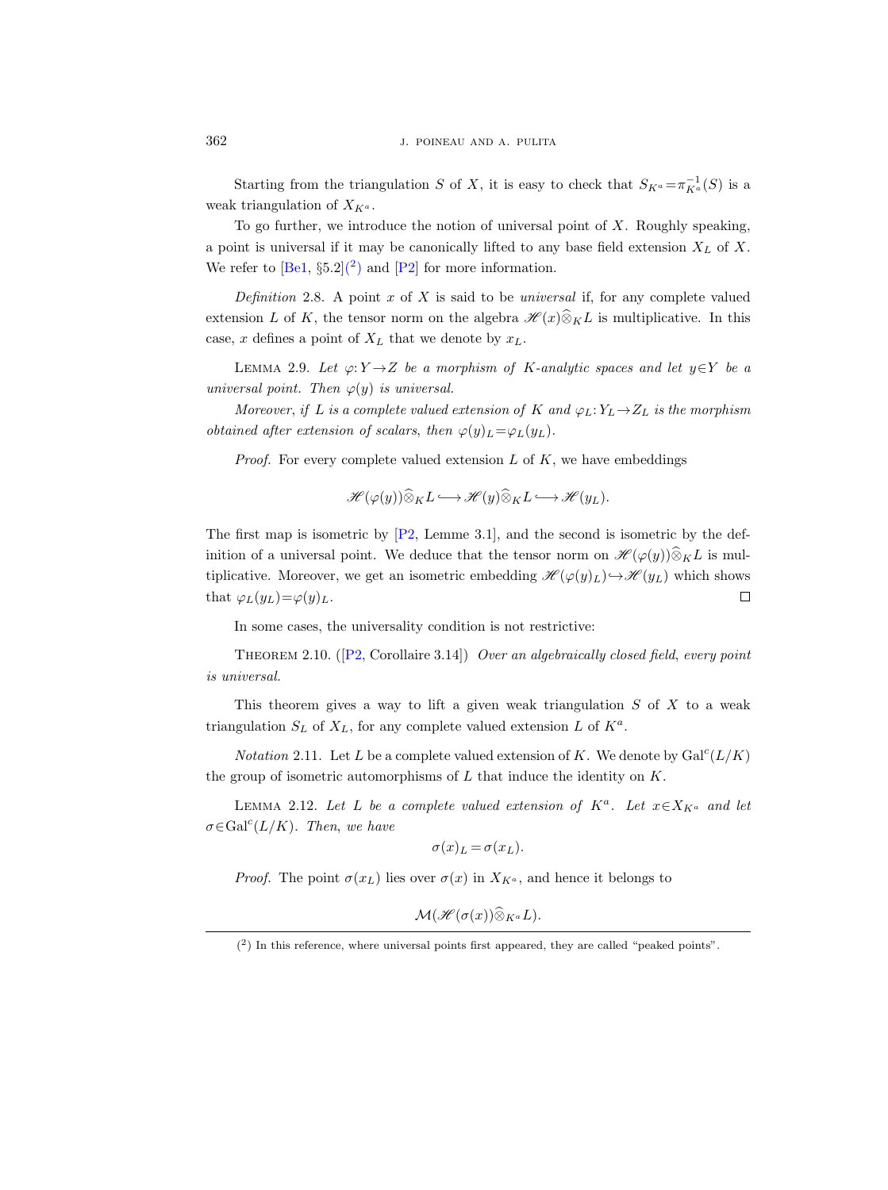Starting from the triangulation $S$ of $X$, it is easy to check that $S_{K^a} = \pi_{K^a}^{-1}(S)$ is a weak triangulation of $X_{K^a}$.

To go further, we introduce the notion of universal point of $X$. Roughly speaking, a point is universal if it may be canonically lifted to any base field extension $X_L$ of $X$. We refer to [Be1, §5.2](2) and [P2] for more information.

*Definition* 2.8. A point $x$ of $X$ is said to be *universal* if, for any complete valued extension $L$ of $K$, the tensor norm on the algebra $\mathscr{H}(x)\widehat{\otimes}_K L$ is multiplicative. In this case, $x$ defines a point of $X_L$ that we denote by $x_L$.

LEMMA 2.9. *Let $\varphi: Y \to Z$ be a morphism of $K$-analytic spaces and let $y \in Y$ be a universal point. Then $\varphi(y)$ is universal.*

*Moreover, if $L$ is a complete valued extension of $K$ and $\varphi_L: Y_L \to Z_L$ is the morphism obtained after extension of scalars, then $\varphi(y)_L = \varphi_L(y_L)$.*

*Proof.* For every complete valued extension $L$ of $K$, we have embeddings

$$\mathscr{H}(\varphi(y))\widehat{\otimes}_K L \longrightarrow \mathscr{H}(y)\widehat{\otimes}_K L \longrightarrow \mathscr{H}(y_L).$$

The first map is isometric by [P2, Lemme 3.1], and the second is isometric by the definition of a universal point. We deduce that the tensor norm on $\mathscr{H}(\varphi(y))\widehat{\otimes}_K L$ is multiplicative. Moreover, we get an isometric embedding $\mathscr{H}(\varphi(y)_L) \hookrightarrow \mathscr{H}(y_L)$ which shows that $\varphi_L(y_L) = \varphi(y)_L$. □

In some cases, the universality condition is not restrictive:

THEOREM 2.10. ([P2, Corollaire 3.14]) *Over an algebraically closed field, every point is universal.*

This theorem gives a way to lift a given weak triangulation $S$ of $X$ to a weak triangulation $S_L$ of $X_L$, for any complete valued extension $L$ of $K^a$.

*Notation* 2.11. Let $L$ be a complete valued extension of $K$. We denote by $\mathrm{Gal}^c(L/K)$ the group of isometric automorphisms of $L$ that induce the identity on $K$.

LEMMA 2.12. *Let $L$ be a complete valued extension of $K^a$. Let $x \in X_{K^a}$ and let $\sigma \in \mathrm{Gal}^c(L/K)$. Then, we have*

$$\sigma(x)_L = \sigma(x_L).$$

*Proof.* The point $\sigma(x_L)$ lies over $\sigma(x)$ in $X_{K^a}$, and hence it belongs to

$$\mathcal{M}(\mathscr{H}(\sigma(x))\widehat{\otimes}_{K^a} L).$$

(2) In this reference, where universal points first appeared, they are called "peaked points".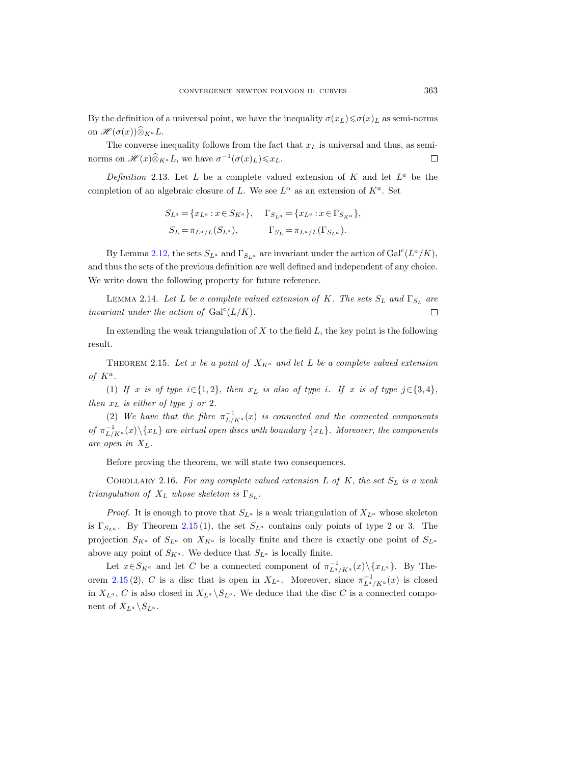By the definition of a universal point, we have the inequality $\sigma(x_L)\leqslant\sigma(x)_L$ as semi-norms on $\mathscr{H}(\sigma(x))\widehat{\otimes}_{K^a}L$.

The converse inequality follows from the fact that $x_L$ is universal and thus, as semi-norms on $\mathscr{H}(x)\widehat{\otimes}_{K^a}L$, we have $\sigma^{-1}(\sigma(x)_L)\leqslant x_L$. $\square$

*Definition* 2.13. Let $L$ be a complete valued extension of $K$ and let $L^a$ be the completion of an algebraic closure of $L$. We see $L^\alpha$ as an extension of $K^a$. Set

$$S_{L^a}=\{x_{L^a}:x\in S_{K^a}\},\quad \Gamma_{S_{L^a}}=\{x_{L^a}:x\in\Gamma_{S_{K^a}}\},$$
$$S_L=\pi_{L^a/L}(S_{L^a}),\qquad \Gamma_{S_L}=\pi_{L^a/L}(\Gamma_{S_{L^a}}).$$

By Lemma 2.12, the sets $S_{L^a}$ and $\Gamma_{S_{L^a}}$ are invariant under the action of $\mathrm{Gal}^c(L^a/K)$, and thus the sets of the previous definition are well defined and independent of any choice. We write down the following property for future reference.

Lemma 2.14. *Let $L$ be a complete valued extension of $K$. The sets $S_L$ and $\Gamma_{S_L}$ are invariant under the action of $\mathrm{Gal}^c(L/K)$.* $\square$

In extending the weak triangulation of $X$ to the field $L$, the key point is the following result.

Theorem 2.15. *Let $x$ be a point of $X_{K^a}$ and let $L$ be a complete valued extension of $K^a$.*

*(1) If $x$ is of type $i\in\{1,2\}$, then $x_L$ is also of type $i$. If $x$ is of type $j\in\{3,4\}$, then $x_L$ is either of type $j$ or 2.*

*(2) We have that the fibre $\pi^{-1}_{L/K^a}(x)$ is connected and the connected components of $\pi^{-1}_{L/K^a}(x)\setminus\{x_L\}$ are virtual open discs with boundary $\{x_L\}$. Moreover, the components are open in $X_L$.*

Before proving the theorem, we will state two consequences.

Corollary 2.16. *For any complete valued extension $L$ of $K$, the set $S_L$ is a weak triangulation of $X_L$ whose skeleton is $\Gamma_{S_L}$.*

*Proof.* It is enough to prove that $S_{L^a}$ is a weak triangulation of $X_{L^a}$ whose skeleton is $\Gamma_{S_{L^a}}$. By Theorem 2.15 (1), the set $S_{L^a}$ contains only points of type 2 or 3. The projection $S_{K^a}$ of $S_{L^a}$ on $X_{K^a}$ is locally finite and there is exactly one point of $S_{L^a}$ above any point of $S_{K^a}$. We deduce that $S_{L^a}$ is locally finite.

Let $x\in S_{K^a}$ and let $C$ be a connected component of $\pi^{-1}_{L^a/K^a}(x)\setminus\{x_{L^a}\}$. By Theorem 2.15 (2), $C$ is a disc that is open in $X_{L^a}$. Moreover, since $\pi^{-1}_{L^a/K^a}(x)$ is closed in $X_{L^a}$, $C$ is also closed in $X_{L^a}\setminus S_{L^a}$. We deduce that the disc $C$ is a connected component of $X_{L^a}\setminus S_{L^a}$.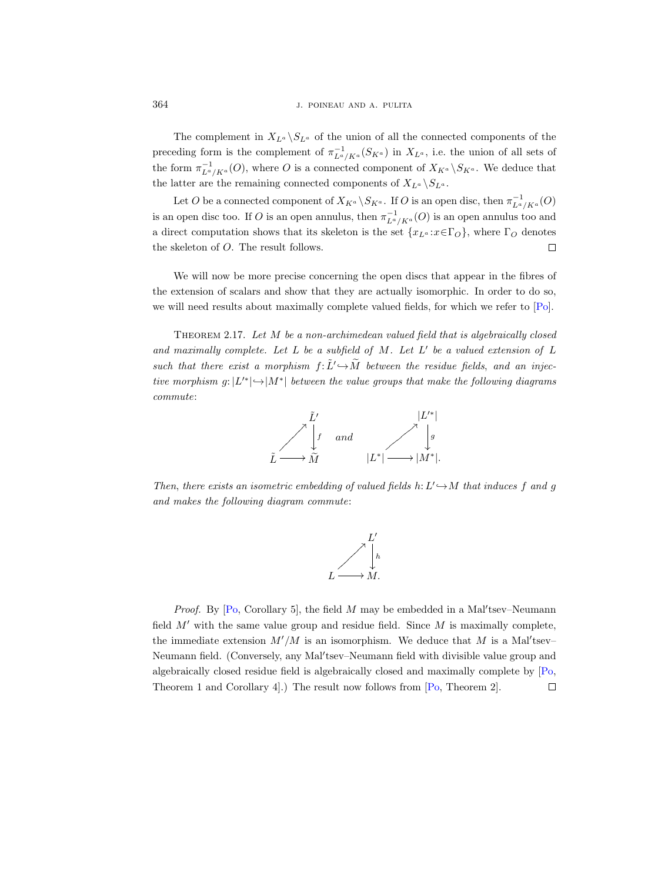The complement in $X_{L^a} \setminus S_{L^a}$ of the union of all the connected components of the preceding form is the complement of $\pi^{-1}_{L^a/K^a}(S_{K^a})$ in $X_{L^a}$, i.e. the union of all sets of the form $\pi^{-1}_{L^a/K^a}(O)$, where $O$ is a connected component of $X_{K^a} \setminus S_{K^a}$. We deduce that the latter are the remaining connected components of $X_{L^a} \setminus S_{L^a}$.

Let $O$ be a connected component of $X_{K^a} \setminus S_{K^a}$. If $O$ is an open disc, then $\pi^{-1}_{L^a/K^a}(O)$ is an open disc too. If $O$ is an open annulus, then $\pi^{-1}_{L^a/K^a}(O)$ is an open annulus too and a direct computation shows that its skeleton is the set $\{x_{L^a} : x \in \Gamma_O\}$, where $\Gamma_O$ denotes the skeleton of $O$. The result follows. $\square$

We will now be more precise concerning the open discs that appear in the fibres of the extension of scalars and show that they are actually isomorphic. In order to do so, we will need results about maximally complete valued fields, for which we refer to [Po].

**Theorem 2.17.** *Let $M$ be a non-archimedean valued field that is algebraically closed and maximally complete. Let $L$ be a subfield of $M$. Let $L'$ be a valued extension of $L$ such that there exist a morphism $f: \tilde{L}' \hookrightarrow \widetilde{M}$ between the residue fields, and an injective morphism $g: |L'^*| \hookrightarrow |M^*|$ between the value groups that make the following diagrams commute*:

$$\begin{array}{ccc} & & \tilde{L}' \\ & \nearrow & \downarrow f \\ \tilde{L} & \longrightarrow & \widetilde{M} \end{array} \quad \text{and} \quad \begin{array}{ccc} & & |L'^*| \\ & \nearrow & \downarrow g \\ |L^*| & \longrightarrow & |M^*|. \end{array}$$

*Then, there exists an isometric embedding of valued fields $h: L' \hookrightarrow M$ that induces $f$ and $g$ and makes the following diagram commute*:

$$\begin{array}{ccc} & & L' \\ & \nearrow & \downarrow h \\ L & \longrightarrow & M. \end{array}$$

*Proof.* By [Po, Corollary 5], the field $M$ may be embedded in a Mal′tsev–Neumann field $M'$ with the same value group and residue field. Since $M$ is maximally complete, the immediate extension $M'/M$ is an isomorphism. We deduce that $M$ is a Mal′tsev–Neumann field. (Conversely, any Mal′tsev–Neumann field with divisible value group and algebraically closed residue field is algebraically closed and maximally complete by [Po, Theorem 1 and Corollary 4].) The result now follows from [Po, Theorem 2]. $\square$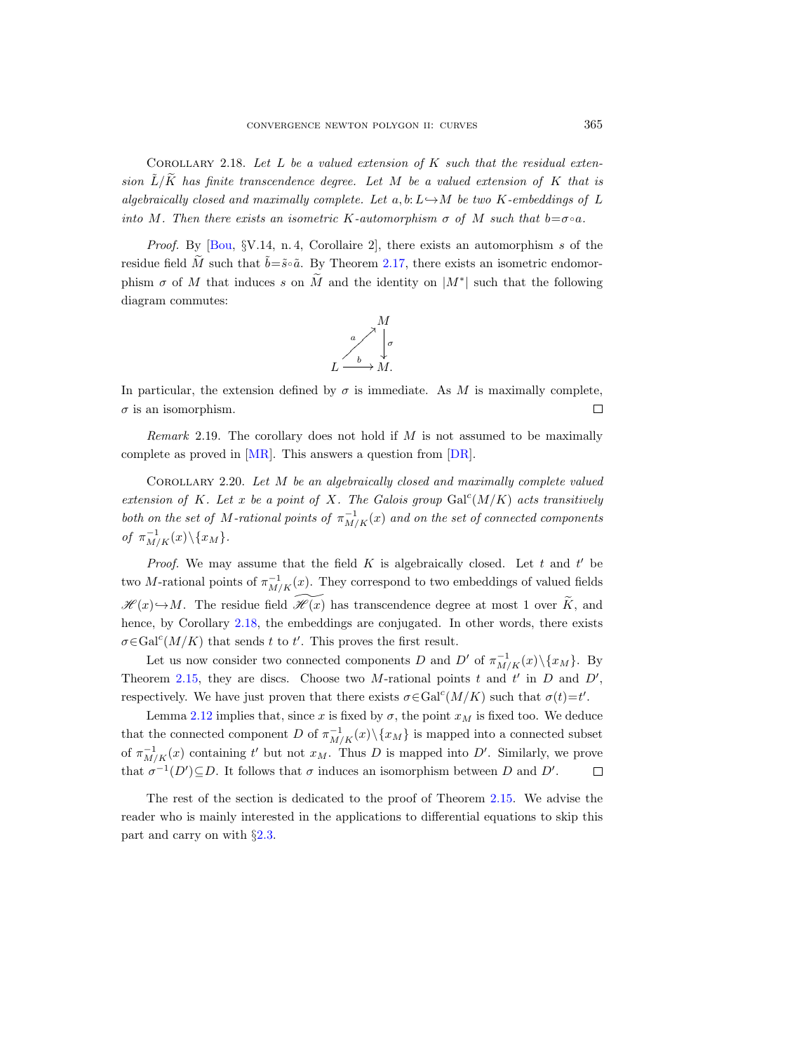Corollary 2.18. *Let $L$ be a valued extension of $K$ such that the residual extension $\tilde{L}/\widetilde{K}$ has finite transcendence degree. Let $M$ be a valued extension of $K$ that is algebraically closed and maximally complete. Let $a,b\colon L \hookrightarrow M$ be two $K$-embeddings of $L$ into $M$. Then there exists an isometric $K$-automorphism $\sigma$ of $M$ such that $b=\sigma\circ a$.*

*Proof.* By [Bou, §V.14, n. 4, Corollaire 2], there exists an automorphism $s$ of the residue field $\widetilde{M}$ such that $\tilde{b}=\tilde{s}\circ\tilde{a}$. By Theorem 2.17, there exists an isometric endomorphism $\sigma$ of $M$ that induces $s$ on $\widetilde{M}$ and the identity on $|M^*|$ such that the following diagram commutes:

$$\begin{array}{ccc} & & M \\ & \overset{a}{\nearrow} & \downarrow \sigma \\ L & \xrightarrow{\ b\ } & M. \end{array}$$

In particular, the extension defined by $\sigma$ is immediate. As $M$ is maximally complete, $\sigma$ is an isomorphism. $\square$

*Remark* 2.19. The corollary does not hold if $M$ is not assumed to be maximally complete as proved in [MR]. This answers a question from [DR].

Corollary 2.20. *Let $M$ be an algebraically closed and maximally complete valued extension of $K$. Let $x$ be a point of $X$. The Galois group $\mathrm{Gal}^c(M/K)$ acts transitively both on the set of $M$-rational points of $\pi^{-1}_{M/K}(x)$ and on the set of connected components of $\pi^{-1}_{M/K}(x)\backslash\{x_M\}$.*

*Proof.* We may assume that the field $K$ is algebraically closed. Let $t$ and $t'$ be two $M$-rational points of $\pi^{-1}_{M/K}(x)$. They correspond to two embeddings of valued fields $\mathscr{H}(x)\hookrightarrow M$. The residue field $\widetilde{\mathscr{H}(x)}$ has transcendence degree at most 1 over $\widetilde{K}$, and hence, by Corollary 2.18, the embeddings are conjugated. In other words, there exists $\sigma\in\mathrm{Gal}^c(M/K)$ that sends $t$ to $t'$. This proves the first result.

Let us now consider two connected components $D$ and $D'$ of $\pi^{-1}_{M/K}(x)\backslash\{x_M\}$. By Theorem 2.15, they are discs. Choose two $M$-rational points $t$ and $t'$ in $D$ and $D'$, respectively. We have just proven that there exists $\sigma\in\mathrm{Gal}^c(M/K)$ such that $\sigma(t)=t'$.

Lemma 2.12 implies that, since $x$ is fixed by $\sigma$, the point $x_M$ is fixed too. We deduce that the connected component $D$ of $\pi^{-1}_{M/K}(x)\backslash\{x_M\}$ is mapped into a connected subset of $\pi^{-1}_{M/K}(x)$ containing $t'$ but not $x_M$. Thus $D$ is mapped into $D'$. Similarly, we prove that $\sigma^{-1}(D')\subseteq D$. It follows that $\sigma$ induces an isomorphism between $D$ and $D'$. $\square$

The rest of the section is dedicated to the proof of Theorem 2.15. We advise the reader who is mainly interested in the applications to differential equations to skip this part and carry on with §2.3.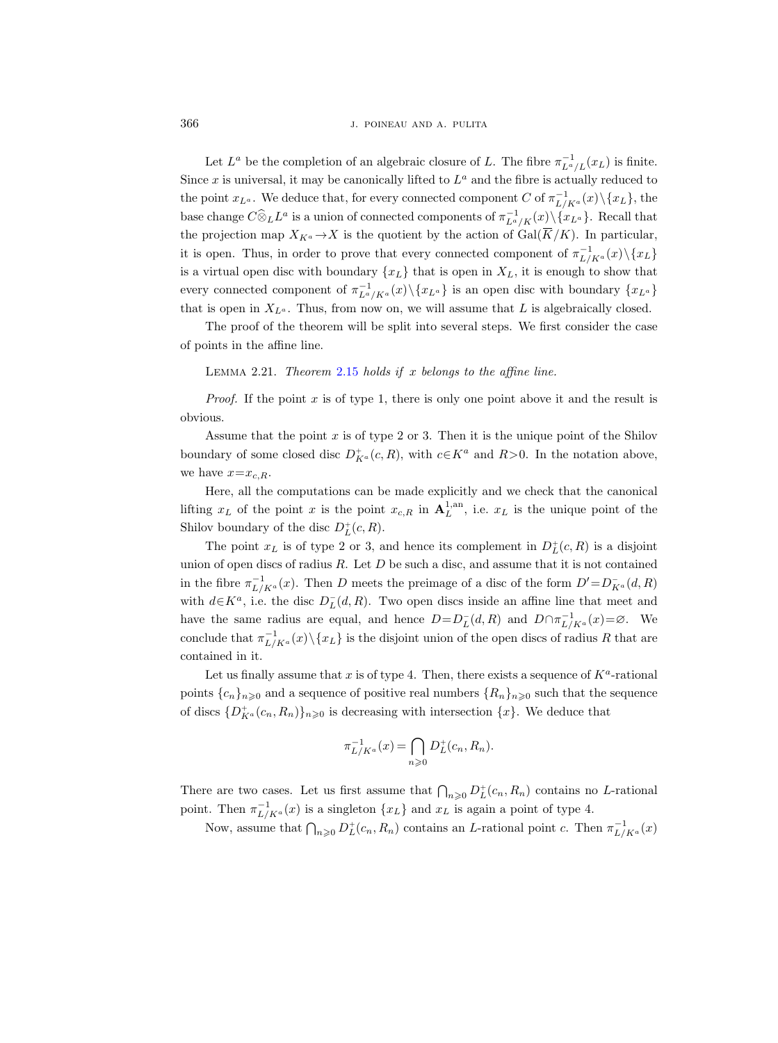Let $L^a$ be the completion of an algebraic closure of $L$. The fibre $\pi^{-1}_{L^a/L}(x_L)$ is finite. Since $x$ is universal, it may be canonically lifted to $L^a$ and the fibre is actually reduced to the point $x_{L^a}$. We deduce that, for every connected component $C$ of $\pi^{-1}_{L/K^a}(x)\setminus\{x_L\}$, the base change $C\widehat{\otimes}_L L^a$ is a union of connected components of $\pi^{-1}_{L^a/K}(x)\setminus\{x_{L^a}\}$. Recall that the projection map $X_{K^a}\to X$ is the quotient by the action of $\mathrm{Gal}(\overline{K}/K)$. In particular, it is open. Thus, in order to prove that every connected component of $\pi^{-1}_{L/K^a}(x)\setminus\{x_L\}$ is a virtual open disc with boundary $\{x_L\}$ that is open in $X_L$, it is enough to show that every connected component of $\pi^{-1}_{L^a/K^a}(x)\setminus\{x_{L^a}\}$ is an open disc with boundary $\{x_{L^a}\}$ that is open in $X_{L^a}$. Thus, from now on, we will assume that $L$ is algebraically closed.

The proof of the theorem will be split into several steps. We first consider the case of points in the affine line.

Lemma 2.21. *Theorem 2.15 holds if $x$ belongs to the affine line.*

*Proof.* If the point $x$ is of type 1, there is only one point above it and the result is obvious.

Assume that the point $x$ is of type 2 or 3. Then it is the unique point of the Shilov boundary of some closed disc $D^+_{K^a}(c,R)$, with $c\in K^a$ and $R>0$. In the notation above, we have $x=x_{c,R}$.

Here, all the computations can be made explicitly and we check that the canonical lifting $x_L$ of the point $x$ is the point $x_{c,R}$ in $\mathbf{A}^{1,\mathrm{an}}_L$, i.e. $x_L$ is the unique point of the Shilov boundary of the disc $D^+_L(c,R)$.

The point $x_L$ is of type 2 or 3, and hence its complement in $D^+_L(c,R)$ is a disjoint union of open discs of radius $R$. Let $D$ be such a disc, and assume that it is not contained in the fibre $\pi^{-1}_{L/K^a}(x)$. Then $D$ meets the preimage of a disc of the form $D'=D^-_{K^a}(d,R)$ with $d\in K^a$, i.e. the disc $D^-_L(d,R)$. Two open discs inside an affine line that meet and have the same radius are equal, and hence $D=D^-_L(d,R)$ and $D\cap\pi^{-1}_{L/K^a}(x)=\varnothing$. We conclude that $\pi^{-1}_{L/K^a}(x)\setminus\{x_L\}$ is the disjoint union of the open discs of radius $R$ that are contained in it.

Let us finally assume that $x$ is of type 4. Then, there exists a sequence of $K^a$-rational points $\{c_n\}_{n\geqslant 0}$ and a sequence of positive real numbers $\{R_n\}_{n\geqslant 0}$ such that the sequence of discs $\{D^+_{K^a}(c_n,R_n)\}_{n\geqslant 0}$ is decreasing with intersection $\{x\}$. We deduce that

$$\pi^{-1}_{L/K^a}(x)=\bigcap_{n\geqslant 0} D^+_L(c_n,R_n).$$

There are two cases. Let us first assume that $\bigcap_{n\geqslant 0} D^+_L(c_n,R_n)$ contains no $L$-rational point. Then $\pi^{-1}_{L/K^a}(x)$ is a singleton $\{x_L\}$ and $x_L$ is again a point of type 4.

Now, assume that $\bigcap_{n\geqslant 0} D^+_L(c_n,R_n)$ contains an $L$-rational point $c$. Then $\pi^{-1}_{L/K^a}(x)$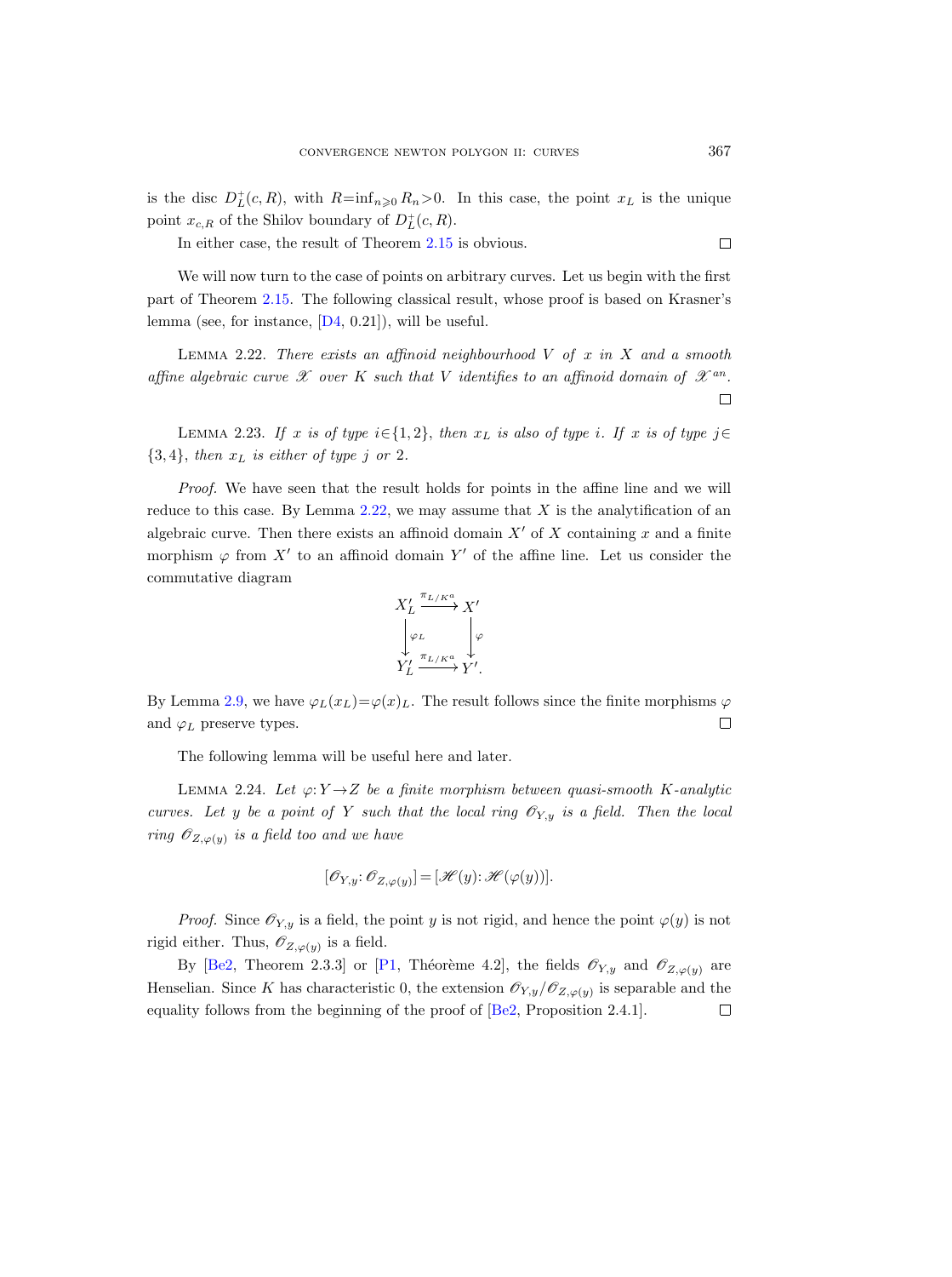is the disc $D^+_L(c,R)$, with $R=\inf_{n\geqslant 0} R_n>0$. In this case, the point $x_L$ is the unique point $x_{c,R}$ of the Shilov boundary of $D^+_L(c,R)$.

In either case, the result of Theorem 2.15 is obvious. $\square$

We will now turn to the case of points on arbitrary curves. Let us begin with the first part of Theorem 2.15. The following classical result, whose proof is based on Krasner's lemma (see, for instance, [D4, 0.21]), will be useful.

LEMMA 2.22. *There exists an affinoid neighbourhood $V$ of $x$ in $X$ and a smooth affine algebraic curve $\mathscr{X}$ over $K$ such that $V$ identifies to an affinoid domain of $\mathscr{X}^{an}$.* $\square$

LEMMA 2.23. *If $x$ is of type $i\in\{1,2\}$, then $x_L$ is also of type $i$. If $x$ is of type $j\in\{3,4\}$, then $x_L$ is either of type $j$ or 2.*

*Proof.* We have seen that the result holds for points in the affine line and we will reduce to this case. By Lemma 2.22, we may assume that $X$ is the analytification of an algebraic curve. Then there exists an affinoid domain $X'$ of $X$ containing $x$ and a finite morphism $\varphi$ from $X'$ to an affinoid domain $Y'$ of the affine line. Let us consider the commutative diagram

$$\begin{array}{ccc} X'_L & \xrightarrow{\pi_{L/K^a}} & X' \\ \big\downarrow{\scriptstyle \varphi_L} & & \big\downarrow{\scriptstyle \varphi} \\ Y'_L & \xrightarrow{\pi_{L/K^a}} & Y'. \end{array}$$

By Lemma 2.9, we have $\varphi_L(x_L)=\varphi(x)_L$. The result follows since the finite morphisms $\varphi$ and $\varphi_L$ preserve types. $\square$

The following lemma will be useful here and later.

LEMMA 2.24. *Let $\varphi\colon Y\to Z$ be a finite morphism between quasi-smooth $K$-analytic curves. Let $y$ be a point of $Y$ such that the local ring $\mathscr{O}_{Y,y}$ is a field. Then the local ring $\mathscr{O}_{Z,\varphi(y)}$ is a field too and we have*

$$[\mathscr{O}_{Y,y}\colon \mathscr{O}_{Z,\varphi(y)}]=[\mathscr{H}(y)\colon \mathscr{H}(\varphi(y))].$$

*Proof.* Since $\mathscr{O}_{Y,y}$ is a field, the point $y$ is not rigid, and hence the point $\varphi(y)$ is not rigid either. Thus, $\mathscr{O}_{Z,\varphi(y)}$ is a field.

By [Be2, Theorem 2.3.3] or [P1, Théorème 4.2], the fields $\mathscr{O}_{Y,y}$ and $\mathscr{O}_{Z,\varphi(y)}$ are Henselian. Since $K$ has characteristic 0, the extension $\mathscr{O}_{Y,y}/\mathscr{O}_{Z,\varphi(y)}$ is separable and the equality follows from the beginning of the proof of [Be2, Proposition 2.4.1]. $\square$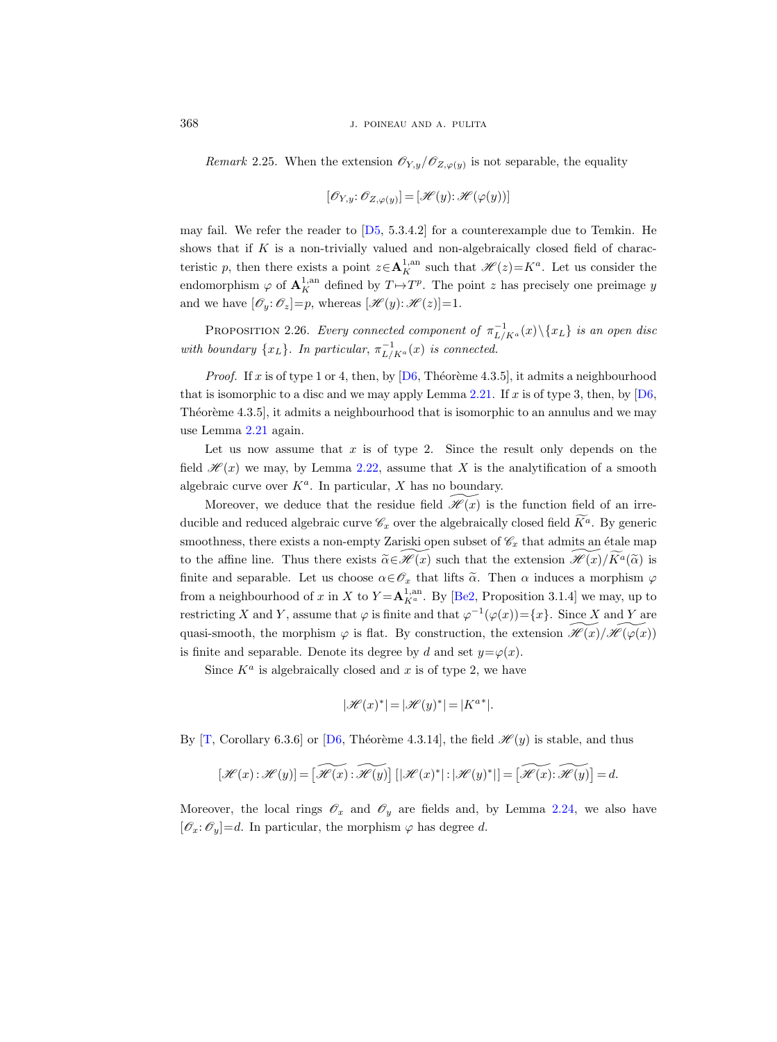*Remark* 2.25. When the extension $\mathscr{O}_{Y,y}/\mathscr{O}_{Z,\varphi(y)}$ is not separable, the equality

$$[\mathscr{O}_{Y,y}\colon \mathscr{O}_{Z,\varphi(y)}] = [\mathscr{H}(y)\colon \mathscr{H}(\varphi(y))]$$

may fail. We refer the reader to [D5, 5.3.4.2] for a counterexample due to Temkin. He shows that if $K$ is a non-trivially valued and non-algebraically closed field of characteristic $p$, then there exists a point $z \in \mathbf{A}_K^{1,\mathrm{an}}$ such that $\mathscr{H}(z) = K^a$. Let us consider the endomorphism $\varphi$ of $\mathbf{A}_K^{1,\mathrm{an}}$ defined by $T \mapsto T^p$. The point $z$ has precisely one preimage $y$ and we have $[\mathscr{O}_y\colon \mathscr{O}_z] = p$, whereas $[\mathscr{H}(y)\colon \mathscr{H}(z)] = 1$.

Proposition 2.26. *Every connected component of $\pi_{L/K^a}^{-1}(x) \setminus \{x_L\}$ is an open disc with boundary $\{x_L\}$. In particular, $\pi_{L/K^a}^{-1}(x)$ is connected.*

*Proof.* If $x$ is of type 1 or 4, then, by [D6, Théorème 4.3.5], it admits a neighbourhood that is isomorphic to a disc and we may apply Lemma 2.21. If $x$ is of type 3, then, by [D6, Théorème 4.3.5], it admits a neighbourhood that is isomorphic to an annulus and we may use Lemma 2.21 again.

Let us now assume that $x$ is of type 2. Since the result only depends on the field $\mathscr{H}(x)$ we may, by Lemma 2.22, assume that $X$ is the analytification of a smooth algebraic curve over $K^a$. In particular, $X$ has no boundary.

Moreover, we deduce that the residue field $\widetilde{\mathscr{H}(x)}$ is the function field of an irreducible and reduced algebraic curve $\mathscr{C}_x$ over the algebraically closed field $\widetilde{K^a}$. By generic smoothness, there exists a non-empty Zariski open subset of $\mathscr{C}_x$ that admits an étale map to the affine line. Thus there exists $\widetilde{\alpha} \in \widetilde{\mathscr{H}(x)}$ such that the extension $\widetilde{\mathscr{H}(x)}/\widetilde{K^a}(\widetilde{\alpha})$ is finite and separable. Let us choose $\alpha \in \mathscr{O}_x$ that lifts $\widetilde{\alpha}$. Then $\alpha$ induces a morphism $\varphi$ from a neighbourhood of $x$ in $X$ to $Y = \mathbf{A}_{K^a}^{1,\mathrm{an}}$. By [Be2, Proposition 3.1.4] we may, up to restricting $X$ and $Y$, assume that $\varphi$ is finite and that $\varphi^{-1}(\varphi(x)) = \{x\}$. Since $X$ and $Y$ are quasi-smooth, the morphism $\varphi$ is flat. By construction, the extension $\widetilde{\mathscr{H}(x)}/\widetilde{\mathscr{H}(\varphi(x))}$ is finite and separable. Denote its degree by $d$ and set $y = \varphi(x)$.

Since $K^a$ is algebraically closed and $x$ is of type 2, we have

$$|\mathscr{H}(x)^*| = |\mathscr{H}(y)^*| = |K^{a*}|.$$

By [T, Corollary 6.3.6] or [D6, Théorème 4.3.14], the field $\mathscr{H}(y)$ is stable, and thus

$$[\mathscr{H}(x) : \mathscr{H}(y)] = \big[\widetilde{\mathscr{H}(x)} : \widetilde{\mathscr{H}(y)}\big]\,[|\mathscr{H}(x)^*| : |\mathscr{H}(y)^*|] = \big[\widetilde{\mathscr{H}(x)} \colon \widetilde{\mathscr{H}(y)}\big] = d.$$

Moreover, the local rings $\mathscr{O}_x$ and $\mathscr{O}_y$ are fields and, by Lemma 2.24, we also have $[\mathscr{O}_x\colon \mathscr{O}_y] = d$. In particular, the morphism $\varphi$ has degree $d$.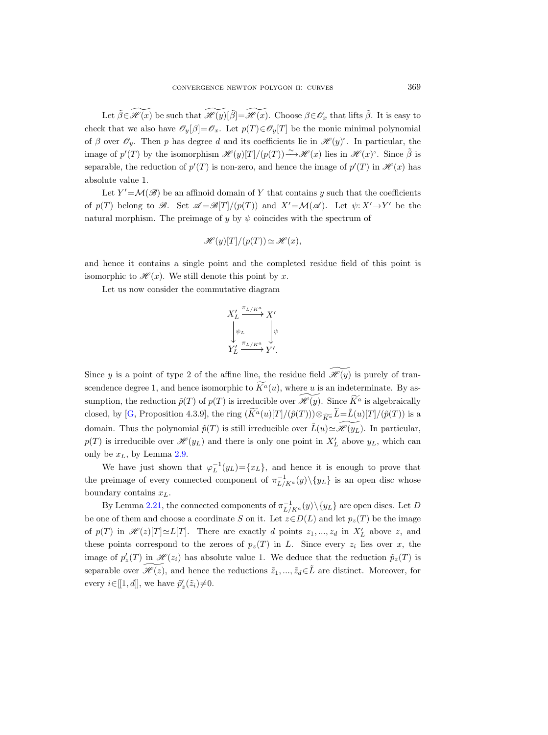Let $\tilde{\beta}\in\widetilde{\mathscr{H}(x)}$ be such that $\widetilde{\mathscr{H}(y)}[\tilde{\beta}]=\widetilde{\mathscr{H}(x)}$. Choose $\beta\in\mathscr{O}_x$ that lifts $\tilde{\beta}$. It is easy to check that we also have $\mathscr{O}_y[\beta]=\mathscr{O}_x$. Let $p(T)\in\mathscr{O}_y[T]$ be the monic minimal polynomial of $\beta$ over $\mathscr{O}_y$. Then $p$ has degree $d$ and its coefficients lie in $\mathscr{H}(y)^{\circ}$. In particular, the image of $p'(T)$ by the isomorphism $\mathscr{H}(y)[T]/(p(T))\xrightarrow{\sim}\mathscr{H}(x)$ lies in $\mathscr{H}(x)^{\circ}$. Since $\tilde{\beta}$ is separable, the reduction of $p'(T)$ is non-zero, and hence the image of $p'(T)$ in $\mathscr{H}(x)$ has absolute value 1.

Let $Y'=\mathcal{M}(\mathscr{B})$ be an affinoid domain of $Y$ that contains $y$ such that the coefficients of $p(T)$ belong to $\mathscr{B}$. Set $\mathscr{A}=\mathscr{B}[T]/(p(T))$ and $X'=\mathcal{M}(\mathscr{A})$. Let $\psi\colon X'\to Y'$ be the natural morphism. The preimage of $y$ by $\psi$ coincides with the spectrum of

$$\mathscr{H}(y)[T]/(p(T))\simeq\mathscr{H}(x),$$

and hence it contains a single point and the completed residue field of this point is isomorphic to $\mathscr{H}(x)$. We still denote this point by $x$.

Let us now consider the commutative diagram

$$\begin{array}{ccc} X'_L & \xrightarrow{\pi_{L/K^a}} & X' \\ \Big\downarrow{\scriptstyle\psi_L} & & \Big\downarrow{\scriptstyle\psi} \\ Y'_L & \xrightarrow{\pi_{L/K^a}} & Y'. \end{array}$$

Since $y$ is a point of type 2 of the affine line, the residue field $\widetilde{\mathscr{H}(y)}$ is purely of transcendence degree 1, and hence isomorphic to $\widetilde{K^a}(u)$, where $u$ is an indeterminate. By assumption, the reduction $\tilde{p}(T)$ of $p(T)$ is irreducible over $\widetilde{\mathscr{H}(y)}$. Since $\widetilde{K^a}$ is algebraically closed, by [G, Proposition 4.3.9], the ring $(\widetilde{K^a}(u)[T]/(\tilde{p}(T)))\otimes_{\widetilde{K^a}}\tilde{L}=\tilde{L}(u)[T]/(\tilde{p}(T))$ is a domain. Thus the polynomial $\tilde{p}(T)$ is still irreducible over $\tilde{L}(u)\simeq\widetilde{\mathscr{H}(y_L)}$. In particular, $p(T)$ is irreducible over $\mathscr{H}(y_L)$ and there is only one point in $X'_L$ above $y_L$, which can only be $x_L$, by Lemma 2.9.

We have just shown that $\varphi_L^{-1}(y_L)=\{x_L\}$, and hence it is enough to prove that the preimage of every connected component of $\pi_{L/K^a}^{-1}(y)\setminus\{y_L\}$ is an open disc whose boundary contains $x_L$.

By Lemma 2.21, the connected components of $\pi_{L/K^a}^{-1}(y)\setminus\{y_L\}$ are open discs. Let $D$ be one of them and choose a coordinate $S$ on it. Let $z\in D(L)$ and let $p_z(T)$ be the image of $p(T)$ in $\mathscr{H}(z)[T]\simeq L[T]$. There are exactly $d$ points $z_1,...,z_d$ in $X'_L$ above $z$, and these points correspond to the zeroes of $p_z(T)$ in $L$. Since every $z_i$ lies over $x$, the image of $p'_z(T)$ in $\mathscr{H}(z_i)$ has absolute value 1. We deduce that the reduction $\tilde{p}_z(T)$ is separable over $\widetilde{\mathscr{H}(z)}$, and hence the reductions $\tilde{z}_1,...,\tilde{z}_d\in\tilde{L}$ are distinct. Moreover, for every $i\in[\![1,d]\!]$, we have $\tilde{p}'_z(\tilde{z}_i)\neq 0$.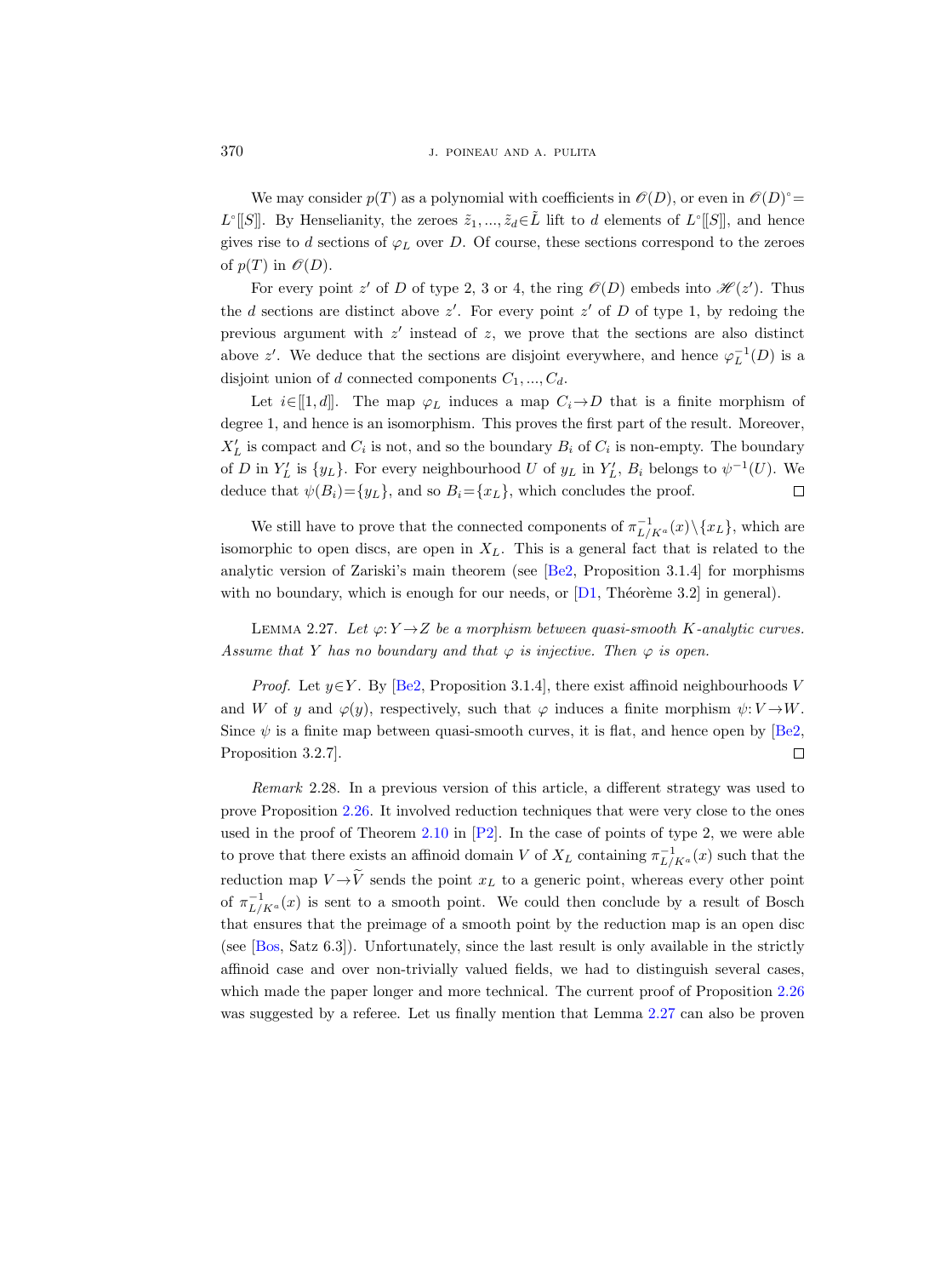We may consider $p(T)$ as a polynomial with coefficients in $\mathscr{O}(D)$, or even in $\mathscr{O}(D)^\circ = L^\circ[[S]]$. By Henselianity, the zeroes $\tilde{z}_1, ..., \tilde{z}_d \in \tilde{L}$ lift to $d$ elements of $L^\circ[[S]]$, and hence gives rise to $d$ sections of $\varphi_L$ over $D$. Of course, these sections correspond to the zeroes of $p(T)$ in $\mathscr{O}(D)$.

For every point $z'$ of $D$ of type 2, 3 or 4, the ring $\mathscr{O}(D)$ embeds into $\mathscr{H}(z')$. Thus the $d$ sections are distinct above $z'$. For every point $z'$ of $D$ of type 1, by redoing the previous argument with $z'$ instead of $z$, we prove that the sections are also distinct above $z'$. We deduce that the sections are disjoint everywhere, and hence $\varphi_L^{-1}(D)$ is a disjoint union of $d$ connected components $C_1, ..., C_d$.

Let $i \in [[1, d]]$. The map $\varphi_L$ induces a map $C_i \to D$ that is a finite morphism of degree 1, and hence is an isomorphism. This proves the first part of the result. Moreover, $X'_L$ is compact and $C_i$ is not, and so the boundary $B_i$ of $C_i$ is non-empty. The boundary of $D$ in $Y'_L$ is $\{y_L\}$. For every neighbourhood $U$ of $y_L$ in $Y'_L$, $B_i$ belongs to $\psi^{-1}(U)$. We deduce that $\psi(B_i) = \{y_L\}$, and so $B_i = \{x_L\}$, which concludes the proof. □

We still have to prove that the connected components of $\pi_{L/K^a}^{-1}(x) \setminus \{x_L\}$, which are isomorphic to open discs, are open in $X_L$. This is a general fact that is related to the analytic version of Zariski's main theorem (see [Be2, Proposition 3.1.4] for morphisms with no boundary, which is enough for our needs, or [D1, Théorème 3.2] in general).

Lemma 2.27. *Let $\varphi: Y \to Z$ be a morphism between quasi-smooth $K$-analytic curves. Assume that $Y$ has no boundary and that $\varphi$ is injective. Then $\varphi$ is open.*

*Proof.* Let $y \in Y$. By [Be2, Proposition 3.1.4], there exist affinoid neighbourhoods $V$ and $W$ of $y$ and $\varphi(y)$, respectively, such that $\varphi$ induces a finite morphism $\psi: V \to W$. Since $\psi$ is a finite map between quasi-smooth curves, it is flat, and hence open by [Be2, Proposition 3.2.7]. □

*Remark* 2.28. In a previous version of this article, a different strategy was used to prove Proposition 2.26. It involved reduction techniques that were very close to the ones used in the proof of Theorem 2.10 in [P2]. In the case of points of type 2, we were able to prove that there exists an affinoid domain $V$ of $X_L$ containing $\pi_{L/K^a}^{-1}(x)$ such that the reduction map $V \to \widetilde{V}$ sends the point $x_L$ to a generic point, whereas every other point of $\pi_{L/K^a}^{-1}(x)$ is sent to a smooth point. We could then conclude by a result of Bosch that ensures that the preimage of a smooth point by the reduction map is an open disc (see [Bos, Satz 6.3]). Unfortunately, since the last result is only available in the strictly affinoid case and over non-trivially valued fields, we had to distinguish several cases, which made the paper longer and more technical. The current proof of Proposition 2.26 was suggested by a referee. Let us finally mention that Lemma 2.27 can also be proven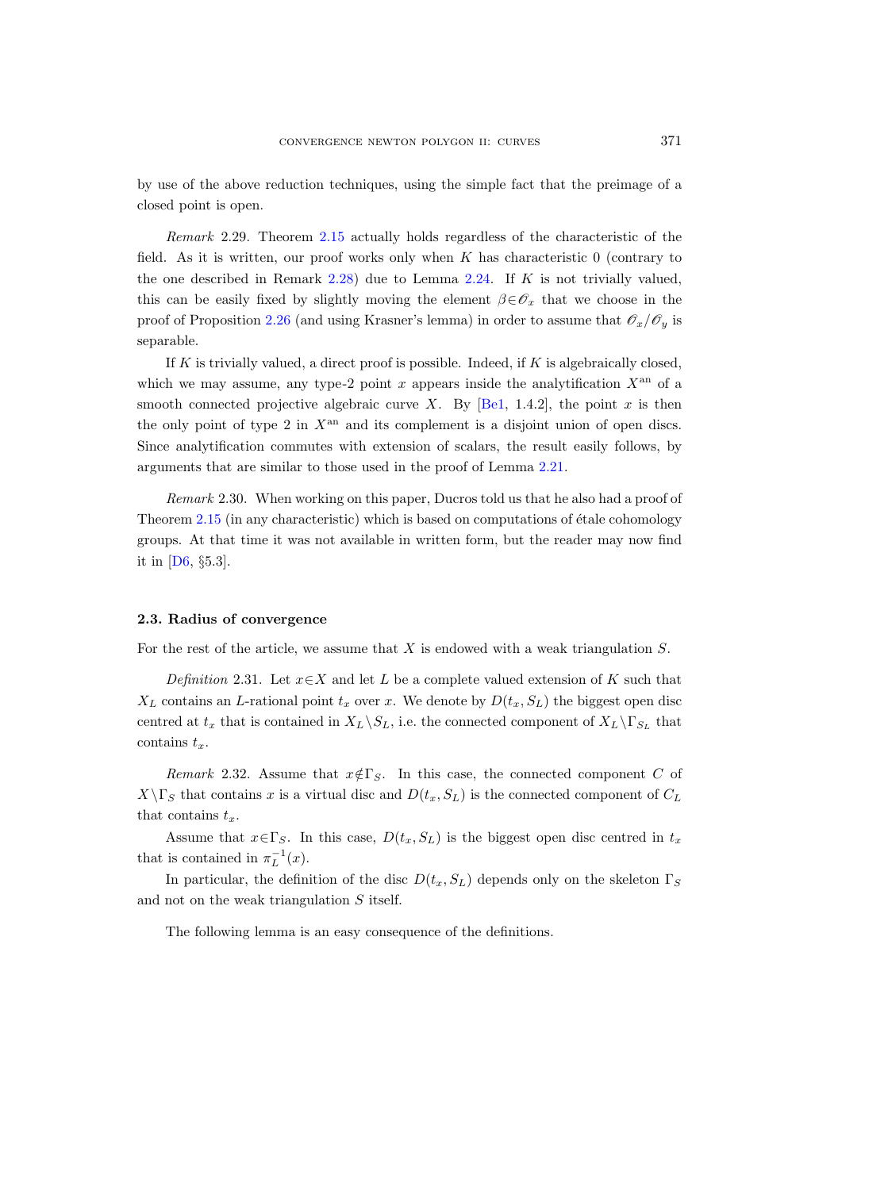by use of the above reduction techniques, using the simple fact that the preimage of a closed point is open.

*Remark* 2.29. Theorem 2.15 actually holds regardless of the characteristic of the field. As it is written, our proof works only when $K$ has characteristic 0 (contrary to the one described in Remark 2.28) due to Lemma 2.24. If $K$ is not trivially valued, this can be easily fixed by slightly moving the element $\beta \in \mathscr{O}_x$ that we choose in the proof of Proposition 2.26 (and using Krasner's lemma) in order to assume that $\mathscr{O}_x/\mathscr{O}_y$ is separable.

If $K$ is trivially valued, a direct proof is possible. Indeed, if $K$ is algebraically closed, which we may assume, any type-2 point $x$ appears inside the analytification $X^{\mathrm{an}}$ of a smooth connected projective algebraic curve $X$. By [Be1, 1.4.2], the point $x$ is then the only point of type 2 in $X^{\mathrm{an}}$ and its complement is a disjoint union of open discs. Since analytification commutes with extension of scalars, the result easily follows, by arguments that are similar to those used in the proof of Lemma 2.21.

*Remark* 2.30. When working on this paper, Ducros told us that he also had a proof of Theorem 2.15 (in any characteristic) which is based on computations of étale cohomology groups. At that time it was not available in written form, but the reader may now find it in [D6, §5.3].

### 2.3. Radius of convergence

For the rest of the article, we assume that $X$ is endowed with a weak triangulation $S$.

*Definition* 2.31. Let $x \in X$ and let $L$ be a complete valued extension of $K$ such that $X_L$ contains an $L$-rational point $t_x$ over $x$. We denote by $D(t_x, S_L)$ the biggest open disc centred at $t_x$ that is contained in $X_L \setminus S_L$, i.e. the connected component of $X_L \setminus \Gamma_{S_L}$ that contains $t_x$.

*Remark* 2.32. Assume that $x \notin \Gamma_S$. In this case, the connected component $C$ of $X \setminus \Gamma_S$ that contains $x$ is a virtual disc and $D(t_x, S_L)$ is the connected component of $C_L$ that contains $t_x$.

Assume that $x \in \Gamma_S$. In this case, $D(t_x, S_L)$ is the biggest open disc centred in $t_x$ that is contained in $\pi_L^{-1}(x)$.

In particular, the definition of the disc $D(t_x, S_L)$ depends only on the skeleton $\Gamma_S$ and not on the weak triangulation $S$ itself.

The following lemma is an easy consequence of the definitions.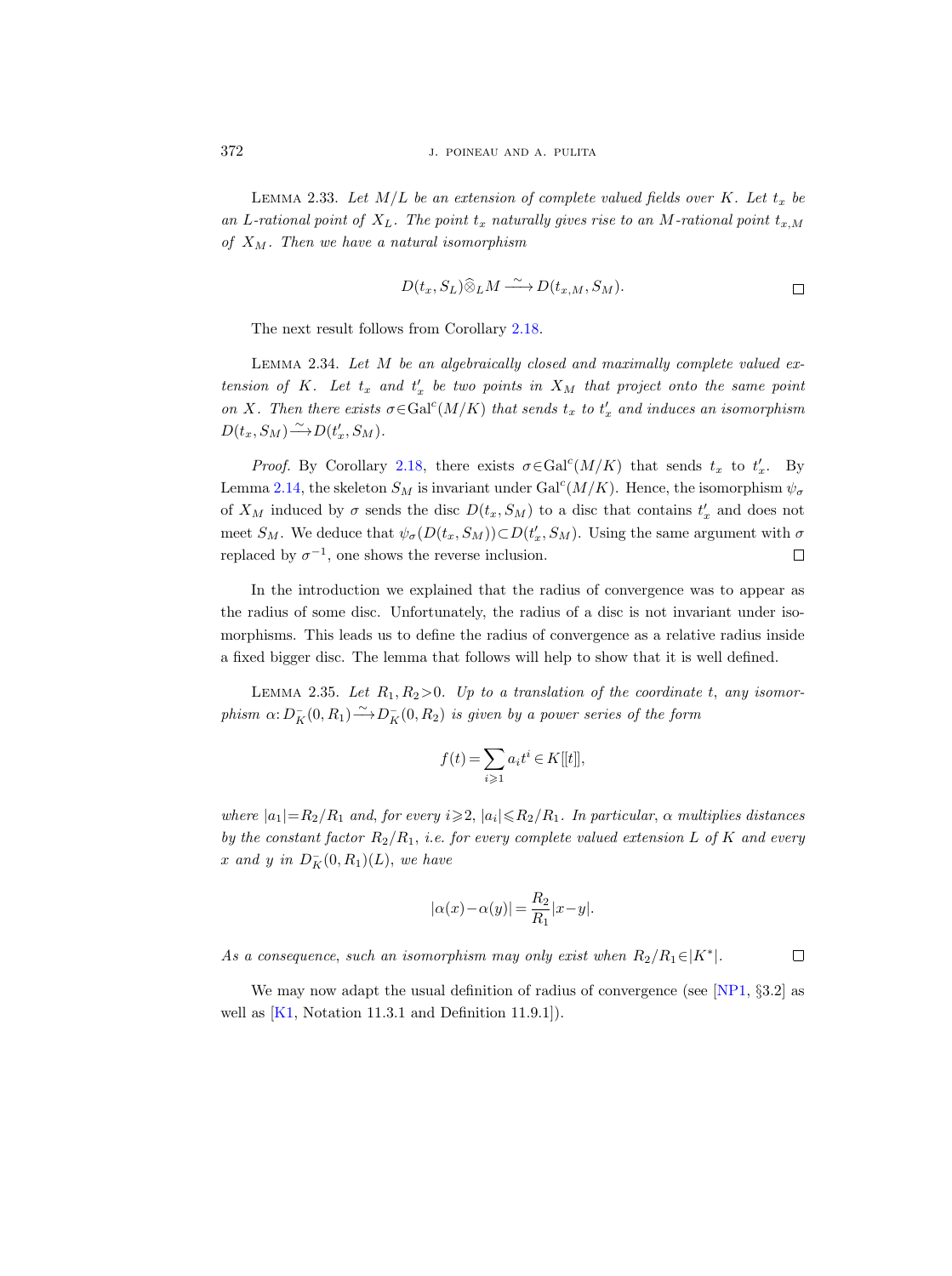Lemma 2.33. *Let $M/L$ be an extension of complete valued fields over $K$. Let $t_x$ be an $L$-rational point of $X_L$. The point $t_x$ naturally gives rise to an $M$-rational point $t_{x,M}$ of $X_M$. Then we have a natural isomorphism*

$$D(t_x, S_L)\widehat{\otimes}_L M \xrightarrow{\sim} D(t_{x,M}, S_M).$$

□

The next result follows from Corollary 2.18.

Lemma 2.34. *Let $M$ be an algebraically closed and maximally complete valued extension of $K$. Let $t_x$ and $t'_x$ be two points in $X_M$ that project onto the same point on $X$. Then there exists $\sigma \in \mathrm{Gal}^c(M/K)$ that sends $t_x$ to $t'_x$ and induces an isomorphism $D(t_x, S_M) \xrightarrow{\sim} D(t'_x, S_M)$.*

*Proof.* By Corollary 2.18, there exists $\sigma \in \mathrm{Gal}^c(M/K)$ that sends $t_x$ to $t'_x$. By Lemma 2.14, the skeleton $S_M$ is invariant under $\mathrm{Gal}^c(M/K)$. Hence, the isomorphism $\psi_\sigma$ of $X_M$ induced by $\sigma$ sends the disc $D(t_x, S_M)$ to a disc that contains $t'_x$ and does not meet $S_M$. We deduce that $\psi_\sigma(D(t_x, S_M)) \subset D(t'_x, S_M)$. Using the same argument with $\sigma$ replaced by $\sigma^{-1}$, one shows the reverse inclusion. □

In the introduction we explained that the radius of convergence was to appear as the radius of some disc. Unfortunately, the radius of a disc is not invariant under isomorphisms. This leads us to define the radius of convergence as a relative radius inside a fixed bigger disc. The lemma that follows will help to show that it is well defined.

Lemma 2.35. *Let $R_1, R_2 > 0$. Up to a translation of the coordinate $t$, any isomorphism $\alpha: D^-_K(0, R_1) \xrightarrow{\sim} D^-_K(0, R_2)$ is given by a power series of the form*

$$f(t) = \sum_{i \geqslant 1} a_i t^i \in K[[t]],$$

*where $|a_1| = R_2/R_1$ and, for every $i \geqslant 2$, $|a_i| \leqslant R_2/R_1$. In particular, $\alpha$ multiplies distances by the constant factor $R_2/R_1$, i.e. for every complete valued extension $L$ of $K$ and every $x$ and $y$ in $D^-_K(0, R_1)(L)$, we have*

$$|\alpha(x) - \alpha(y)| = \frac{R_2}{R_1}|x - y|.$$

*As a consequence, such an isomorphism may only exist when $R_2/R_1 \in |K^*|$.* □

We may now adapt the usual definition of radius of convergence (see [NP1, §3.2] as well as [K1, Notation 11.3.1 and Definition 11.9.1]).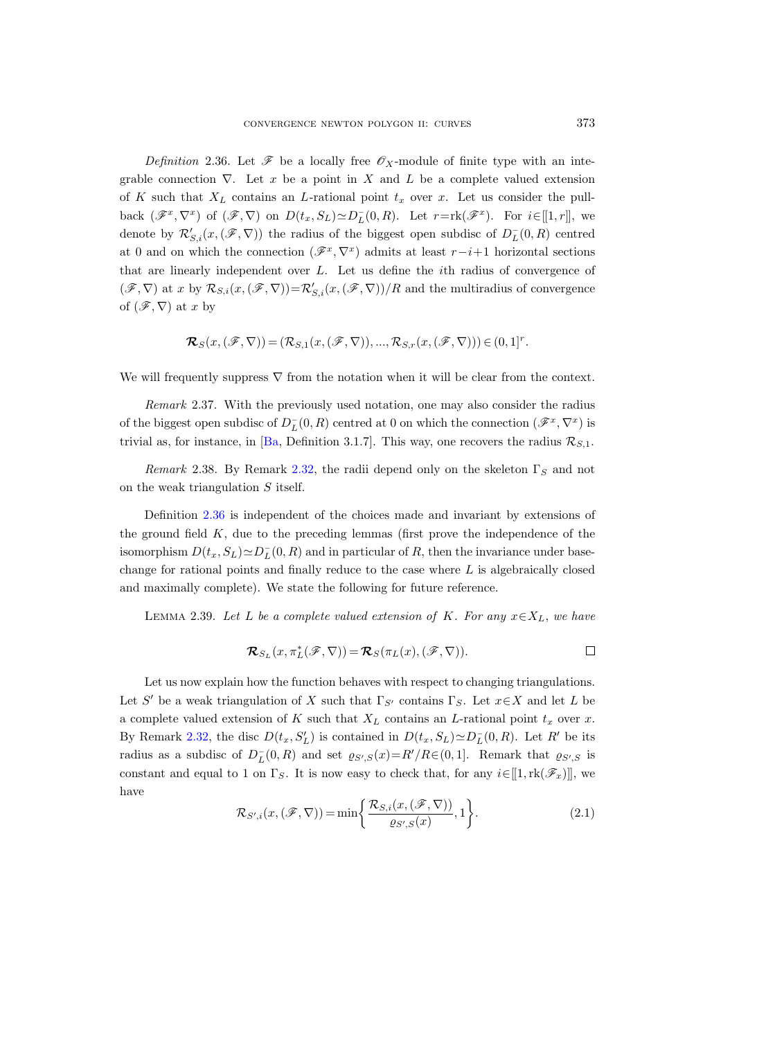*Definition* 2.36. Let $\mathscr{F}$ be a locally free $\mathscr{O}_X$-module of finite type with an integrable connection $\nabla$. Let $x$ be a point in $X$ and $L$ be a complete valued extension of $K$ such that $X_L$ contains an $L$-rational point $t_x$ over $x$. Let us consider the pull-back $(\mathscr{F}^x, \nabla^x)$ of $(\mathscr{F}, \nabla)$ on $D(t_x, S_L) \simeq D_L^-(0, R)$. Let $r = \mathrm{rk}(\mathscr{F}^x)$. For $i \in [[1, r]]$, we denote by $\mathcal{R}'_{S,i}(x, (\mathscr{F}, \nabla))$ the radius of the biggest open subdisc of $D_L^-(0, R)$ centred at 0 and on which the connection $(\mathscr{F}^x, \nabla^x)$ admits at least $r - i + 1$ horizontal sections that are linearly independent over $L$. Let us define the $i$th radius of convergence of $(\mathscr{F}, \nabla)$ at $x$ by $\mathcal{R}_{S,i}(x, (\mathscr{F}, \nabla)) = \mathcal{R}'_{S,i}(x, (\mathscr{F}, \nabla))/R$ and the multiradius of convergence of $(\mathscr{F}, \nabla)$ at $x$ by

$$\boldsymbol{\mathcal{R}}_S(x, (\mathscr{F}, \nabla)) = (\mathcal{R}_{S,1}(x, (\mathscr{F}, \nabla)), ..., \mathcal{R}_{S,r}(x, (\mathscr{F}, \nabla))) \in (0, 1]^r.$$

We will frequently suppress $\nabla$ from the notation when it will be clear from the context.

*Remark* 2.37. With the previously used notation, one may also consider the radius of the biggest open subdisc of $D_L^-(0, R)$ centred at 0 on which the connection $(\mathscr{F}^x, \nabla^x)$ is trivial as, for instance, in [Ba, Definition 3.1.7]. This way, one recovers the radius $\mathcal{R}_{S,1}$.

*Remark* 2.38. By Remark 2.32, the radii depend only on the skeleton $\Gamma_S$ and not on the weak triangulation $S$ itself.

Definition 2.36 is independent of the choices made and invariant by extensions of the ground field $K$, due to the preceding lemmas (first prove the independence of the isomorphism $D(t_x, S_L) \simeq D_L^-(0, R)$ and in particular of $R$, then the invariance under base-change for rational points and finally reduce to the case where $L$ is algebraically closed and maximally complete). We state the following for future reference.

LEMMA 2.39. *Let $L$ be a complete valued extension of $K$. For any $x \in X_L$, we have*

$$\boldsymbol{\mathcal{R}}_{S_L}(x, \pi_L^*(\mathscr{F}, \nabla)) = \boldsymbol{\mathcal{R}}_S(\pi_L(x), (\mathscr{F}, \nabla)).$$ □

Let us now explain how the function behaves with respect to changing triangulations. Let $S'$ be a weak triangulation of $X$ such that $\Gamma_{S'}$ contains $\Gamma_S$. Let $x \in X$ and let $L$ be a complete valued extension of $K$ such that $X_L$ contains an $L$-rational point $t_x$ over $x$. By Remark 2.32, the disc $D(t_x, S'_L)$ is contained in $D(t_x, S_L) \simeq D_L^-(0, R)$. Let $R'$ be its radius as a subdisc of $D_L^-(0, R)$ and set $\varrho_{S',S}(x) = R'/R \in (0, 1]$. Remark that $\varrho_{S',S}$ is constant and equal to 1 on $\Gamma_S$. It is now easy to check that, for any $i \in [[1, \mathrm{rk}(\mathscr{F}_x)]]$, we have

$$\mathcal{R}_{S',i}(x, (\mathscr{F}, \nabla)) = \min\left\{\frac{\mathcal{R}_{S,i}(x, (\mathscr{F}, \nabla))}{\varrho_{S',S}(x)}, 1\right\}. \tag{2.1}$$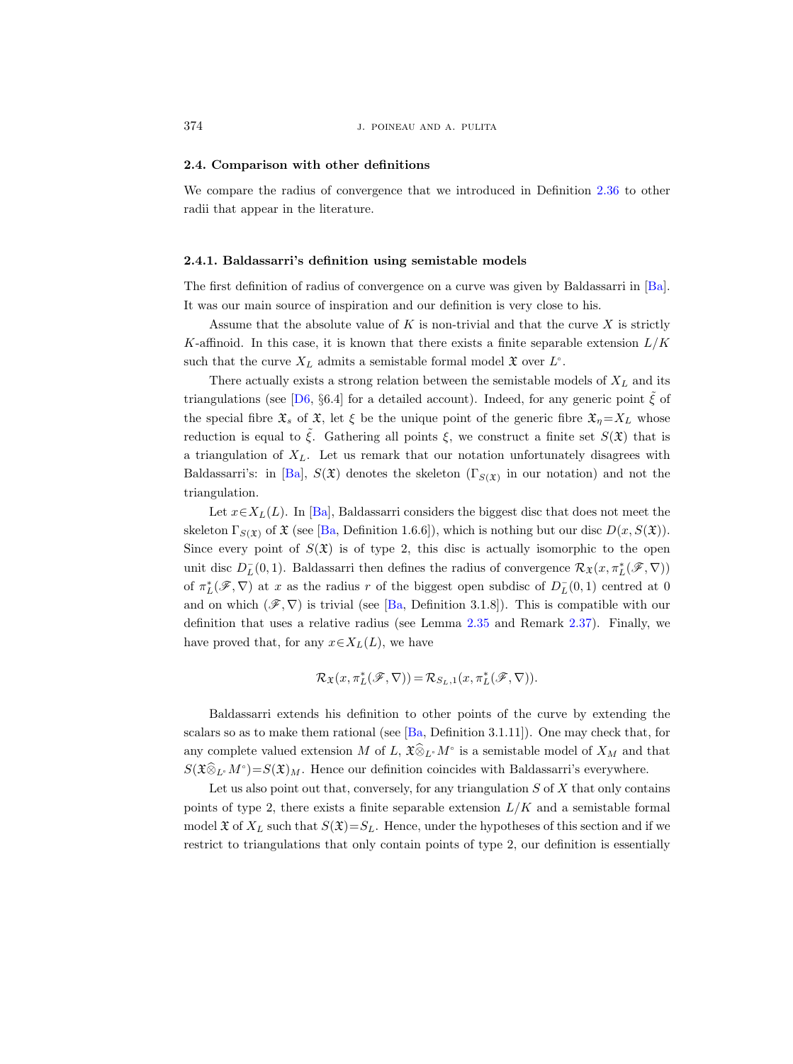## 2.4. Comparison with other definitions

We compare the radius of convergence that we introduced in Definition 2.36 to other radii that appear in the literature.

### 2.4.1. Baldassarri's definition using semistable models

The first definition of radius of convergence on a curve was given by Baldassarri in [Ba]. It was our main source of inspiration and our definition is very close to his.

Assume that the absolute value of $K$ is non-trivial and that the curve $X$ is strictly $K$-affinoid. In this case, it is known that there exists a finite separable extension $L/K$ such that the curve $X_L$ admits a semistable formal model $\mathfrak{X}$ over $L^\circ$.

There actually exists a strong relation between the semistable models of $X_L$ and its triangulations (see [D6, §6.4] for a detailed account). Indeed, for any generic point $\tilde{\xi}$ of the special fibre $\mathfrak{X}_s$ of $\mathfrak{X}$, let $\xi$ be the unique point of the generic fibre $\mathfrak{X}_\eta = X_L$ whose reduction is equal to $\tilde{\xi}$. Gathering all points $\xi$, we construct a finite set $S(\mathfrak{X})$ that is a triangulation of $X_L$. Let us remark that our notation unfortunately disagrees with Baldassarri's: in [Ba], $S(\mathfrak{X})$ denotes the skeleton ($\Gamma_{S(\mathfrak{X})}$ in our notation) and not the triangulation.

Let $x \in X_L(L)$. In [Ba], Baldassarri considers the biggest disc that does not meet the skeleton $\Gamma_{S(\mathfrak{X})}$ of $\mathfrak{X}$ (see [Ba, Definition 1.6.6]), which is nothing but our disc $D(x, S(\mathfrak{X}))$. Since every point of $S(\mathfrak{X})$ is of type 2, this disc is actually isomorphic to the open unit disc $D_L^-(0,1)$. Baldassarri then defines the radius of convergence $\mathcal{R}_{\mathfrak{X}}(x, \pi_L^*(\mathscr{F}, \nabla))$ of $\pi_L^*(\mathscr{F}, \nabla)$ at $x$ as the radius $r$ of the biggest open subdisc of $D_L^-(0,1)$ centred at 0 and on which $(\mathscr{F}, \nabla)$ is trivial (see [Ba, Definition 3.1.8]). This is compatible with our definition that uses a relative radius (see Lemma 2.35 and Remark 2.37). Finally, we have proved that, for any $x \in X_L(L)$, we have

$$\mathcal{R}_{\mathfrak{X}}(x, \pi_L^*(\mathscr{F}, \nabla)) = \mathcal{R}_{S_L,1}(x, \pi_L^*(\mathscr{F}, \nabla)).$$

Baldassarri extends his definition to other points of the curve by extending the scalars so as to make them rational (see [Ba, Definition 3.1.11]). One may check that, for any complete valued extension $M$ of $L$, $\mathfrak{X}\widehat{\otimes}_{L^\circ} M^\circ$ is a semistable model of $X_M$ and that $S(\mathfrak{X}\widehat{\otimes}_{L^\circ} M^\circ) = S(\mathfrak{X})_M$. Hence our definition coincides with Baldassarri's everywhere.

Let us also point out that, conversely, for any triangulation $S$ of $X$ that only contains points of type 2, there exists a finite separable extension $L/K$ and a semistable formal model $\mathfrak{X}$ of $X_L$ such that $S(\mathfrak{X}) = S_L$. Hence, under the hypotheses of this section and if we restrict to triangulations that only contain points of type 2, our definition is essentially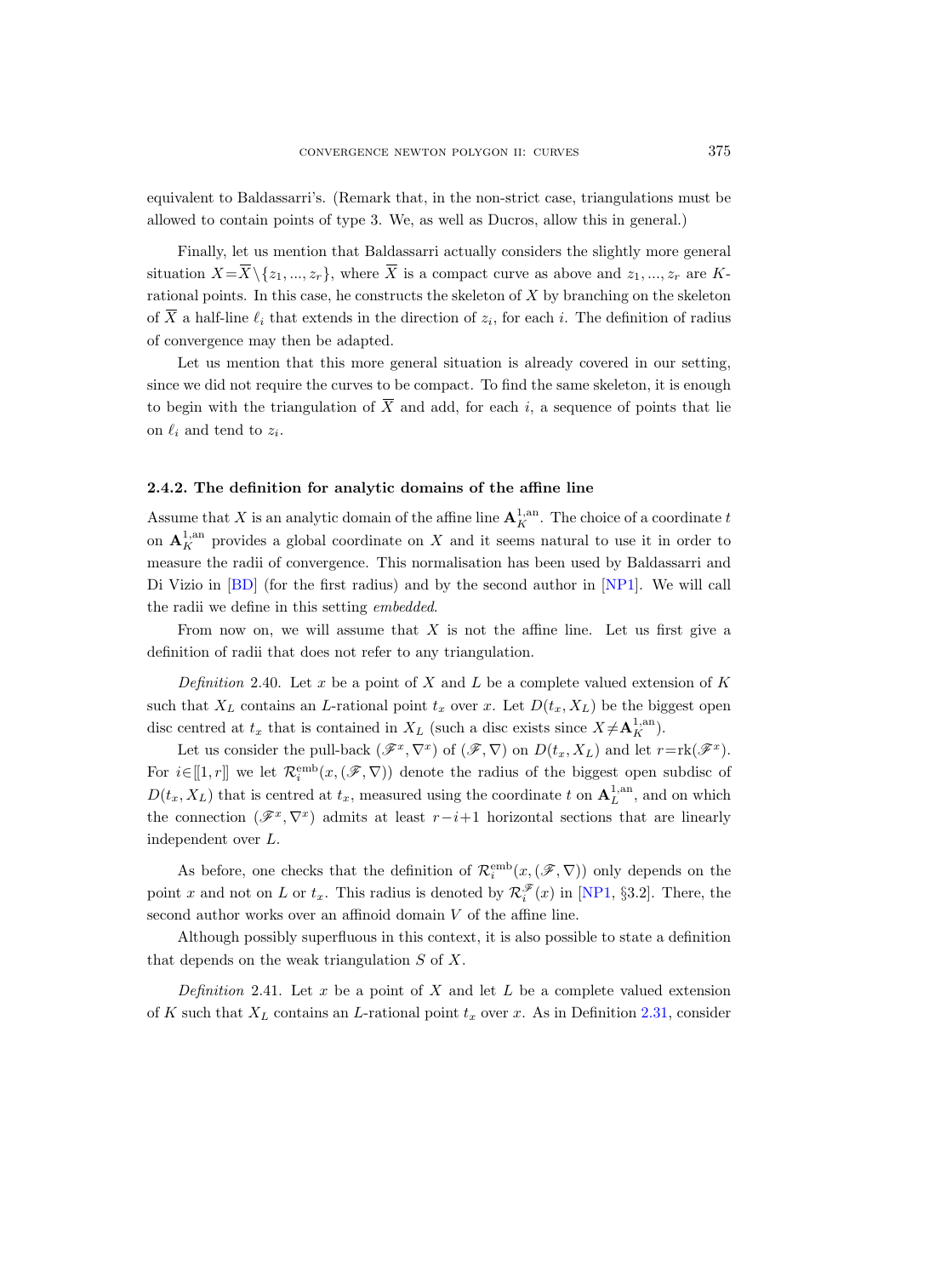equivalent to Baldassarri's. (Remark that, in the non-strict case, triangulations must be allowed to contain points of type 3. We, as well as Ducros, allow this in general.)

Finally, let us mention that Baldassarri actually considers the slightly more general situation $X=\overline{X}\setminus\{z_1,...,z_r\}$, where $\overline{X}$ is a compact curve as above and $z_1,...,z_r$ are $K$-rational points. In this case, he constructs the skeleton of $X$ by branching on the skeleton of $\overline{X}$ a half-line $\ell_i$ that extends in the direction of $z_i$, for each $i$. The definition of radius of convergence may then be adapted.

Let us mention that this more general situation is already covered in our setting, since we did not require the curves to be compact. To find the same skeleton, it is enough to begin with the triangulation of $\overline{X}$ and add, for each $i$, a sequence of points that lie on $\ell_i$ and tend to $z_i$.

### 2.4.2. The definition for analytic domains of the affine line

Assume that $X$ is an analytic domain of the affine line $\mathbf{A}^{1,\mathrm{an}}_K$. The choice of a coordinate $t$ on $\mathbf{A}^{1,\mathrm{an}}_K$ provides a global coordinate on $X$ and it seems natural to use it in order to measure the radii of convergence. This normalisation has been used by Baldassarri and Di Vizio in [BD] (for the first radius) and by the second author in [NP1]. We will call the radii we define in this setting *embedded*.

From now on, we will assume that $X$ is not the affine line. Let us first give a definition of radii that does not refer to any triangulation.

*Definition* 2.40. Let $x$ be a point of $X$ and $L$ be a complete valued extension of $K$ such that $X_L$ contains an $L$-rational point $t_x$ over $x$. Let $D(t_x,X_L)$ be the biggest open disc centred at $t_x$ that is contained in $X_L$ (such a disc exists since $X\neq\mathbf{A}^{1,\mathrm{an}}_K$).

Let us consider the pull-back $(\mathscr{F}^x,\nabla^x)$ of $(\mathscr{F},\nabla)$ on $D(t_x,X_L)$ and let $r=\mathrm{rk}(\mathscr{F}^x)$. For $i\in[\![1,r]\!]$ we let $\mathcal{R}^{\mathrm{emb}}_i(x,(\mathscr{F},\nabla))$ denote the radius of the biggest open subdisc of $D(t_x,X_L)$ that is centred at $t_x$, measured using the coordinate $t$ on $\mathbf{A}^{1,\mathrm{an}}_L$, and on which the connection $(\mathscr{F}^x,\nabla^x)$ admits at least $r-i+1$ horizontal sections that are linearly independent over $L$.

As before, one checks that the definition of $\mathcal{R}^{\mathrm{emb}}_i(x,(\mathscr{F},\nabla))$ only depends on the point $x$ and not on $L$ or $t_x$. This radius is denoted by $\mathcal{R}^{\mathscr{F}}_i(x)$ in [NP1, §3.2]. There, the second author works over an affinoid domain $V$ of the affine line.

Although possibly superfluous in this context, it is also possible to state a definition that depends on the weak triangulation $S$ of $X$.

*Definition* 2.41. Let $x$ be a point of $X$ and let $L$ be a complete valued extension of $K$ such that $X_L$ contains an $L$-rational point $t_x$ over $x$. As in Definition 2.31, consider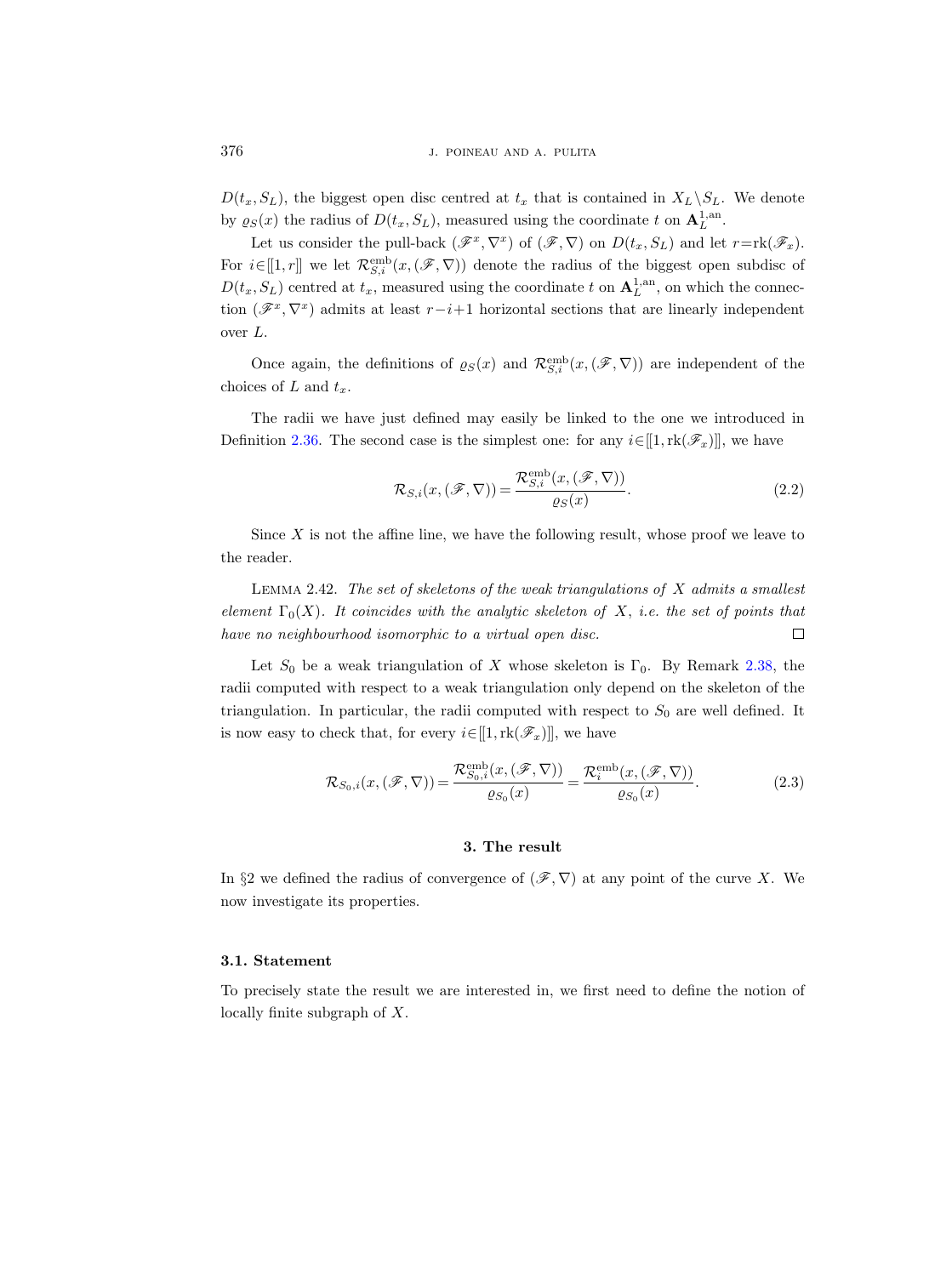$D(t_x, S_L)$, the biggest open disc centred at $t_x$ that is contained in $X_L \setminus S_L$. We denote by $\varrho_S(x)$ the radius of $D(t_x, S_L)$, measured using the coordinate $t$ on $\mathbf{A}_L^{1,\mathrm{an}}$.

Let us consider the pull-back $(\mathscr{F}^x, \nabla^x)$ of $(\mathscr{F}, \nabla)$ on $D(t_x, S_L)$ and let $r = \mathrm{rk}(\mathscr{F}_x)$. For $i \in [\![1, r]\!]$ we let $\mathcal{R}_{S,i}^{\mathrm{emb}}(x, (\mathscr{F}, \nabla))$ denote the radius of the biggest open subdisc of $D(t_x, S_L)$ centred at $t_x$, measured using the coordinate $t$ on $\mathbf{A}_L^{1,\mathrm{an}}$, on which the connection $(\mathscr{F}^x, \nabla^x)$ admits at least $r - i + 1$ horizontal sections that are linearly independent over $L$.

Once again, the definitions of $\varrho_S(x)$ and $\mathcal{R}_{S,i}^{\mathrm{emb}}(x, (\mathscr{F}, \nabla))$ are independent of the choices of $L$ and $t_x$.

The radii we have just defined may easily be linked to the one we introduced in Definition 2.36. The second case is the simplest one: for any $i \in [\![1, \mathrm{rk}(\mathscr{F}_x)]\!]$, we have

$$\mathcal{R}_{S,i}(x, (\mathscr{F}, \nabla)) = \frac{\mathcal{R}_{S,i}^{\mathrm{emb}}(x, (\mathscr{F}, \nabla))}{\varrho_S(x)}. \tag{2.2}$$

Since $X$ is not the affine line, we have the following result, whose proof we leave to the reader.

Lemma 2.42. *The set of skeletons of the weak triangulations of $X$ admits a smallest element $\Gamma_0(X)$. It coincides with the analytic skeleton of $X$, i.e. the set of points that have no neighbourhood isomorphic to a virtual open disc.* □

Let $S_0$ be a weak triangulation of $X$ whose skeleton is $\Gamma_0$. By Remark 2.38, the radii computed with respect to a weak triangulation only depend on the skeleton of the triangulation. In particular, the radii computed with respect to $S_0$ are well defined. It is now easy to check that, for every $i \in [\![1, \mathrm{rk}(\mathscr{F}_x)]\!]$, we have

$$\mathcal{R}_{S_0,i}(x, (\mathscr{F}, \nabla)) = \frac{\mathcal{R}_{S_0,i}^{\mathrm{emb}}(x, (\mathscr{F}, \nabla))}{\varrho_{S_0}(x)} = \frac{\mathcal{R}_{i}^{\mathrm{emb}}(x, (\mathscr{F}, \nabla))}{\varrho_{S_0}(x)}. \tag{2.3}$$

## 3. The result

In §2 we defined the radius of convergence of $(\mathscr{F}, \nabla)$ at any point of the curve $X$. We now investigate its properties.

### 3.1. Statement

To precisely state the result we are interested in, we first need to define the notion of locally finite subgraph of $X$.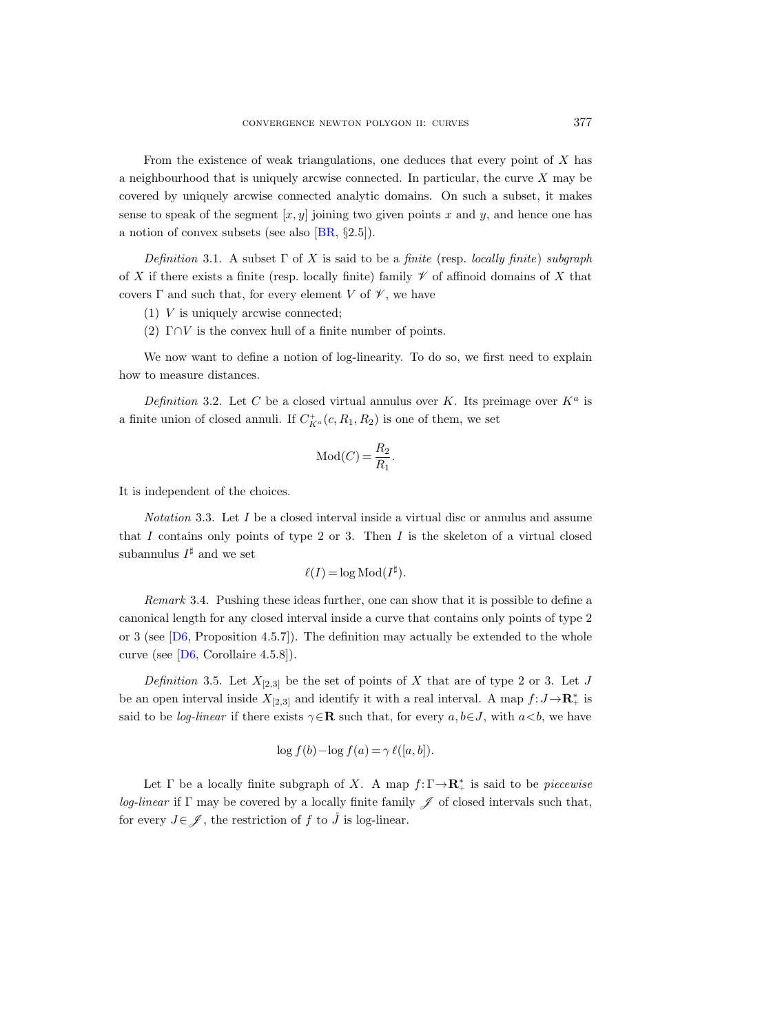From the existence of weak triangulations, one deduces that every point of $X$ has a neighbourhood that is uniquely arcwise connected. In particular, the curve $X$ may be covered by uniquely arcwise connected analytic domains. On such a subset, it makes sense to speak of the segment $[x,y]$ joining two given points $x$ and $y$, and hence one has a notion of convex subsets (see also [BR, §2.5]).

*Definition* 3.1. A subset $\Gamma$ of $X$ is said to be a *finite* (resp. *locally finite*) *subgraph* of $X$ if there exists a finite (resp. locally finite) family $\mathscr{V}$ of affinoid domains of $X$ that covers $\Gamma$ and such that, for every element $V$ of $\mathscr{V}$, we have

(1) $V$ is uniquely arcwise connected;

(2) $\Gamma \cap V$ is the convex hull of a finite number of points.

We now want to define a notion of log-linearity. To do so, we first need to explain how to measure distances.

*Definition* 3.2. Let $C$ be a closed virtual annulus over $K$. Its preimage over $K^a$ is a finite union of closed annuli. If $C^+_{K^a}(c, R_1, R_2)$ is one of them, we set

$$\mathrm{Mod}(C) = \frac{R_2}{R_1}.$$

It is independent of the choices.

*Notation* 3.3. Let $I$ be a closed interval inside a virtual disc or annulus and assume that $I$ contains only points of type 2 or 3. Then $I$ is the skeleton of a virtual closed subannulus $I^\sharp$ and we set

$$\ell(I) = \log \mathrm{Mod}(I^\sharp).$$

*Remark* 3.4. Pushing these ideas further, one can show that it is possible to define a canonical length for any closed interval inside a curve that contains only points of type 2 or 3 (see [D6, Proposition 4.5.7]). The definition may actually be extended to the whole curve (see [D6, Corollaire 4.5.8]).

*Definition* 3.5. Let $X_{[2,3]}$ be the set of points of $X$ that are of type 2 or 3. Let $J$ be an open interval inside $X_{[2,3]}$ and identify it with a real interval. A map $f\colon J \to \mathbf{R}^*_+$ is said to be *log-linear* if there exists $\gamma \in \mathbf{R}$ such that, for every $a, b \in J$, with $a < b$, we have

$$\log f(b) - \log f(a) = \gamma\, \ell([a,b]).$$

Let $\Gamma$ be a locally finite subgraph of $X$. A map $f\colon \Gamma \to \mathbf{R}^*_+$ is said to be *piecewise log-linear* if $\Gamma$ may be covered by a locally finite family $\mathscr{J}$ of closed intervals such that, for every $J \in \mathscr{J}$, the restriction of $f$ to $\mathring{J}$ is log-linear.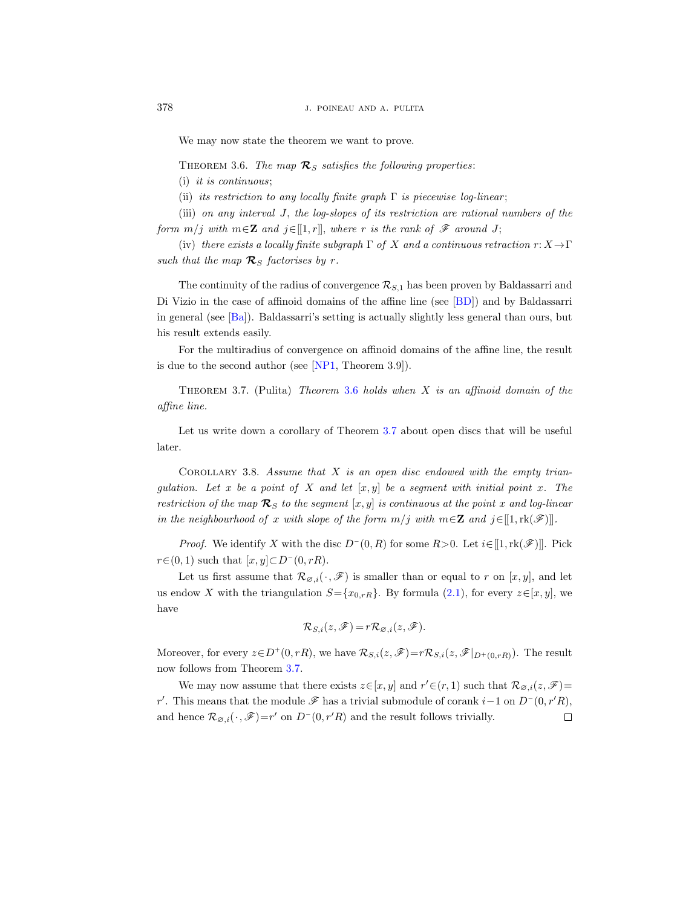We may now state the theorem we want to prove.

Theorem 3.6. *The map $\boldsymbol{\mathcal{R}}_S$ satisfies the following properties*:

(i) *it is continuous*;

(ii) *its restriction to any locally finite graph $\Gamma$ is piecewise log-linear*;

(iii) *on any interval $J$, the log-slopes of its restriction are rational numbers of the form $m/j$ with $m \in \mathbf{Z}$ and $j \in [\![1, r]\!]$, where $r$ is the rank of $\mathscr{F}$ around $J$*;

(iv) *there exists a locally finite subgraph $\Gamma$ of $X$ and a continuous retraction $r: X \to \Gamma$ such that the map $\boldsymbol{\mathcal{R}}_S$ factorises by $r$*.

The continuity of the radius of convergence $\mathcal{R}_{S,1}$ has been proven by Baldassarri and Di Vizio in the case of affinoid domains of the affine line (see [BD]) and by Baldassarri in general (see [Ba]). Baldassarri's setting is actually slightly less general than ours, but his result extends easily.

For the multiradius of convergence on affinoid domains of the affine line, the result is due to the second author (see [NP1, Theorem 3.9]).

Theorem 3.7. (Pulita) *Theorem 3.6 holds when $X$ is an affinoid domain of the affine line.*

Let us write down a corollary of Theorem 3.7 about open discs that will be useful later.

Corollary 3.8. *Assume that $X$ is an open disc endowed with the empty triangulation. Let $x$ be a point of $X$ and let $[x, y]$ be a segment with initial point $x$. The restriction of the map $\boldsymbol{\mathcal{R}}_S$ to the segment $[x, y]$ is continuous at the point $x$ and log-linear in the neighbourhood of $x$ with slope of the form $m/j$ with $m \in \mathbf{Z}$ and $j \in [\![1, \mathrm{rk}(\mathscr{F})]\!]$.*

*Proof.* We identify $X$ with the disc $D^-(0, R)$ for some $R > 0$. Let $i \in [\![1, \mathrm{rk}(\mathscr{F})]\!]$. Pick $r \in (0, 1)$ such that $[x, y] \subset D^-(0, rR)$.

Let us first assume that $\mathcal{R}_{\varnothing,i}(\cdot, \mathscr{F})$ is smaller than or equal to $r$ on $[x, y]$, and let us endow $X$ with the triangulation $S = \{x_{0,rR}\}$. By formula (2.1), for every $z \in [x, y]$, we have

$$\mathcal{R}_{S,i}(z, \mathscr{F}) = r\mathcal{R}_{\varnothing,i}(z, \mathscr{F}).$$

Moreover, for every $z \in D^+(0, rR)$, we have $\mathcal{R}_{S,i}(z, \mathscr{F}) = r\mathcal{R}_{S,i}(z, \mathscr{F}|_{D^+(0,rR)})$. The result now follows from Theorem 3.7.

We may now assume that there exists $z \in [x, y]$ and $r' \in (r, 1)$ such that $\mathcal{R}_{\varnothing,i}(z, \mathscr{F}) = r'$. This means that the module $\mathscr{F}$ has a trivial submodule of corank $i-1$ on $D^-(0, r'R)$, and hence $\mathcal{R}_{\varnothing,i}(\cdot, \mathscr{F}) = r'$ on $D^-(0, r'R)$ and the result follows trivially. $\square$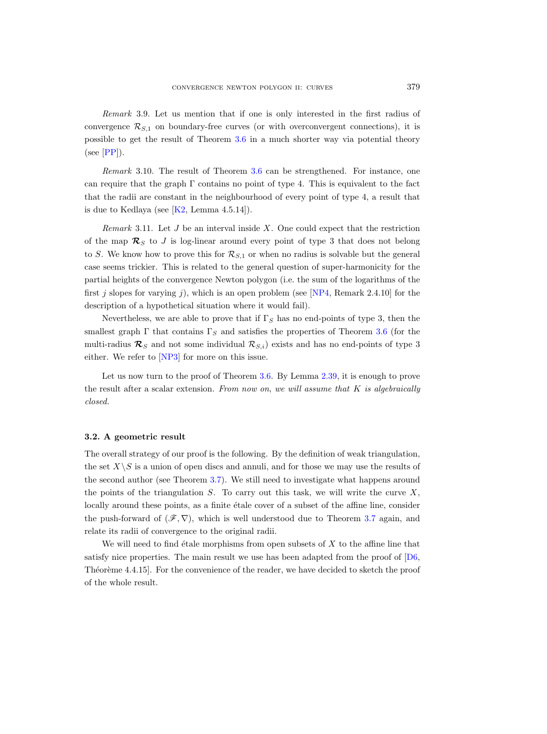*Remark* 3.9. Let us mention that if one is only interested in the first radius of convergence $\mathcal{R}_{S,1}$ on boundary-free curves (or with overconvergent connections), it is possible to get the result of Theorem 3.6 in a much shorter way via potential theory (see [PP]).

*Remark* 3.10. The result of Theorem 3.6 can be strengthened. For instance, one can require that the graph $\Gamma$ contains no point of type 4. This is equivalent to the fact that the radii are constant in the neighbourhood of every point of type 4, a result that is due to Kedlaya (see [K2, Lemma 4.5.14]).

*Remark* 3.11. Let $J$ be an interval inside $X$. One could expect that the restriction of the map $\boldsymbol{\mathcal{R}}_S$ to $J$ is log-linear around every point of type 3 that does not belong to $S$. We know how to prove this for $\mathcal{R}_{S,1}$ or when no radius is solvable but the general case seems trickier. This is related to the general question of super-harmonicity for the partial heights of the convergence Newton polygon (i.e. the sum of the logarithms of the first $j$ slopes for varying $j$), which is an open problem (see [NP4, Remark 2.4.10] for the description of a hypothetical situation where it would fail).

Nevertheless, we are able to prove that if $\Gamma_S$ has no end-points of type 3, then the smallest graph $\Gamma$ that contains $\Gamma_S$ and satisfies the properties of Theorem 3.6 (for the multi-radius $\boldsymbol{\mathcal{R}}_S$ and not some individual $\mathcal{R}_{S,i}$) exists and has no end-points of type 3 either. We refer to [NP3] for more on this issue.

Let us now turn to the proof of Theorem 3.6. By Lemma 2.39, it is enough to prove the result after a scalar extension. *From now on, we will assume that $K$ is algebraically closed.*

### 3.2. A geometric result

The overall strategy of our proof is the following. By the definition of weak triangulation, the set $X\backslash S$ is a union of open discs and annuli, and for those we may use the results of the second author (see Theorem 3.7). We still need to investigate what happens around the points of the triangulation $S$. To carry out this task, we will write the curve $X$, locally around these points, as a finite étale cover of a subset of the affine line, consider the push-forward of $(\mathscr{F},\nabla)$, which is well understood due to Theorem 3.7 again, and relate its radii of convergence to the original radii.

We will need to find étale morphisms from open subsets of $X$ to the affine line that satisfy nice properties. The main result we use has been adapted from the proof of [D6, Théorème 4.4.15]. For the convenience of the reader, we have decided to sketch the proof of the whole result.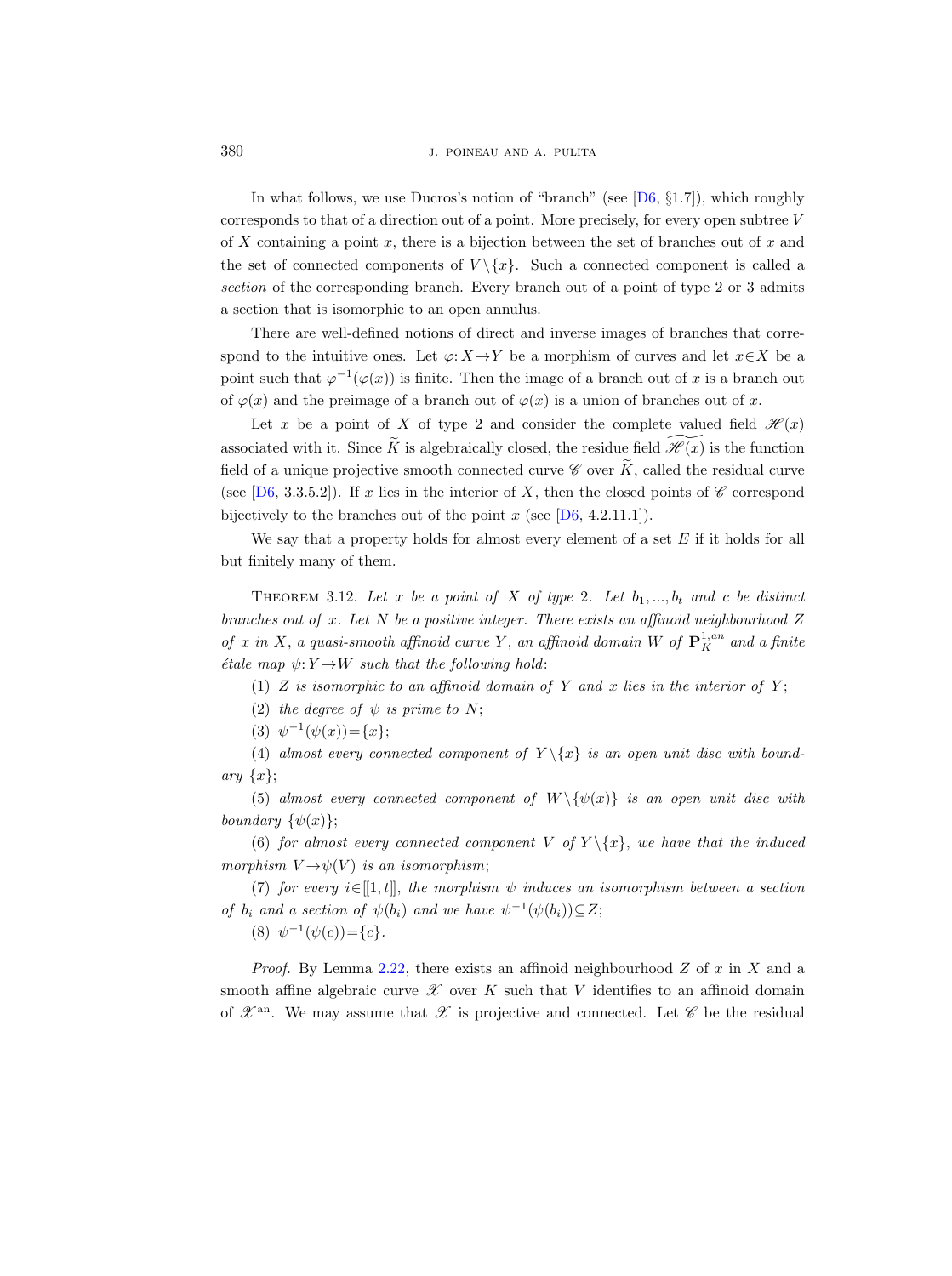In what follows, we use Ducros's notion of "branch" (see [D6, §1.7]), which roughly corresponds to that of a direction out of a point. More precisely, for every open subtree $V$ of $X$ containing a point $x$, there is a bijection between the set of branches out of $x$ and the set of connected components of $V\setminus\{x\}$. Such a connected component is called a *section* of the corresponding branch. Every branch out of a point of type 2 or 3 admits a section that is isomorphic to an open annulus.

There are well-defined notions of direct and inverse images of branches that correspond to the intuitive ones. Let $\varphi: X\to Y$ be a morphism of curves and let $x\in X$ be a point such that $\varphi^{-1}(\varphi(x))$ is finite. Then the image of a branch out of $x$ is a branch out of $\varphi(x)$ and the preimage of a branch out of $\varphi(x)$ is a union of branches out of $x$.

Let $x$ be a point of $X$ of type 2 and consider the complete valued field $\mathscr{H}(x)$ associated with it. Since $\widetilde{K}$ is algebraically closed, the residue field $\widetilde{\mathscr{H}(x)}$ is the function field of a unique projective smooth connected curve $\mathscr{C}$ over $\widetilde{K}$, called the residual curve (see [D6, 3.3.5.2]). If $x$ lies in the interior of $X$, then the closed points of $\mathscr{C}$ correspond bijectively to the branches out of the point $x$ (see [D6, 4.2.11.1]).

We say that a property holds for almost every element of a set $E$ if it holds for all but finitely many of them.

THEOREM 3.12. *Let $x$ be a point of $X$ of type 2. Let $b_1, ..., b_t$ and $c$ be distinct branches out of $x$. Let $N$ be a positive integer. There exists an affinoid neighbourhood $Z$ of $x$ in $X$, a quasi-smooth affinoid curve $Y$, an affinoid domain $W$ of $\mathbf{P}_K^{1,an}$ and a finite étale map $\psi: Y\to W$ such that the following hold*:

(1) *$Z$ is isomorphic to an affinoid domain of $Y$ and $x$ lies in the interior of $Y$*;

(2) *the degree of $\psi$ is prime to $N$*;

(3) *$\psi^{-1}(\psi(x))=\{x\}$*;

(4) *almost every connected component of $Y\setminus\{x\}$ is an open unit disc with boundary $\{x\}$*;

(5) *almost every connected component of $W\setminus\{\psi(x)\}$ is an open unit disc with boundary $\{\psi(x)\}$*;

(6) *for almost every connected component $V$ of $Y\setminus\{x\}$, we have that the induced morphism $V\to\psi(V)$ is an isomorphism*;

(7) *for every $i\in[\![1,t]\!]$, the morphism $\psi$ induces an isomorphism between a section of $b_i$ and a section of $\psi(b_i)$ and we have $\psi^{-1}(\psi(b_i))\subseteq Z$*;

(8) *$\psi^{-1}(\psi(c))=\{c\}$.*

*Proof.* By Lemma 2.22, there exists an affinoid neighbourhood $Z$ of $x$ in $X$ and a smooth affine algebraic curve $\mathscr{X}$ over $K$ such that $V$ identifies to an affinoid domain of $\mathscr{X}^{\mathrm{an}}$. We may assume that $\mathscr{X}$ is projective and connected. Let $\mathscr{C}$ be the residual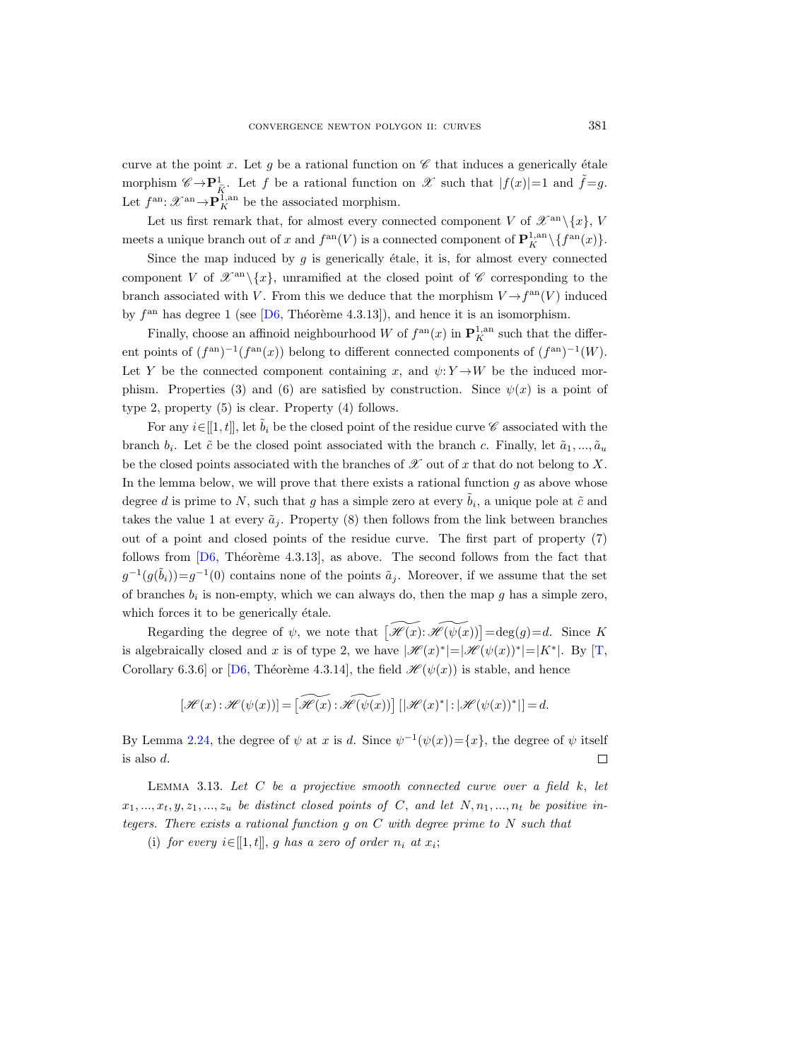curve at the point $x$. Let $g$ be a rational function on $\mathscr{C}$ that induces a generically étale morphism $\mathscr{C} \to \mathbf{P}^1_{\tilde{K}}$. Let $f$ be a rational function on $\mathscr{X}$ such that $|f(x)|=1$ and $\tilde{f}=g$. Let $f^{\mathrm{an}}: \mathscr{X}^{\mathrm{an}} \to \mathbf{P}^{1,\mathrm{an}}_K$ be the associated morphism.

Let us first remark that, for almost every connected component $V$ of $\mathscr{X}^{\mathrm{an}} \setminus \{x\}$, $V$ meets a unique branch out of $x$ and $f^{\mathrm{an}}(V)$ is a connected component of $\mathbf{P}^{1,\mathrm{an}}_K \setminus \{f^{\mathrm{an}}(x)\}$.

Since the map induced by $g$ is generically étale, it is, for almost every connected component $V$ of $\mathscr{X}^{\mathrm{an}} \setminus \{x\}$, unramified at the closed point of $\mathscr{C}$ corresponding to the branch associated with $V$. From this we deduce that the morphism $V \to f^{\mathrm{an}}(V)$ induced by $f^{\mathrm{an}}$ has degree 1 (see [D6, Théorème 4.3.13]), and hence it is an isomorphism.

Finally, choose an affinoid neighbourhood $W$ of $f^{\mathrm{an}}(x)$ in $\mathbf{P}^{1,\mathrm{an}}_K$ such that the different points of $(f^{\mathrm{an}})^{-1}(f^{\mathrm{an}}(x))$ belong to different connected components of $(f^{\mathrm{an}})^{-1}(W)$. Let $Y$ be the connected component containing $x$, and $\psi: Y \to W$ be the induced morphism. Properties (3) and (6) are satisfied by construction. Since $\psi(x)$ is a point of type 2, property (5) is clear. Property (4) follows.

For any $i \in [[1,t]]$, let $\tilde{b}_i$ be the closed point of the residue curve $\mathscr{C}$ associated with the branch $b_i$. Let $\tilde{c}$ be the closed point associated with the branch $c$. Finally, let $\tilde{a}_1, ..., \tilde{a}_u$ be the closed points associated with the branches of $\mathscr{X}$ out of $x$ that do not belong to $X$. In the lemma below, we will prove that there exists a rational function $g$ as above whose degree $d$ is prime to $N$, such that $g$ has a simple zero at every $\tilde{b}_i$, a unique pole at $\tilde{c}$ and takes the value 1 at every $\tilde{a}_j$. Property (8) then follows from the link between branches out of a point and closed points of the residue curve. The first part of property (7) follows from [D6, Théorème 4.3.13], as above. The second follows from the fact that $g^{-1}(g(\tilde{b}_i)) = g^{-1}(0)$ contains none of the points $\tilde{a}_j$. Moreover, if we assume that the set of branches $b_i$ is non-empty, which we can always do, then the map $g$ has a simple zero, which forces it to be generically étale.

Regarding the degree of $\psi$, we note that $\big[\widetilde{\mathscr{H}(x)}: \widetilde{\mathscr{H}(\psi(x))}\big] = \deg(g) = d$. Since $K$ is algebraically closed and $x$ is of type 2, we have $|\mathscr{H}(x)^*| = |\mathscr{H}(\psi(x))^*| = |K^*|$. By [T, Corollary 6.3.6] or [D6, Théorème 4.3.14], the field $\mathscr{H}(\psi(x))$ is stable, and hence

$$[\mathscr{H}(x) : \mathscr{H}(\psi(x))] = \big[\widetilde{\mathscr{H}(x)} : \widetilde{\mathscr{H}(\psi(x))}\big]\, [|\mathscr{H}(x)^*| : |\mathscr{H}(\psi(x))^*|] = d.$$

By Lemma 2.24, the degree of $\psi$ at $x$ is $d$. Since $\psi^{-1}(\psi(x)) = \{x\}$, the degree of $\psi$ itself is also $d$. $\square$

Lemma 3.13. *Let $C$ be a projective smooth connected curve over a field $k$, let $x_1, ..., x_t, y, z_1, ..., z_u$ be distinct closed points of $C$, and let $N, n_1, ..., n_t$ be positive integers. There exists a rational function $g$ on $C$ with degree prime to $N$ such that*

(i) *for every $i \in [[1,t]]$, $g$ has a zero of order $n_i$ at $x_i$;*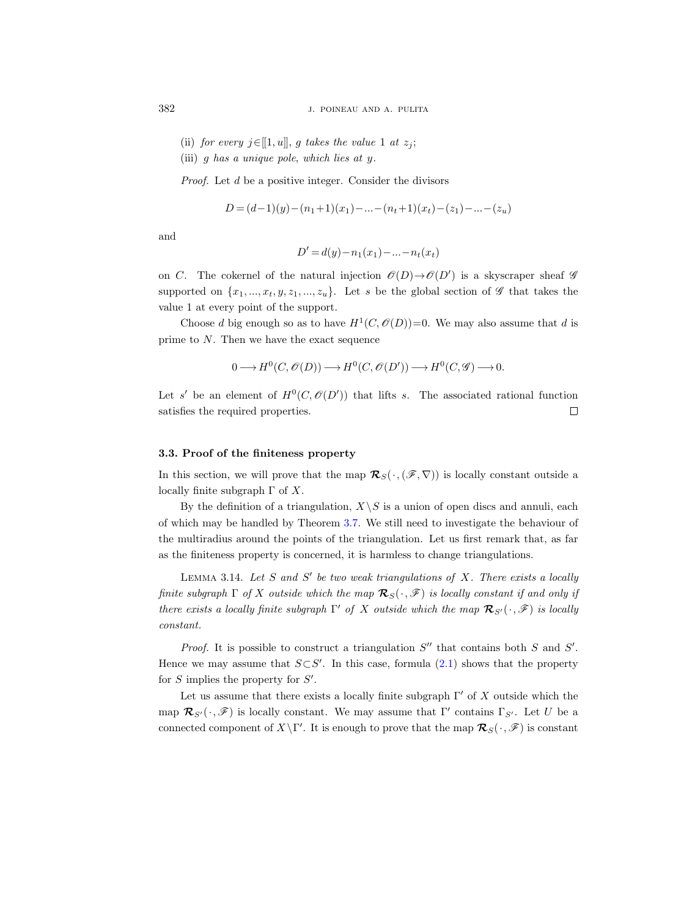(ii) *for every* $j\in[\![1,u]\!]$, $g$ *takes the value* 1 *at* $z_j$;

(iii) $g$ *has a unique pole, which lies at* $y$.

*Proof.* Let $d$ be a positive integer. Consider the divisors

$$D=(d-1)(y)-(n_1+1)(x_1)-\ldots-(n_t+1)(x_t)-(z_1)-\ldots-(z_u)$$

and

$$D'=d(y)-n_1(x_1)-\ldots-n_t(x_t)$$

on $C$. The cokernel of the natural injection $\mathscr{O}(D)\to\mathscr{O}(D')$ is a skyscraper sheaf $\mathscr{G}$ supported on $\{x_1,...,x_t,y,z_1,...,z_u\}$. Let $s$ be the global section of $\mathscr{G}$ that takes the value 1 at every point of the support.

Choose $d$ big enough so as to have $H^1(C,\mathscr{O}(D))=0$. We may also assume that $d$ is prime to $N$. Then we have the exact sequence

$$0\longrightarrow H^0(C,\mathscr{O}(D))\longrightarrow H^0(C,\mathscr{O}(D'))\longrightarrow H^0(C,\mathscr{G})\longrightarrow 0.$$

Let $s'$ be an element of $H^0(C,\mathscr{O}(D'))$ that lifts $s$. The associated rational function satisfies the required properties. $\square$

### 3.3. Proof of the finiteness property

In this section, we will prove that the map $\boldsymbol{\mathcal{R}}_S(\cdot,(\mathscr{F},\nabla))$ is locally constant outside a locally finite subgraph $\Gamma$ of $X$.

By the definition of a triangulation, $X\setminus S$ is a union of open discs and annuli, each of which may be handled by Theorem 3.7. We still need to investigate the behaviour of the multiradius around the points of the triangulation. Let us first remark that, as far as the finiteness property is concerned, it is harmless to change triangulations.

Lemma 3.14. *Let* $S$ *and* $S'$ *be two weak triangulations of* $X$. *There exists a locally finite subgraph* $\Gamma$ *of* $X$ *outside which the map* $\boldsymbol{\mathcal{R}}_S(\cdot,\mathscr{F})$ *is locally constant if and only if there exists a locally finite subgraph* $\Gamma'$ *of* $X$ *outside which the map* $\boldsymbol{\mathcal{R}}_{S'}(\cdot,\mathscr{F})$ *is locally constant.*

*Proof.* It is possible to construct a triangulation $S''$ that contains both $S$ and $S'$. Hence we may assume that $S\subset S'$. In this case, formula (2.1) shows that the property for $S$ implies the property for $S'$.

Let us assume that there exists a locally finite subgraph $\Gamma'$ of $X$ outside which the map $\boldsymbol{\mathcal{R}}_{S'}(\cdot,\mathscr{F})$ is locally constant. We may assume that $\Gamma'$ contains $\Gamma_{S'}$. Let $U$ be a connected component of $X\setminus\Gamma'$. It is enough to prove that the map $\boldsymbol{\mathcal{R}}_S(\cdot,\mathscr{F})$ is constant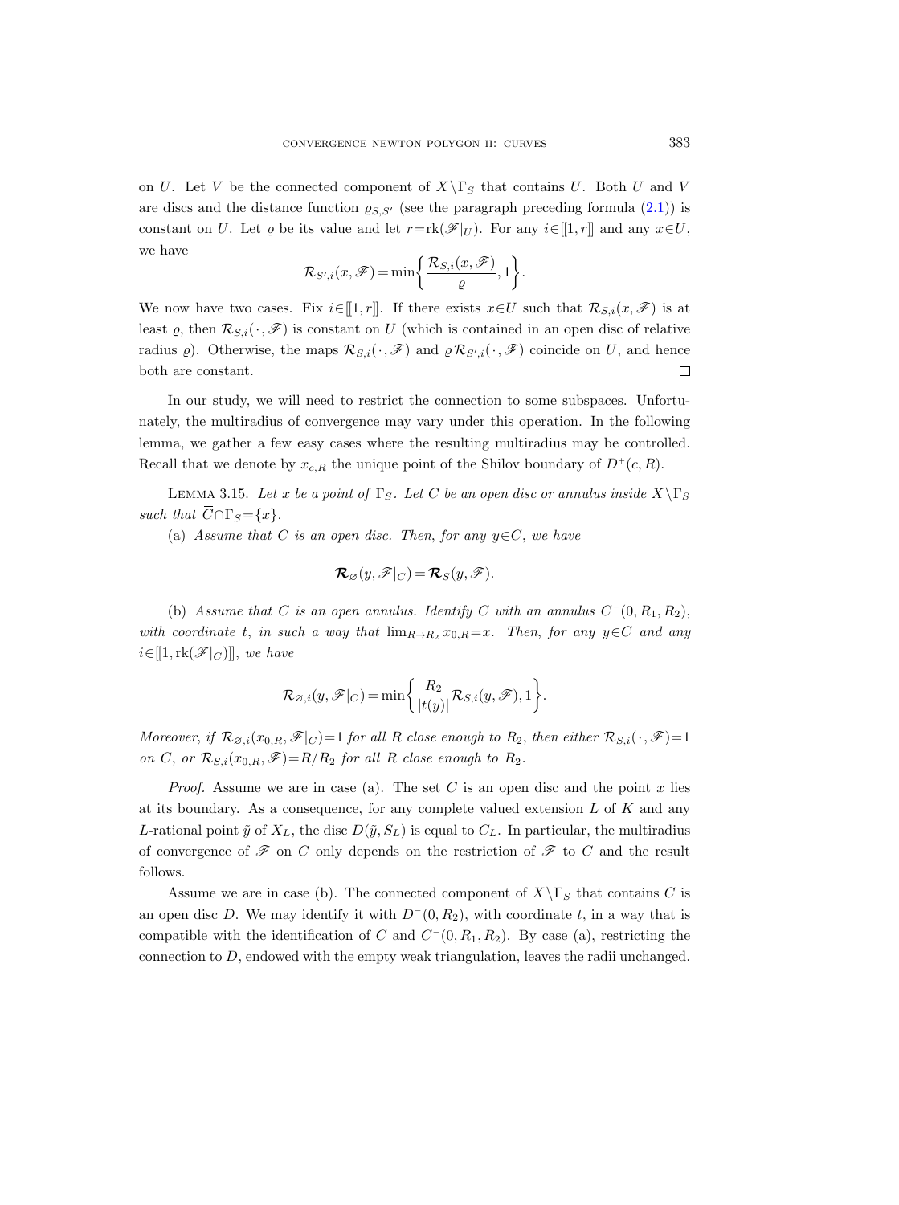on $U$. Let $V$ be the connected component of $X \setminus \Gamma_S$ that contains $U$. Both $U$ and $V$ are discs and the distance function $\varrho_{S,S'}$ (see the paragraph preceding formula (2.1)) is constant on $U$. Let $\varrho$ be its value and let $r = \mathrm{rk}(\mathscr{F}|_U)$. For any $i \in [\![1, r]\!]$ and any $x \in U$, we have

$$\mathcal{R}_{S',i}(x, \mathscr{F}) = \min\left\{ \frac{\mathcal{R}_{S,i}(x, \mathscr{F})}{\varrho}, 1 \right\}.$$

We now have two cases. Fix $i \in [\![1, r]\!]$. If there exists $x \in U$ such that $\mathcal{R}_{S,i}(x, \mathscr{F})$ is at least $\varrho$, then $\mathcal{R}_{S,i}(\cdot, \mathscr{F})$ is constant on $U$ (which is contained in an open disc of relative radius $\varrho$). Otherwise, the maps $\mathcal{R}_{S,i}(\cdot, \mathscr{F})$ and $\varrho \mathcal{R}_{S',i}(\cdot, \mathscr{F})$ coincide on $U$, and hence both are constant. □

In our study, we will need to restrict the connection to some subspaces. Unfortunately, the multiradius of convergence may vary under this operation. In the following lemma, we gather a few easy cases where the resulting multiradius may be controlled. Recall that we denote by $x_{c,R}$ the unique point of the Shilov boundary of $D^+(c, R)$.

Lemma 3.15. *Let $x$ be a point of $\Gamma_S$. Let $C$ be an open disc or annulus inside $X \setminus \Gamma_S$ such that $\overline{C} \cap \Gamma_S = \{x\}$.*

(a) *Assume that $C$ is an open disc. Then, for any $y \in C$, we have*

$$\boldsymbol{\mathcal{R}}_{\varnothing}(y, \mathscr{F}|_C) = \boldsymbol{\mathcal{R}}_S(y, \mathscr{F}).$$

(b) *Assume that $C$ is an open annulus. Identify $C$ with an annulus $C^-(0, R_1, R_2)$, with coordinate $t$, in such a way that $\lim_{R \to R_2} x_{0,R} = x$. Then, for any $y \in C$ and any $i \in [\![1, \mathrm{rk}(\mathscr{F}|_C)]\!]$, we have*

$$\mathcal{R}_{\varnothing,i}(y, \mathscr{F}|_C) = \min\left\{ \frac{R_2}{|t(y)|} \mathcal{R}_{S,i}(y, \mathscr{F}), 1 \right\}.$$

*Moreover, if $\mathcal{R}_{\varnothing,i}(x_{0,R}, \mathscr{F}|_C) = 1$ for all $R$ close enough to $R_2$, then either $\mathcal{R}_{S,i}(\cdot, \mathscr{F}) = 1$ on $C$, or $\mathcal{R}_{S,i}(x_{0,R}, \mathscr{F}) = R/R_2$ for all $R$ close enough to $R_2$.*

*Proof.* Assume we are in case (a). The set $C$ is an open disc and the point $x$ lies at its boundary. As a consequence, for any complete valued extension $L$ of $K$ and any $L$-rational point $\tilde{y}$ of $X_L$, the disc $D(\tilde{y}, S_L)$ is equal to $C_L$. In particular, the multiradius of convergence of $\mathscr{F}$ on $C$ only depends on the restriction of $\mathscr{F}$ to $C$ and the result follows.

Assume we are in case (b). The connected component of $X \setminus \Gamma_S$ that contains $C$ is an open disc $D$. We may identify it with $D^-(0, R_2)$, with coordinate $t$, in a way that is compatible with the identification of $C$ and $C^-(0, R_1, R_2)$. By case (a), restricting the connection to $D$, endowed with the empty weak triangulation, leaves the radii unchanged.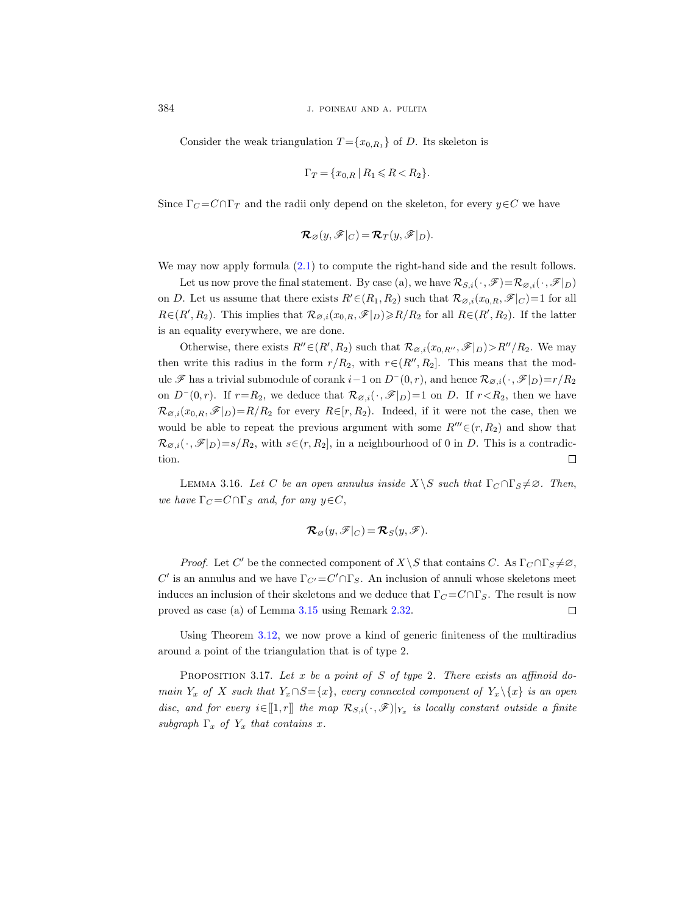Consider the weak triangulation $T=\{x_{0,R_1}\}$ of $D$. Its skeleton is

$$\Gamma_T = \{x_{0,R} \mid R_1 \leqslant R < R_2\}.$$

Since $\Gamma_C = C\cap\Gamma_T$ and the radii only depend on the skeleton, for every $y\in C$ we have

$$\boldsymbol{\mathcal{R}}_{\varnothing}(y,\mathscr{F}|_C) = \boldsymbol{\mathcal{R}}_T(y,\mathscr{F}|_D).$$

We may now apply formula (2.1) to compute the right-hand side and the result follows.

Let us now prove the final statement. By case (a), we have $\mathcal{R}_{S,i}(\cdot,\mathscr{F}) = \mathcal{R}_{\varnothing,i}(\cdot,\mathscr{F}|_D)$ on $D$. Let us assume that there exists $R'\in(R_1,R_2)$ such that $\mathcal{R}_{\varnothing,i}(x_{0,R},\mathscr{F}|_C)=1$ for all $R\in(R',R_2)$. This implies that $\mathcal{R}_{\varnothing,i}(x_{0,R},\mathscr{F}|_D)\geqslant R/R_2$ for all $R\in(R',R_2)$. If the latter is an equality everywhere, we are done.

Otherwise, there exists $R''\in(R',R_2)$ such that $\mathcal{R}_{\varnothing,i}(x_{0,R''},\mathscr{F}|_D)>R''/R_2$. We may then write this radius in the form $r/R_2$, with $r\in(R'',R_2]$. This means that the module $\mathscr{F}$ has a trivial submodule of corank $i-1$ on $D^-(0,r)$, and hence $\mathcal{R}_{\varnothing,i}(\cdot,\mathscr{F}|_D)=r/R_2$ on $D^-(0,r)$. If $r=R_2$, we deduce that $\mathcal{R}_{\varnothing,i}(\cdot,\mathscr{F}|_D)=1$ on $D$. If $r<R_2$, then we have $\mathcal{R}_{\varnothing,i}(x_{0,R},\mathscr{F}|_D)=R/R_2$ for every $R\in[r,R_2)$. Indeed, if it were not the case, then we would be able to repeat the previous argument with some $R'''\in(r,R_2)$ and show that $\mathcal{R}_{\varnothing,i}(\cdot,\mathscr{F}|_D)=s/R_2$, with $s\in(r,R_2]$, in a neighbourhood of 0 in $D$. This is a contradiction. $\square$

LEMMA 3.16. *Let $C$ be an open annulus inside $X\setminus S$ such that $\Gamma_C\cap\Gamma_S\neq\varnothing$. Then, we have $\Gamma_C=C\cap\Gamma_S$ and, for any $y\in C$,*

$$\boldsymbol{\mathcal{R}}_{\varnothing}(y,\mathscr{F}|_C) = \boldsymbol{\mathcal{R}}_S(y,\mathscr{F}).$$

*Proof.* Let $C'$ be the connected component of $X\setminus S$ that contains $C$. As $\Gamma_C\cap\Gamma_S\neq\varnothing$, $C'$ is an annulus and we have $\Gamma_{C'}=C'\cap\Gamma_S$. An inclusion of annuli whose skeletons meet induces an inclusion of their skeletons and we deduce that $\Gamma_C=C\cap\Gamma_S$. The result is now proved as case (a) of Lemma 3.15 using Remark 2.32. $\square$

Using Theorem 3.12, we now prove a kind of generic finiteness of the multiradius around a point of the triangulation that is of type 2.

PROPOSITION 3.17. *Let $x$ be a point of $S$ of type 2. There exists an affinoid domain $Y_x$ of $X$ such that $Y_x\cap S=\{x\}$, every connected component of $Y_x\setminus\{x\}$ is an open disc, and for every $i\in[\![1,r]\!]$ the map $\mathcal{R}_{S,i}(\cdot,\mathscr{F})|_{Y_x}$ is locally constant outside a finite subgraph $\Gamma_x$ of $Y_x$ that contains $x$.*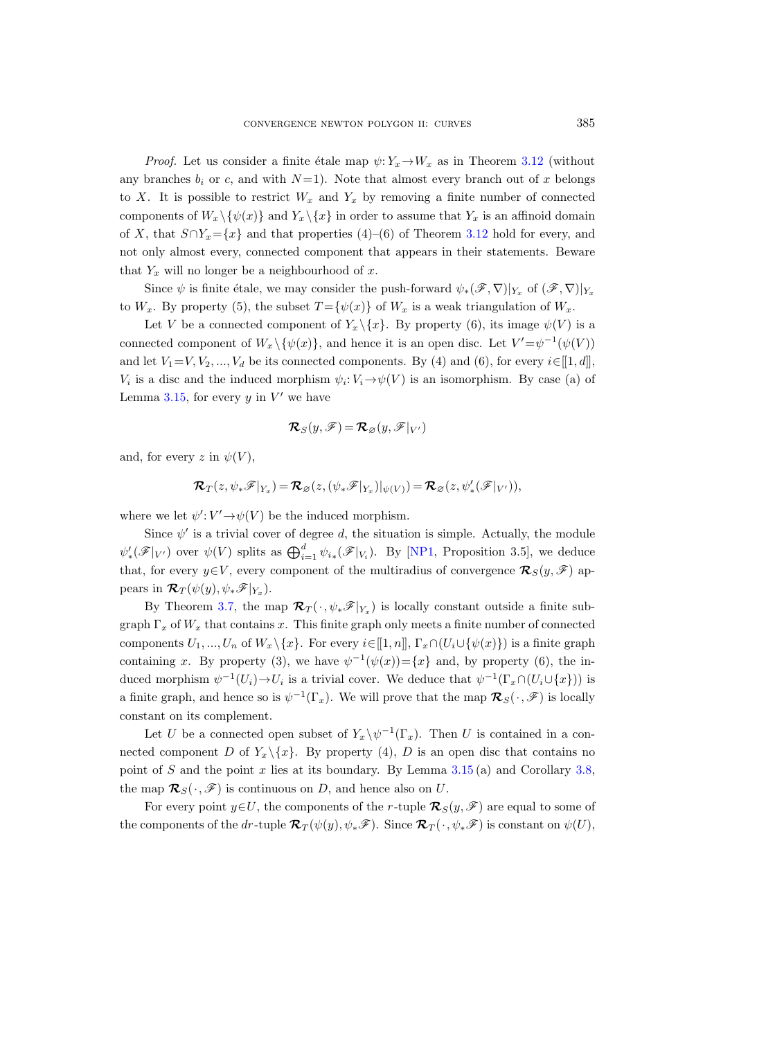*Proof.* Let us consider a finite étale map $\psi: Y_x \to W_x$ as in Theorem 3.12 (without any branches $b_i$ or $c$, and with $N=1$). Note that almost every branch out of $x$ belongs to $X$. It is possible to restrict $W_x$ and $Y_x$ by removing a finite number of connected components of $W_x \setminus \{\psi(x)\}$ and $Y_x \setminus \{x\}$ in order to assume that $Y_x$ is an affinoid domain of $X$, that $S \cap Y_x = \{x\}$ and that properties (4)–(6) of Theorem 3.12 hold for every, and not only almost every, connected component that appears in their statements. Beware that $Y_x$ will no longer be a neighbourhood of $x$.

Since $\psi$ is finite étale, we may consider the push-forward $\psi_*(\mathscr{F}, \nabla)|_{Y_x}$ of $(\mathscr{F}, \nabla)|_{Y_x}$ to $W_x$. By property (5), the subset $T = \{\psi(x)\}$ of $W_x$ is a weak triangulation of $W_x$.

Let $V$ be a connected component of $Y_x \setminus \{x\}$. By property (6), its image $\psi(V)$ is a connected component of $W_x \setminus \{\psi(x)\}$, and hence it is an open disc. Let $V' = \psi^{-1}(\psi(V))$ and let $V_1 = V, V_2, ..., V_d$ be its connected components. By (4) and (6), for every $i \in [\![1, d]\!]$, $V_i$ is a disc and the induced morphism $\psi_i: V_i \to \psi(V)$ is an isomorphism. By case (a) of Lemma 3.15, for every $y$ in $V'$ we have

$$\boldsymbol{\mathcal{R}}_S(y, \mathscr{F}) = \boldsymbol{\mathcal{R}}_\varnothing(y, \mathscr{F}|_{V'})$$

and, for every $z$ in $\psi(V)$,

$$\boldsymbol{\mathcal{R}}_T(z, \psi_* \mathscr{F}|_{Y_x}) = \boldsymbol{\mathcal{R}}_\varnothing(z, (\psi_* \mathscr{F}|_{Y_x})|_{\psi(V)}) = \boldsymbol{\mathcal{R}}_\varnothing(z, \psi'_*(\mathscr{F}|_{V'})),$$

where we let $\psi': V' \to \psi(V)$ be the induced morphism.

Since $\psi'$ is a trivial cover of degree $d$, the situation is simple. Actually, the module $\psi'_*(\mathscr{F}|_{V'})$ over $\psi(V)$ splits as $\bigoplus_{i=1}^d \psi_{i*}(\mathscr{F}|_{V_i})$. By [NP1, Proposition 3.5], we deduce that, for every $y \in V$, every component of the multiradius of convergence $\boldsymbol{\mathcal{R}}_S(y, \mathscr{F})$ appears in $\boldsymbol{\mathcal{R}}_T(\psi(y), \psi_* \mathscr{F}|_{Y_x})$.

By Theorem 3.7, the map $\boldsymbol{\mathcal{R}}_T(\cdot, \psi_* \mathscr{F}|_{Y_x})$ is locally constant outside a finite subgraph $\Gamma_x$ of $W_x$ that contains $x$. This finite graph only meets a finite number of connected components $U_1, ..., U_n$ of $W_x \setminus \{x\}$. For every $i \in [\![1, n]\!]$, $\Gamma_x \cap (U_i \cup \{\psi(x)\})$ is a finite graph containing $x$. By property (3), we have $\psi^{-1}(\psi(x)) = \{x\}$ and, by property (6), the induced morphism $\psi^{-1}(U_i) \to U_i$ is a trivial cover. We deduce that $\psi^{-1}(\Gamma_x \cap (U_i \cup \{x\}))$ is a finite graph, and hence so is $\psi^{-1}(\Gamma_x)$. We will prove that the map $\boldsymbol{\mathcal{R}}_S(\cdot, \mathscr{F})$ is locally constant on its complement.

Let $U$ be a connected open subset of $Y_x \setminus \psi^{-1}(\Gamma_x)$. Then $U$ is contained in a connected component $D$ of $Y_x \setminus \{x\}$. By property (4), $D$ is an open disc that contains no point of $S$ and the point $x$ lies at its boundary. By Lemma 3.15 (a) and Corollary 3.8, the map $\boldsymbol{\mathcal{R}}_S(\cdot, \mathscr{F})$ is continuous on $D$, and hence also on $U$.

For every point $y \in U$, the components of the $r$-tuple $\boldsymbol{\mathcal{R}}_S(y, \mathscr{F})$ are equal to some of the components of the $dr$-tuple $\boldsymbol{\mathcal{R}}_T(\psi(y), \psi_* \mathscr{F})$. Since $\boldsymbol{\mathcal{R}}_T(\cdot, \psi_* \mathscr{F})$ is constant on $\psi(U)$,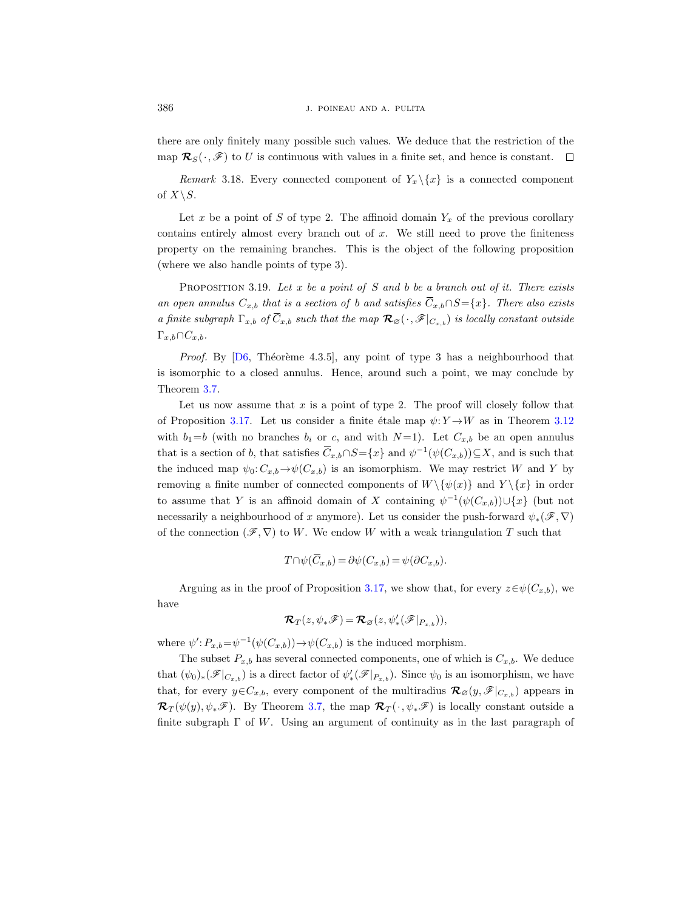there are only finitely many possible such values. We deduce that the restriction of the map $\boldsymbol{\mathcal{R}}_S(\cdot,\mathscr{F})$ to $U$ is continuous with values in a finite set, and hence is constant. $\square$

*Remark* 3.18. Every connected component of $Y_x\setminus\{x\}$ is a connected component of $X\setminus S$.

Let $x$ be a point of $S$ of type 2. The affinoid domain $Y_x$ of the previous corollary contains entirely almost every branch out of $x$. We still need to prove the finiteness property on the remaining branches. This is the object of the following proposition (where we also handle points of type 3).

PROPOSITION 3.19. *Let $x$ be a point of $S$ and $b$ be a branch out of it. There exists an open annulus $C_{x,b}$ that is a section of $b$ and satisfies $\overline{C}_{x,b}\cap S=\{x\}$. There also exists a finite subgraph $\Gamma_{x,b}$ of $\overline{C}_{x,b}$ such that the map $\boldsymbol{\mathcal{R}}_\varnothing(\cdot,\mathscr{F}|_{C_{x,b}})$ is locally constant outside $\Gamma_{x,b}\cap C_{x,b}$.*

*Proof.* By [D6, Théorème 4.3.5], any point of type 3 has a neighbourhood that is isomorphic to a closed annulus. Hence, around such a point, we may conclude by Theorem 3.7.

Let us now assume that $x$ is a point of type 2. The proof will closely follow that of Proposition 3.17. Let us consider a finite étale map $\psi: Y\to W$ as in Theorem 3.12 with $b_1=b$ (with no branches $b_i$ or $c$, and with $N=1$). Let $C_{x,b}$ be an open annulus that is a section of $b$, that satisfies $\overline{C}_{x,b}\cap S=\{x\}$ and $\psi^{-1}(\psi(C_{x,b}))\subseteq X$, and is such that the induced map $\psi_0: C_{x,b}\to\psi(C_{x,b})$ is an isomorphism. We may restrict $W$ and $Y$ by removing a finite number of connected components of $W\setminus\{\psi(x)\}$ and $Y\setminus\{x\}$ in order to assume that $Y$ is an affinoid domain of $X$ containing $\psi^{-1}(\psi(C_{x,b}))\cup\{x\}$ (but not necessarily a neighbourhood of $x$ anymore). Let us consider the push-forward $\psi_*(\mathscr{F},\nabla)$ of the connection $(\mathscr{F},\nabla)$ to $W$. We endow $W$ with a weak triangulation $T$ such that

$$T\cap\psi(\overline{C}_{x,b})=\partial\psi(C_{x,b})=\psi(\partial C_{x,b}).$$

Arguing as in the proof of Proposition 3.17, we show that, for every $z\in\psi(C_{x,b})$, we have

$$\boldsymbol{\mathcal{R}}_T(z,\psi_*\mathscr{F})=\boldsymbol{\mathcal{R}}_\varnothing(z,\psi'_*(\mathscr{F}|_{P_{x,b}})),$$

where $\psi': P_{x,b}=\psi^{-1}(\psi(C_{x,b}))\to\psi(C_{x,b})$ is the induced morphism.

The subset $P_{x,b}$ has several connected components, one of which is $C_{x,b}$. We deduce that $(\psi_0)_*(\mathscr{F}|_{C_{x,b}})$ is a direct factor of $\psi'_*(\mathscr{F}|_{P_{x,b}})$. Since $\psi_0$ is an isomorphism, we have that, for every $y\in C_{x,b}$, every component of the multiradius $\boldsymbol{\mathcal{R}}_\varnothing(y,\mathscr{F}|_{C_{x,b}})$ appears in $\boldsymbol{\mathcal{R}}_T(\psi(y),\psi_*\mathscr{F})$. By Theorem 3.7, the map $\boldsymbol{\mathcal{R}}_T(\cdot,\psi_*\mathscr{F})$ is locally constant outside a finite subgraph $\Gamma$ of $W$. Using an argument of continuity as in the last paragraph of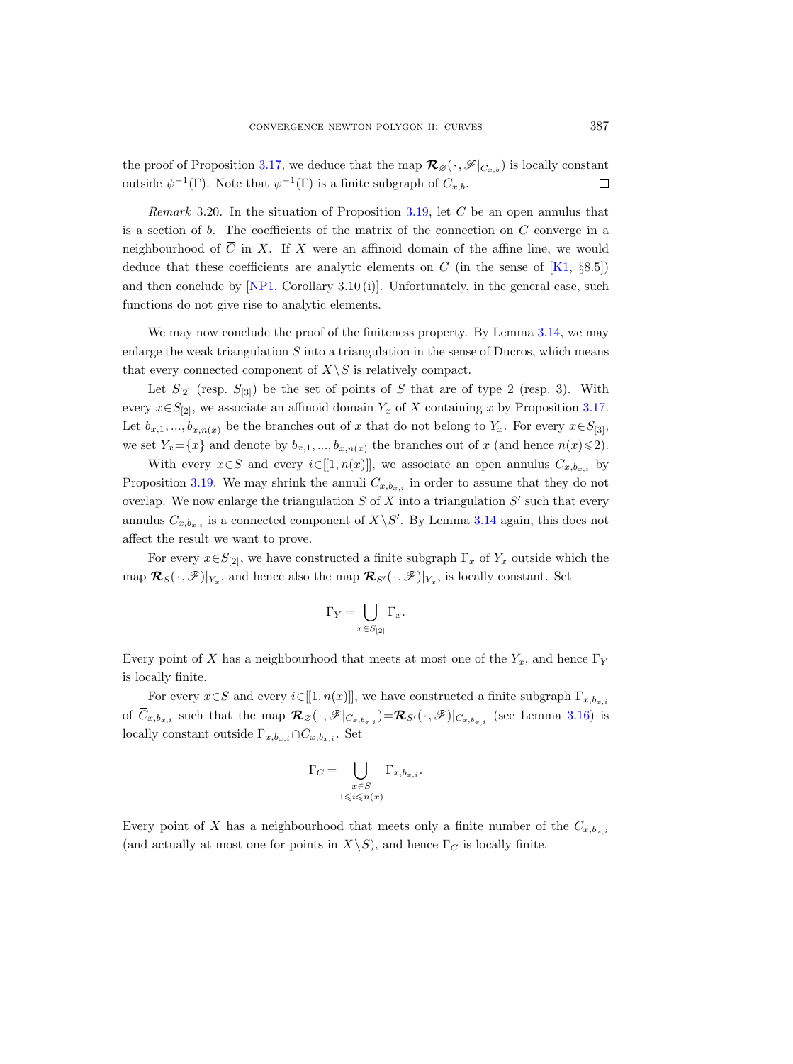the proof of Proposition 3.17, we deduce that the map $\boldsymbol{\mathcal{R}}_{\varnothing}(\cdot, \mathscr{F}|_{C_{x,b}})$ is locally constant outside $\psi^{-1}(\Gamma)$. Note that $\psi^{-1}(\Gamma)$ is a finite subgraph of $\overline{C}_{x,b}$. $\square$

*Remark* 3.20. In the situation of Proposition 3.19, let $C$ be an open annulus that is a section of $b$. The coefficients of the matrix of the connection on $C$ converge in a neighbourhood of $\overline{C}$ in $X$. If $X$ were an affinoid domain of the affine line, we would deduce that these coefficients are analytic elements on $C$ (in the sense of [K1, §8.5]) and then conclude by [NP1, Corollary 3.10 (i)]. Unfortunately, in the general case, such functions do not give rise to analytic elements.

We may now conclude the proof of the finiteness property. By Lemma 3.14, we may enlarge the weak triangulation $S$ into a triangulation in the sense of Ducros, which means that every connected component of $X\setminus S$ is relatively compact.

Let $S_{[2]}$ (resp. $S_{[3]}$) be the set of points of $S$ that are of type 2 (resp. 3). With every $x\in S_{[2]}$, we associate an affinoid domain $Y_x$ of $X$ containing $x$ by Proposition 3.17. Let $b_{x,1}, ..., b_{x,n(x)}$ be the branches out of $x$ that do not belong to $Y_x$. For every $x\in S_{[3]}$, we set $Y_x=\{x\}$ and denote by $b_{x,1}, ..., b_{x,n(x)}$ the branches out of $x$ (and hence $n(x)\leqslant 2$).

With every $x\in S$ and every $i\in[[1, n(x)]]$, we associate an open annulus $C_{x,b_{x,i}}$ by Proposition 3.19. We may shrink the annuli $C_{x,b_{x,i}}$ in order to assume that they do not overlap. We now enlarge the triangulation $S$ of $X$ into a triangulation $S'$ such that every annulus $C_{x,b_{x,i}}$ is a connected component of $X\setminus S'$. By Lemma 3.14 again, this does not affect the result we want to prove.

For every $x\in S_{[2]}$, we have constructed a finite subgraph $\Gamma_x$ of $Y_x$ outside which the map $\boldsymbol{\mathcal{R}}_S(\cdot, \mathscr{F})|_{Y_x}$, and hence also the map $\boldsymbol{\mathcal{R}}_{S'}(\cdot, \mathscr{F})|_{Y_x}$, is locally constant. Set

$$\Gamma_Y = \bigcup_{x\in S_{[2]}} \Gamma_x.$$

Every point of $X$ has a neighbourhood that meets at most one of the $Y_x$, and hence $\Gamma_Y$ is locally finite.

For every $x\in S$ and every $i\in[[1, n(x)]]$, we have constructed a finite subgraph $\Gamma_{x,b_{x,i}}$ of $\overline{C}_{x,b_{x,i}}$ such that the map $\boldsymbol{\mathcal{R}}_{\varnothing}(\cdot, \mathscr{F}|_{C_{x,b_{x,i}}})=\boldsymbol{\mathcal{R}}_{S'}(\cdot, \mathscr{F})|_{C_{x,b_{x,i}}}$ (see Lemma 3.16) is locally constant outside $\Gamma_{x,b_{x,i}}\cap C_{x,b_{x,i}}$. Set

$$\Gamma_C = \bigcup_{\substack{x\in S \\ 1\leqslant i\leqslant n(x)}} \Gamma_{x,b_{x,i}}.$$

Every point of $X$ has a neighbourhood that meets only a finite number of the $C_{x,b_{x,i}}$ (and actually at most one for points in $X\setminus S$), and hence $\Gamma_C$ is locally finite.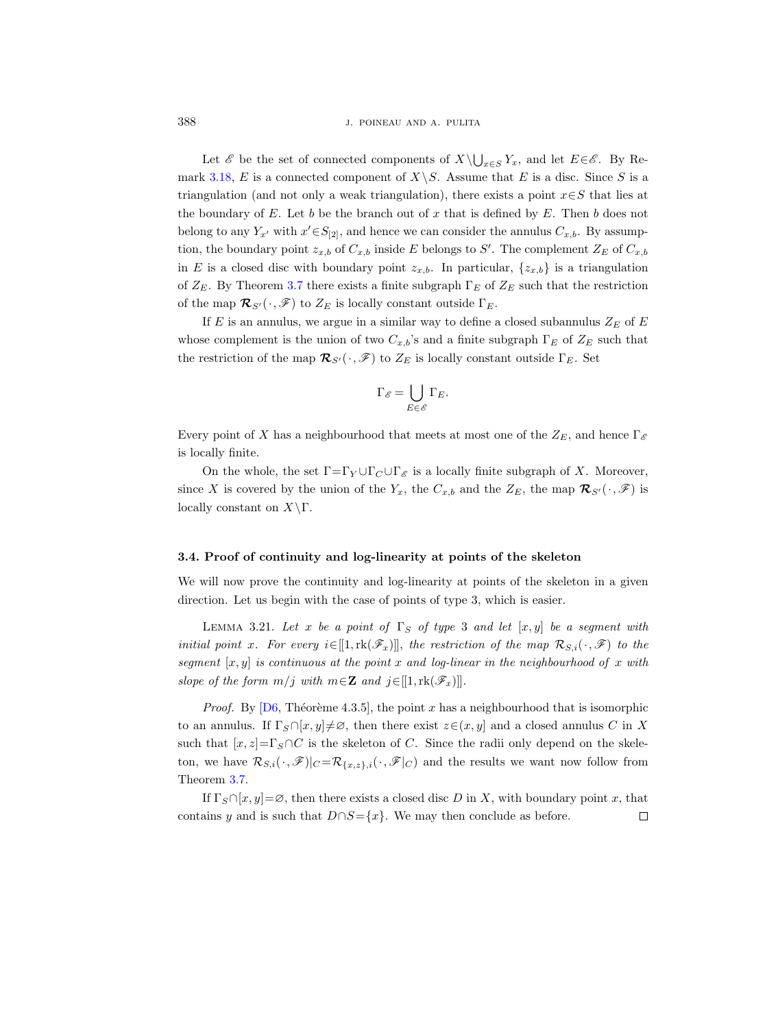Let $\mathscr{E}$ be the set of connected components of $X\setminus\bigcup_{x\in S} Y_x$, and let $E\in\mathscr{E}$. By Remark 3.18, $E$ is a connected component of $X\setminus S$. Assume that $E$ is a disc. Since $S$ is a triangulation (and not only a weak triangulation), there exists a point $x\in S$ that lies at the boundary of $E$. Let $b$ be the branch out of $x$ that is defined by $E$. Then $b$ does not belong to any $Y_{x'}$ with $x'\in S_{[2]}$, and hence we can consider the annulus $C_{x,b}$. By assumption, the boundary point $z_{x,b}$ of $C_{x,b}$ inside $E$ belongs to $S'$. The complement $Z_E$ of $C_{x,b}$ in $E$ is a closed disc with boundary point $z_{x,b}$. In particular, $\{z_{x,b}\}$ is a triangulation of $Z_E$. By Theorem 3.7 there exists a finite subgraph $\Gamma_E$ of $Z_E$ such that the restriction of the map $\boldsymbol{\mathcal{R}}_{S'}(\cdot,\mathscr{F})$ to $Z_E$ is locally constant outside $\Gamma_E$.

If $E$ is an annulus, we argue in a similar way to define a closed subannulus $Z_E$ of $E$ whose complement is the union of two $C_{x,b}$'s and a finite subgraph $\Gamma_E$ of $Z_E$ such that the restriction of the map $\boldsymbol{\mathcal{R}}_{S'}(\cdot,\mathscr{F})$ to $Z_E$ is locally constant outside $\Gamma_E$. Set

$$\Gamma_{\mathscr{E}}=\bigcup_{E\in\mathscr{E}}\Gamma_E.$$

Every point of $X$ has a neighbourhood that meets at most one of the $Z_E$, and hence $\Gamma_{\mathscr{E}}$ is locally finite.

On the whole, the set $\Gamma=\Gamma_Y\cup\Gamma_C\cup\Gamma_{\mathscr{E}}$ is a locally finite subgraph of $X$. Moreover, since $X$ is covered by the union of the $Y_x$, the $C_{x,b}$ and the $Z_E$, the map $\boldsymbol{\mathcal{R}}_{S'}(\cdot,\mathscr{F})$ is locally constant on $X\setminus\Gamma$.

### 3.4. Proof of continuity and log-linearity at points of the skeleton

We will now prove the continuity and log-linearity at points of the skeleton in a given direction. Let us begin with the case of points of type 3, which is easier.

Lemma 3.21. *Let $x$ be a point of $\Gamma_S$ of type 3 and let $[x,y]$ be a segment with initial point $x$. For every $i\in[[1,\mathrm{rk}(\mathscr{F}_x)]]$, the restriction of the map $\mathcal{R}_{S,i}(\cdot,\mathscr{F})$ to the segment $[x,y]$ is continuous at the point $x$ and log-linear in the neighbourhood of $x$ with slope of the form $m/j$ with $m\in\mathbf{Z}$ and $j\in[[1,\mathrm{rk}(\mathscr{F}_x)]]$.*

*Proof.* By [D6, Théorème 4.3.5], the point $x$ has a neighbourhood that is isomorphic to an annulus. If $\Gamma_S\cap[x,y]\neq\varnothing$, then there exist $z\in(x,y]$ and a closed annulus $C$ in $X$ such that $[x,z]=\Gamma_S\cap C$ is the skeleton of $C$. Since the radii only depend on the skeleton, we have $\mathcal{R}_{S,i}(\cdot,\mathscr{F})|_C=\mathcal{R}_{\{x,z\},i}(\cdot,\mathscr{F}|_C)$ and the results we want now follow from Theorem 3.7.

If $\Gamma_S\cap[x,y]=\varnothing$, then there exists a closed disc $D$ in $X$, with boundary point $x$, that contains $y$ and is such that $D\cap S=\{x\}$. We may then conclude as before. □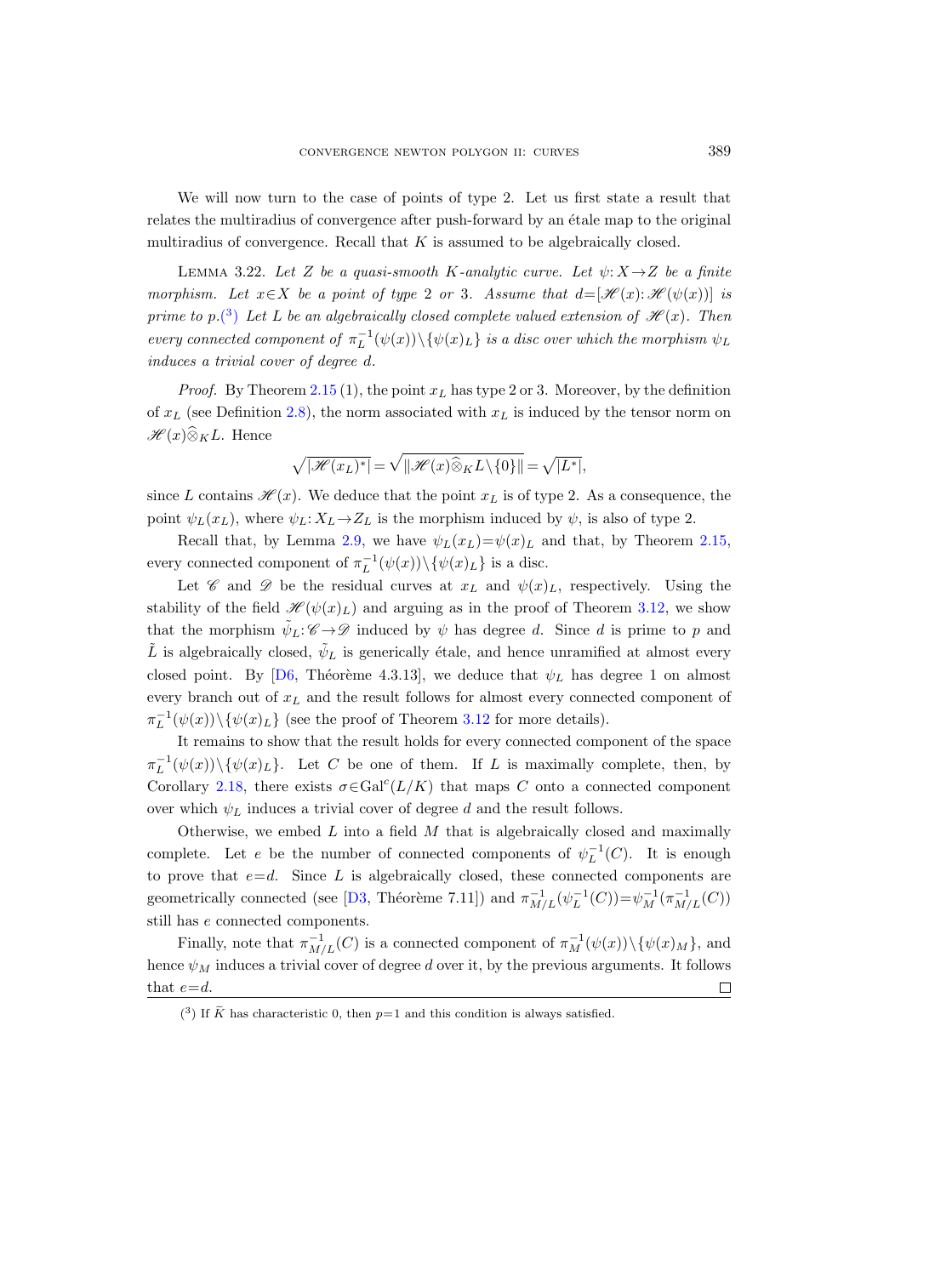We will now turn to the case of points of type 2. Let us first state a result that relates the multiradius of convergence after push-forward by an étale map to the original multiradius of convergence. Recall that $K$ is assumed to be algebraically closed.

Lemma 3.22. *Let $Z$ be a quasi-smooth $K$-analytic curve. Let $\psi: X \to Z$ be a finite morphism. Let $x \in X$ be a point of type 2 or 3. Assume that $d = [\mathscr{H}(x) : \mathscr{H}(\psi(x))]$ is prime to $p$.*(3) *Let $L$ be an algebraically closed complete valued extension of $\mathscr{H}(x)$. Then every connected component of $\pi_L^{-1}(\psi(x)) \setminus \{\psi(x)_L\}$ is a disc over which the morphism $\psi_L$ induces a trivial cover of degree $d$.*

*Proof.* By Theorem 2.15 (1), the point $x_L$ has type 2 or 3. Moreover, by the definition of $x_L$ (see Definition 2.8), the norm associated with $x_L$ is induced by the tensor norm on $\mathscr{H}(x) \widehat{\otimes}_K L$. Hence

$$\sqrt{|\mathscr{H}(x_L)^*|} = \sqrt{\|\mathscr{H}(x) \widehat{\otimes}_K L \setminus \{0\}\|} = \sqrt{|L^*|},$$

since $L$ contains $\mathscr{H}(x)$. We deduce that the point $x_L$ is of type 2. As a consequence, the point $\psi_L(x_L)$, where $\psi_L: X_L \to Z_L$ is the morphism induced by $\psi$, is also of type 2.

Recall that, by Lemma 2.9, we have $\psi_L(x_L) = \psi(x)_L$ and that, by Theorem 2.15, every connected component of $\pi_L^{-1}(\psi(x)) \setminus \{\psi(x)_L\}$ is a disc.

Let $\mathscr{C}$ and $\mathscr{D}$ be the residual curves at $x_L$ and $\psi(x)_L$, respectively. Using the stability of the field $\mathscr{H}(\psi(x)_L)$ and arguing as in the proof of Theorem 3.12, we show that the morphism $\tilde{\psi}_L: \mathscr{C} \to \mathscr{D}$ induced by $\psi$ has degree $d$. Since $d$ is prime to $p$ and $\tilde{L}$ is algebraically closed, $\tilde{\psi}_L$ is generically étale, and hence unramified at almost every closed point. By [D6, Théorème 4.3.13], we deduce that $\psi_L$ has degree 1 on almost every branch out of $x_L$ and the result follows for almost every connected component of $\pi_L^{-1}(\psi(x)) \setminus \{\psi(x)_L\}$ (see the proof of Theorem 3.12 for more details).

It remains to show that the result holds for every connected component of the space $\pi_L^{-1}(\psi(x)) \setminus \{\psi(x)_L\}$. Let $C$ be one of them. If $L$ is maximally complete, then, by Corollary 2.18, there exists $\sigma \in \mathrm{Gal}^c(L/K)$ that maps $C$ onto a connected component over which $\psi_L$ induces a trivial cover of degree $d$ and the result follows.

Otherwise, we embed $L$ into a field $M$ that is algebraically closed and maximally complete. Let $e$ be the number of connected components of $\psi_L^{-1}(C)$. It is enough to prove that $e = d$. Since $L$ is algebraically closed, these connected components are geometrically connected (see [D3, Théorème 7.11]) and $\pi_{M/L}^{-1}(\psi_L^{-1}(C)) = \psi_M^{-1}(\pi_{M/L}^{-1}(C))$ still has $e$ connected components.

Finally, note that $\pi_{M/L}^{-1}(C)$ is a connected component of $\pi_M^{-1}(\psi(x)) \setminus \{\psi(x)_M\}$, and hence $\psi_M$ induces a trivial cover of degree $d$ over it, by the previous arguments. It follows that $e = d$. $\square$

(3) If $\tilde{K}$ has characteristic 0, then $p = 1$ and this condition is always satisfied.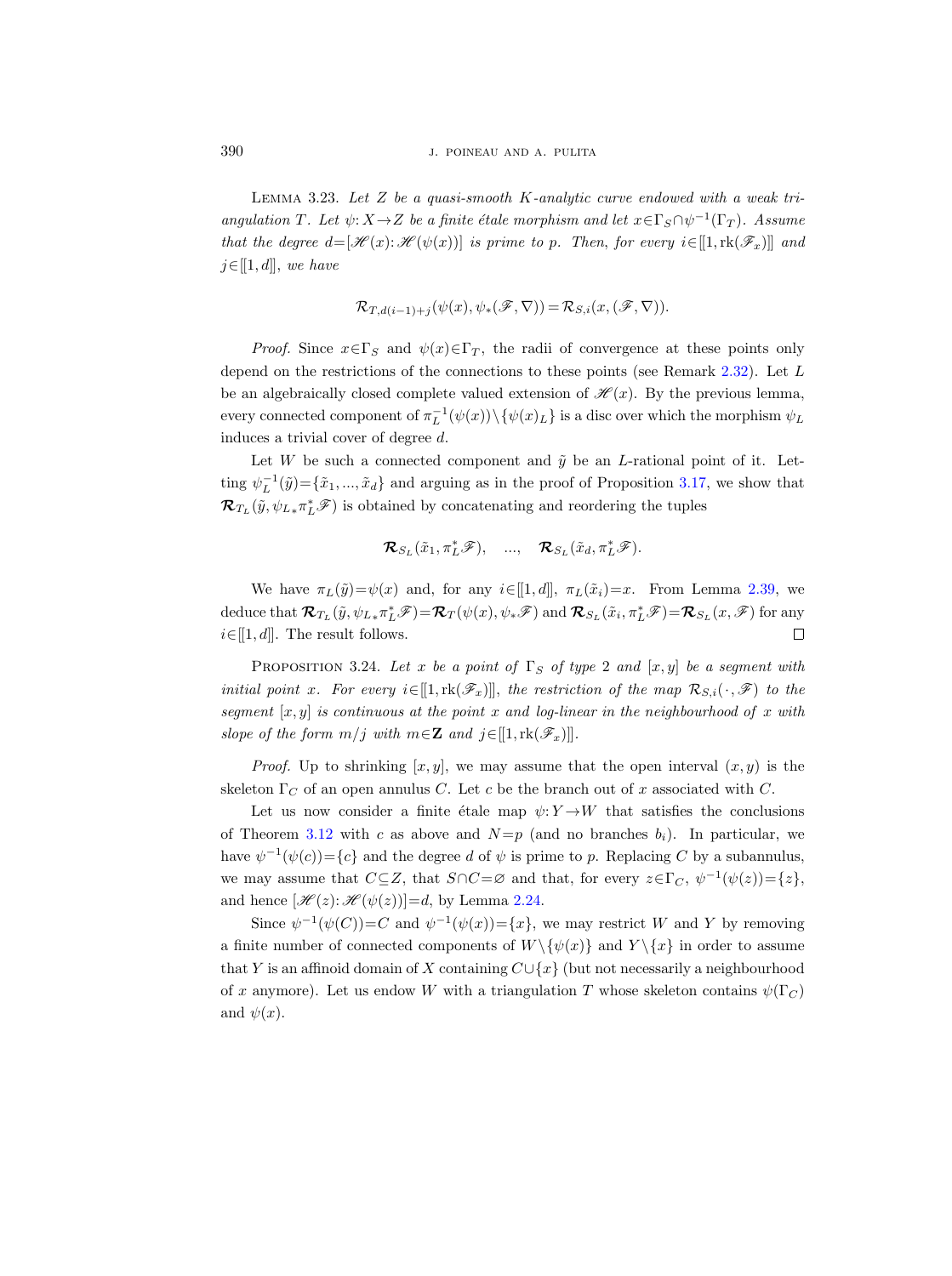**Lemma 3.23.** *Let $Z$ be a quasi-smooth $K$-analytic curve endowed with a weak triangulation $T$. Let $\psi: X \to Z$ be a finite étale morphism and let $x \in \Gamma_S \cap \psi^{-1}(\Gamma_T)$. Assume that the degree $d = [\mathscr{H}(x) : \mathscr{H}(\psi(x))]$ is prime to $p$. Then, for every $i \in [\![1, \mathrm{rk}(\mathscr{F}_x)]\!]$ and $j \in [\![1, d]\!]$, we have*

$$\mathcal{R}_{T, d(i-1)+j}(\psi(x), \psi_*(\mathscr{F}, \nabla)) = \mathcal{R}_{S,i}(x, (\mathscr{F}, \nabla)).$$

*Proof.* Since $x \in \Gamma_S$ and $\psi(x) \in \Gamma_T$, the radii of convergence at these points only depend on the restrictions of the connections to these points (see Remark 2.32). Let $L$ be an algebraically closed complete valued extension of $\mathscr{H}(x)$. By the previous lemma, every connected component of $\pi_L^{-1}(\psi(x)) \setminus \{\psi(x)_L\}$ is a disc over which the morphism $\psi_L$ induces a trivial cover of degree $d$.

Let $W$ be such a connected component and $\tilde{y}$ be an $L$-rational point of it. Letting $\psi_L^{-1}(\tilde{y}) = \{\tilde{x}_1, ..., \tilde{x}_d\}$ and arguing as in the proof of Proposition 3.17, we show that $\boldsymbol{\mathcal{R}}_{T_L}(\tilde{y}, \psi_{L*}\pi_L^*\mathscr{F})$ is obtained by concatenating and reordering the tuples

$$\boldsymbol{\mathcal{R}}_{S_L}(\tilde{x}_1, \pi_L^*\mathscr{F}), \quad ..., \quad \boldsymbol{\mathcal{R}}_{S_L}(\tilde{x}_d, \pi_L^*\mathscr{F}).$$

We have $\pi_L(\tilde{y}) = \psi(x)$ and, for any $i \in [\![1, d]\!]$, $\pi_L(\tilde{x}_i) = x$. From Lemma 2.39, we deduce that $\boldsymbol{\mathcal{R}}_{T_L}(\tilde{y}, \psi_{L*}\pi_L^*\mathscr{F}) = \boldsymbol{\mathcal{R}}_T(\psi(x), \psi_*\mathscr{F})$ and $\boldsymbol{\mathcal{R}}_{S_L}(\tilde{x}_i, \pi_L^*\mathscr{F}) = \boldsymbol{\mathcal{R}}_{S_L}(x, \mathscr{F})$ for any $i \in [\![1, d]\!]$. The result follows. □

**Proposition 3.24.** *Let $x$ be a point of $\Gamma_S$ of type 2 and $[x, y]$ be a segment with initial point $x$. For every $i \in [\![1, \mathrm{rk}(\mathscr{F}_x)]\!]$, the restriction of the map $\mathcal{R}_{S,i}(\cdot, \mathscr{F})$ to the segment $[x, y]$ is continuous at the point $x$ and log-linear in the neighbourhood of $x$ with slope of the form $m/j$ with $m \in \mathbf{Z}$ and $j \in [\![1, \mathrm{rk}(\mathscr{F}_x)]\!]$.*

*Proof.* Up to shrinking $[x, y]$, we may assume that the open interval $(x, y)$ is the skeleton $\Gamma_C$ of an open annulus $C$. Let $c$ be the branch out of $x$ associated with $C$.

Let us now consider a finite étale map $\psi: Y \to W$ that satisfies the conclusions of Theorem 3.12 with $c$ as above and $N = p$ (and no branches $b_i$). In particular, we have $\psi^{-1}(\psi(c)) = \{c\}$ and the degree $d$ of $\psi$ is prime to $p$. Replacing $C$ by a subannulus, we may assume that $C \subseteq Z$, that $S \cap C = \varnothing$ and that, for every $z \in \Gamma_C$, $\psi^{-1}(\psi(z)) = \{z\}$, and hence $[\mathscr{H}(z) : \mathscr{H}(\psi(z))] = d$, by Lemma 2.24.

Since $\psi^{-1}(\psi(C)) = C$ and $\psi^{-1}(\psi(x)) = \{x\}$, we may restrict $W$ and $Y$ by removing a finite number of connected components of $W \setminus \{\psi(x)\}$ and $Y \setminus \{x\}$ in order to assume that $Y$ is an affinoid domain of $X$ containing $C \cup \{x\}$ (but not necessarily a neighbourhood of $x$ anymore). Let us endow $W$ with a triangulation $T$ whose skeleton contains $\psi(\Gamma_C)$ and $\psi(x)$.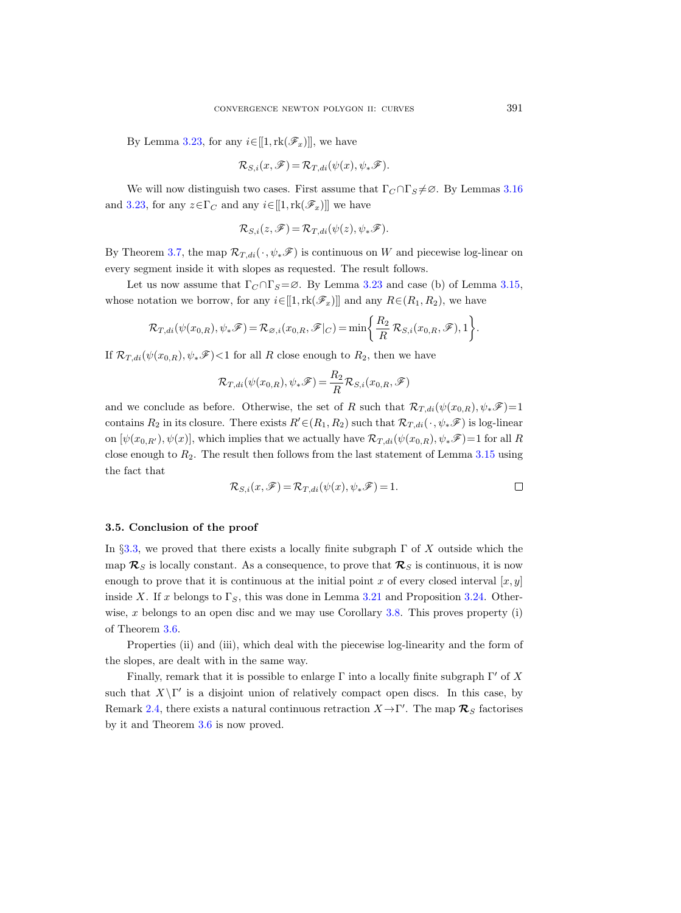By Lemma 3.23, for any $i\in[[1,\mathrm{rk}(\mathscr{F}_x)]]$, we have

$$\mathcal{R}_{S,i}(x,\mathscr{F})=\mathcal{R}_{T,di}(\psi(x),\psi_*\mathscr{F}).$$

We will now distinguish two cases. First assume that $\Gamma_C\cap\Gamma_S\neq\varnothing$. By Lemmas 3.16 and 3.23, for any $z\in\Gamma_C$ and any $i\in[[1,\mathrm{rk}(\mathscr{F}_x)]]$ we have

$$\mathcal{R}_{S,i}(z,\mathscr{F})=\mathcal{R}_{T,di}(\psi(z),\psi_*\mathscr{F}).$$

By Theorem 3.7, the map $\mathcal{R}_{T,di}(\cdot,\psi_*\mathscr{F})$ is continuous on $W$ and piecewise log-linear on every segment inside it with slopes as requested. The result follows.

Let us now assume that $\Gamma_C\cap\Gamma_S=\varnothing$. By Lemma 3.23 and case (b) of Lemma 3.15, whose notation we borrow, for any $i\in[[1,\mathrm{rk}(\mathscr{F}_x)]]$ and any $R\in(R_1,R_2)$, we have

$$\mathcal{R}_{T,di}(\psi(x_{0,R}),\psi_*\mathscr{F})=\mathcal{R}_{\varnothing,i}(x_{0,R},\mathscr{F}|_C)=\min\biggl\{\frac{R_2}{R}\,\mathcal{R}_{S,i}(x_{0,R},\mathscr{F}),1\biggr\}.$$

If $\mathcal{R}_{T,di}(\psi(x_{0,R}),\psi_*\mathscr{F})<1$ for all $R$ close enough to $R_2$, then we have

$$\mathcal{R}_{T,di}(\psi(x_{0,R}),\psi_*\mathscr{F})=\frac{R_2}{R}\mathcal{R}_{S,i}(x_{0,R},\mathscr{F})$$

and we conclude as before. Otherwise, the set of $R$ such that $\mathcal{R}_{T,di}(\psi(x_{0,R}),\psi_*\mathscr{F})=1$ contains $R_2$ in its closure. There exists $R'\in(R_1,R_2)$ such that $\mathcal{R}_{T,di}(\cdot,\psi_*\mathscr{F})$ is log-linear on $[\psi(x_{0,R'}),\psi(x)]$, which implies that we actually have $\mathcal{R}_{T,di}(\psi(x_{0,R}),\psi_*\mathscr{F})=1$ for all $R$ close enough to $R_2$. The result then follows from the last statement of Lemma 3.15 using the fact that

$$\mathcal{R}_{S,i}(x,\mathscr{F})=\mathcal{R}_{T,di}(\psi(x),\psi_*\mathscr{F})=1. \qquad\square$$

### 3.5. Conclusion of the proof

In §3.3, we proved that there exists a locally finite subgraph $\Gamma$ of $X$ outside which the map $\boldsymbol{\mathcal{R}}_S$ is locally constant. As a consequence, to prove that $\boldsymbol{\mathcal{R}}_S$ is continuous, it is now enough to prove that it is continuous at the initial point $x$ of every closed interval $[x,y]$ inside $X$. If $x$ belongs to $\Gamma_S$, this was done in Lemma 3.21 and Proposition 3.24. Otherwise, $x$ belongs to an open disc and we may use Corollary 3.8. This proves property (i) of Theorem 3.6.

Properties (ii) and (iii), which deal with the piecewise log-linearity and the form of the slopes, are dealt with in the same way.

Finally, remark that it is possible to enlarge $\Gamma$ into a locally finite subgraph $\Gamma'$ of $X$ such that $X\setminus\Gamma'$ is a disjoint union of relatively compact open discs. In this case, by Remark 2.4, there exists a natural continuous retraction $X\to\Gamma'$. The map $\boldsymbol{\mathcal{R}}_S$ factorises by it and Theorem 3.6 is now proved.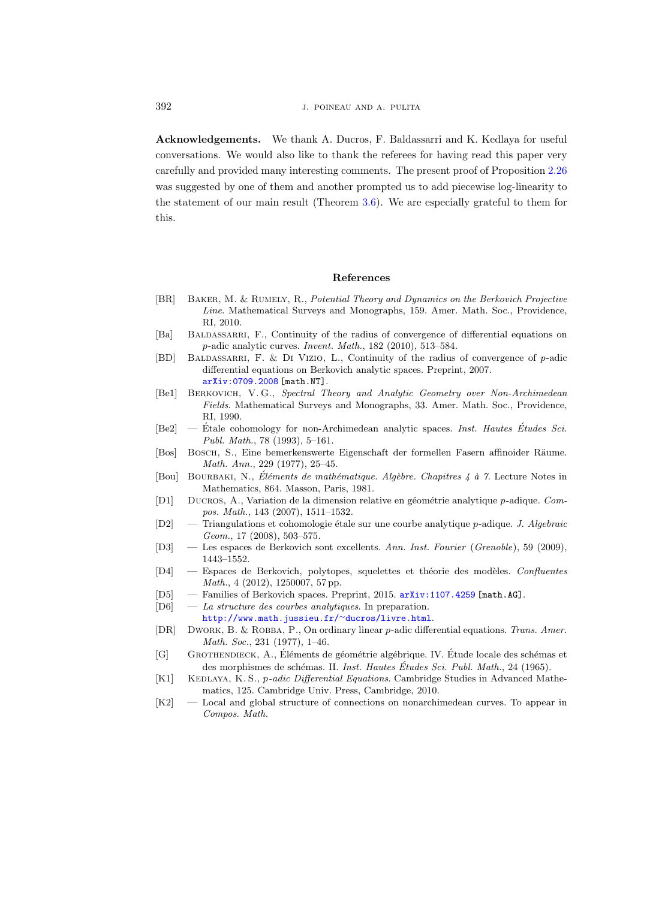**Acknowledgements.** We thank A. Ducros, F. Baldassarri and K. Kedlaya for useful conversations. We would also like to thank the referees for having read this paper very carefully and provided many interesting comments. The present proof of Proposition 2.26 was suggested by one of them and another prompted us to add piecewise log-linearity to the statement of our main result (Theorem 3.6). We are especially grateful to them for this.

## References

[BR] Baker, M. & Rumely, R., *Potential Theory and Dynamics on the Berkovich Projective Line*. Mathematical Surveys and Monographs, 159. Amer. Math. Soc., Providence, RI, 2010.

[Ba] Baldassarri, F., Continuity of the radius of convergence of differential equations on $p$-adic analytic curves. *Invent. Math.*, 182 (2010), 513–584.

[BD] Baldassarri, F. & Di Vizio, L., Continuity of the radius of convergence of $p$-adic differential equations on Berkovich analytic spaces. Preprint, 2007. arXiv:0709.2008 [math.NT].

[Be1] Berkovich, V. G., *Spectral Theory and Analytic Geometry over Non-Archimedean Fields*. Mathematical Surveys and Monographs, 33. Amer. Math. Soc., Providence, RI, 1990.

[Be2] — Étale cohomology for non-Archimedean analytic spaces. *Inst. Hautes Études Sci. Publ. Math.*, 78 (1993), 5–161.

[Bos] Bosch, S., Eine bemerkenswerte Eigenschaft der formellen Fasern affinoider Räume. *Math. Ann.*, 229 (1977), 25–45.

[Bou] Bourbaki, N., *Éléments de mathématique. Algèbre. Chapitres 4 à 7*. Lecture Notes in Mathematics, 864. Masson, Paris, 1981.

[D1] Ducros, A., Variation de la dimension relative en géométrie analytique $p$-adique. *Compos. Math.*, 143 (2007), 1511–1532.

[D2] — Triangulations et cohomologie étale sur une courbe analytique $p$-adique. *J. Algebraic Geom.*, 17 (2008), 503–575.

[D3] — Les espaces de Berkovich sont excellents. *Ann. Inst. Fourier* (*Grenoble*), 59 (2009), 1443–1552.

[D4] — Espaces de Berkovich, polytopes, squelettes et théorie des modèles. *Confluentes Math.*, 4 (2012), 1250007, 57 pp.

[D5] — Families of Berkovich spaces. Preprint, 2015. arXiv:1107.4259 [math.AG].

[D6] — *La structure des courbes analytiques*. In preparation. http://www.math.jussieu.fr/~ducros/livre.html.

[DR] Dwork, B. & Robba, P., On ordinary linear $p$-adic differential equations. *Trans. Amer. Math. Soc.*, 231 (1977), 1–46.

[G] Grothendieck, A., Éléments de géométrie algébrique. IV. Étude locale des schémas et des morphismes de schémas. II. *Inst. Hautes Études Sci. Publ. Math.*, 24 (1965).

[K1] Kedlaya, K. S., *p-adic Differential Equations*. Cambridge Studies in Advanced Mathematics, 125. Cambridge Univ. Press, Cambridge, 2010.

[K2] — Local and global structure of connections on nonarchimedean curves. To appear in *Compos. Math.*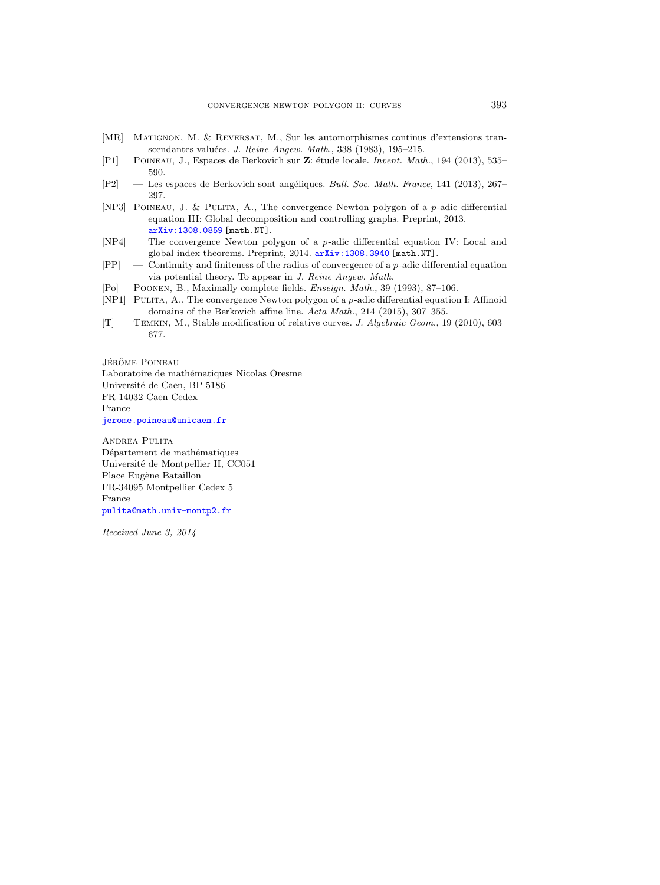[MR] Matignon, M. & Reversat, M., Sur les automorphismes continus d'extensions transcendantes valuées. *J. Reine Angew. Math.*, 338 (1983), 195–215.

[P1] Poineau, J., Espaces de Berkovich sur **Z**: étude locale. *Invent. Math.*, 194 (2013), 535–590.

[P2] — Les espaces de Berkovich sont angéliques. *Bull. Soc. Math. France*, 141 (2013), 267–297.

[NP3] Poineau, J. & Pulita, A., The convergence Newton polygon of a $p$-adic differential equation III: Global decomposition and controlling graphs. Preprint, 2013. arXiv:1308.0859 [math.NT].

[NP4] — The convergence Newton polygon of a $p$-adic differential equation IV: Local and global index theorems. Preprint, 2014. arXiv:1308.3940 [math.NT].

[PP] — Continuity and finiteness of the radius of convergence of a $p$-adic differential equation via potential theory. To appear in *J. Reine Angew. Math.*

[Po] Poonen, B., Maximally complete fields. *Enseign. Math.*, 39 (1993), 87–106.

[NP1] Pulita, A., The convergence Newton polygon of a $p$-adic differential equation I: Affinoid domains of the Berkovich affine line. *Acta Math.*, 214 (2015), 307–355.

[T] Temkin, M., Stable modification of relative curves. *J. Algebraic Geom.*, 19 (2010), 603–677.

Jérôme Poineau
Laboratoire de mathématiques Nicolas Oresme
Université de Caen, BP 5186
FR-14032 Caen Cedex
France
jerome.poineau@unicaen.fr

Andrea Pulita
Département de mathématiques
Université de Montpellier II, CC051
Place Eugène Bataillon
FR-34095 Montpellier Cedex 5
France
pulita@math.univ-montp2.fr

*Received June 3, 2014*